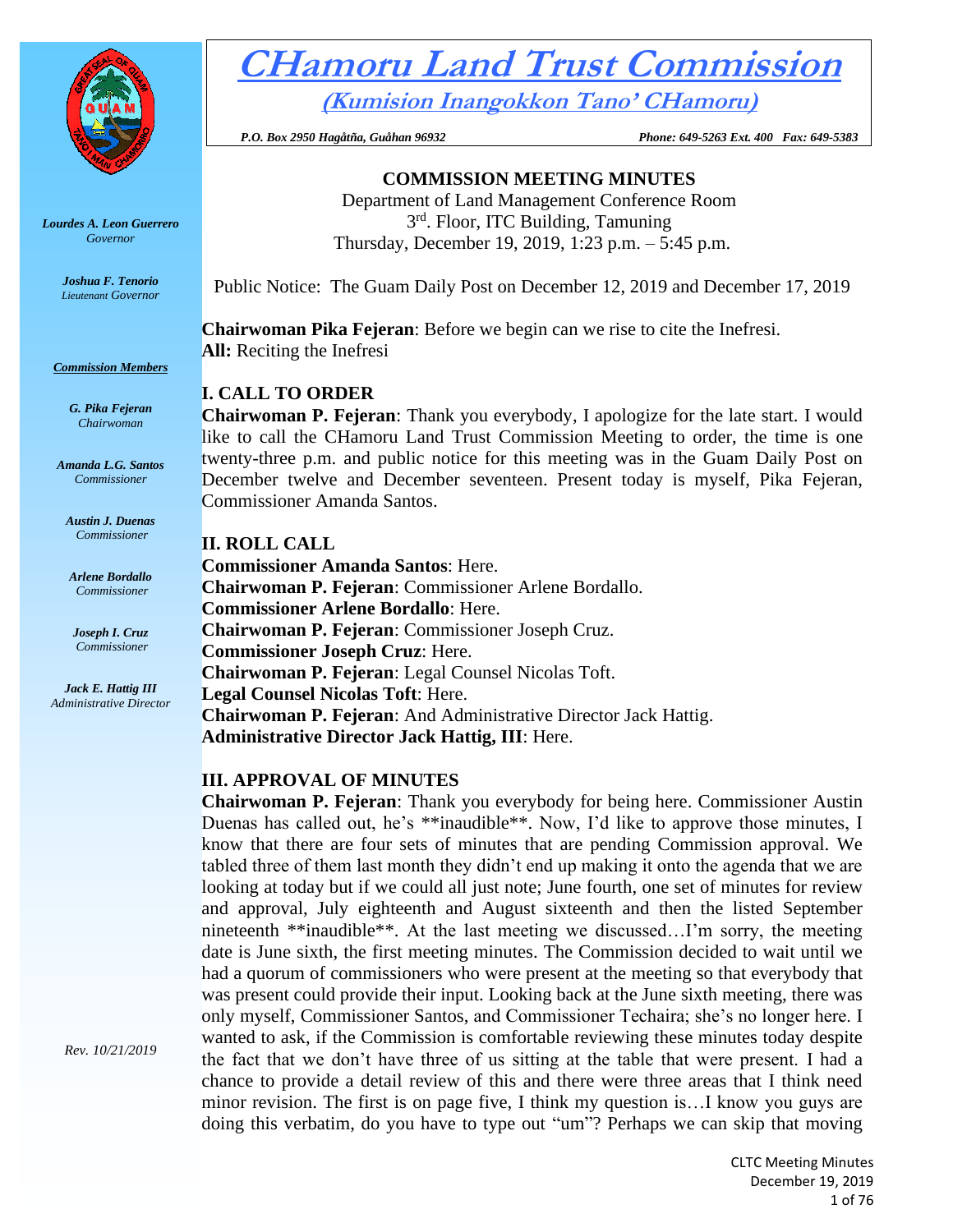# CHamoru Land Trust Commission

**(Kumision Inangokkon Tano' CHamoru)**

*P.O. Box 2950 Hagåtña, Guåhan 96932* *Phone: 649-5263 Ext. 400 Fax: 649-5383*

*Lourdes A. Leon Guerrero*
*Governor*

*Joshua F. Tenorio*
*Lieutenant Governor*

***Commission Members***

*G. Pika Fejeran*
*Chairwoman*

*Amanda L.G. Santos*
*Commissioner*

*Austin J. Duenas*
*Commissioner*

*Arlene Bordallo*
*Commissioner*

*Joseph I. Cruz*
*Commissioner*

*Jack E. Hattig III*
*Administrative Director*

*Rev. 10/21/2019*

**COMMISSION MEETING MINUTES**

Department of Land Management Conference Room
3rd. Floor, ITC Building, Tamuning
Thursday, December 19, 2019, 1:23 p.m. – 5:45 p.m.

Public Notice: The Guam Daily Post on December 12, 2019 and December 17, 2019

**Chairwoman Pika Fejeran**: Before we begin can we rise to cite the Inefresi.
**All:** Reciting the Inefresi

## I. CALL TO ORDER

**Chairwoman P. Fejeran**: Thank you everybody, I apologize for the late start. I would like to call the CHamoru Land Trust Commission Meeting to order, the time is one twenty-three p.m. and public notice for this meeting was in the Guam Daily Post on December twelve and December seventeen. Present today is myself, Pika Fejeran, Commissioner Amanda Santos.

## II. ROLL CALL

**Commissioner Amanda Santos**: Here.
**Chairwoman P. Fejeran**: Commissioner Arlene Bordallo.
**Commissioner Arlene Bordallo**: Here.
**Chairwoman P. Fejeran**: Commissioner Joseph Cruz.
**Commissioner Joseph Cruz**: Here.
**Chairwoman P. Fejeran**: Legal Counsel Nicolas Toft.
**Legal Counsel Nicolas Toft**: Here.
**Chairwoman P. Fejeran**: And Administrative Director Jack Hattig.
**Administrative Director Jack Hattig, III**: Here.

## III. APPROVAL OF MINUTES

**Chairwoman P. Fejeran**: Thank you everybody for being here. Commissioner Austin Duenas has called out, he's **inaudible**. Now, I'd like to approve those minutes, I know that there are four sets of minutes that are pending Commission approval. We tabled three of them last month they didn't end up making it onto the agenda that we are looking at today but if we could all just note; June fourth, one set of minutes for review and approval, July eighteenth and August sixteenth and then the listed September nineteenth **inaudible**. At the last meeting we discussed…I'm sorry, the meeting date is June sixth, the first meeting minutes. The Commission decided to wait until we had a quorum of commissioners who were present at the meeting so that everybody that was present could provide their input. Looking back at the June sixth meeting, there was only myself, Commissioner Santos, and Commissioner Techaira; she's no longer here. I wanted to ask, if the Commission is comfortable reviewing these minutes today despite the fact that we don't have three of us sitting at the table that were present. I had a chance to provide a detail review of this and there were three areas that I think need minor revision. The first is on page five, I think my question is…I know you guys are doing this verbatim, do you have to type out "um"? Perhaps we can skip that moving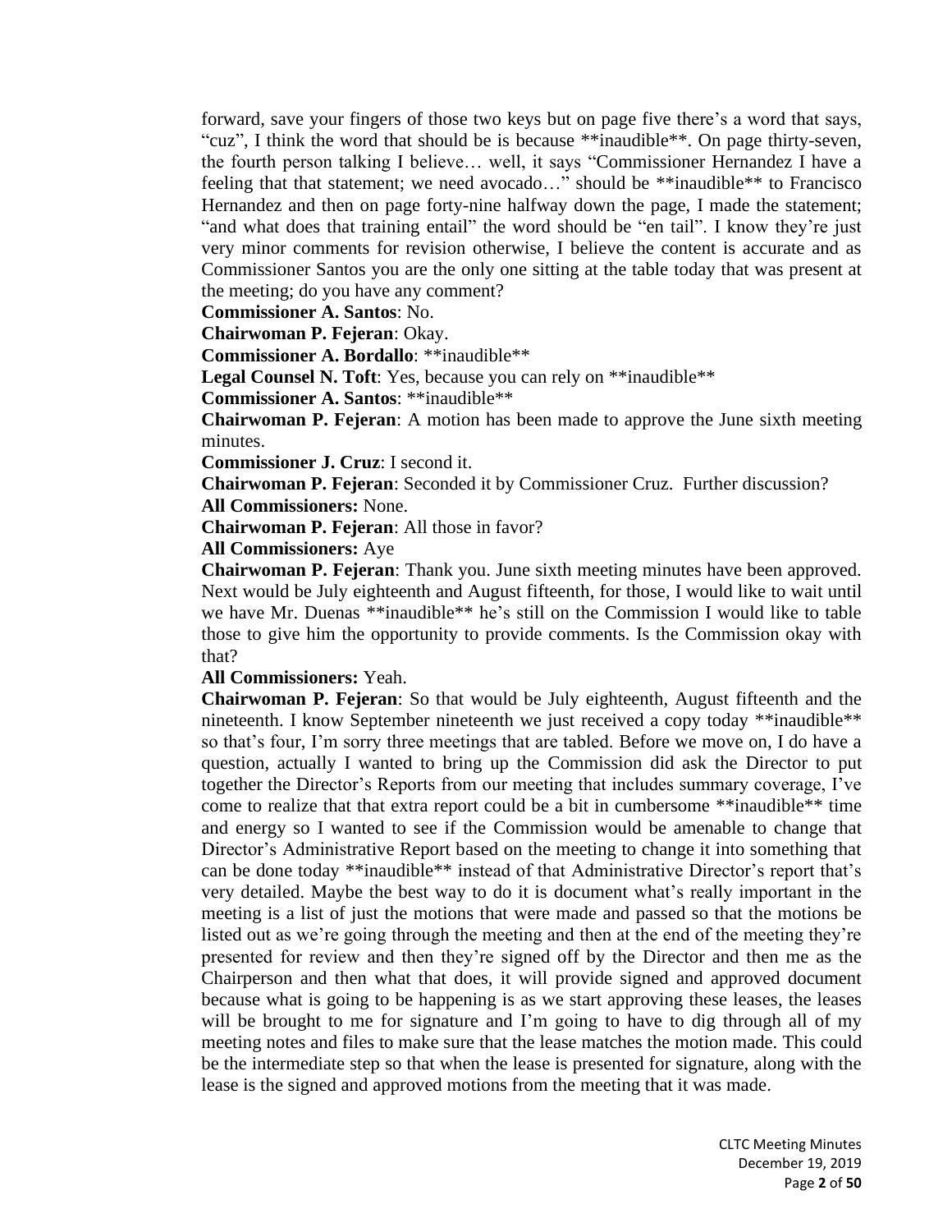forward, save your fingers of those two keys but on page five there's a word that says, "cuz", I think the word that should be is because **inaudible**. On page thirty-seven, the fourth person talking I believe… well, it says "Commissioner Hernandez I have a feeling that that statement; we need avocado…" should be **inaudible** to Francisco Hernandez and then on page forty-nine halfway down the page, I made the statement; "and what does that training entail" the word should be "en tail". I know they're just very minor comments for revision otherwise, I believe the content is accurate and as Commissioner Santos you are the only one sitting at the table today that was present at the meeting; do you have any comment?

**Commissioner A. Santos**: No.

**Chairwoman P. Fejeran**: Okay.

**Commissioner A. Bordallo**: **inaudible**

**Legal Counsel N. Toft**: Yes, because you can rely on **inaudible**

**Commissioner A. Santos**: **inaudible**

**Chairwoman P. Fejeran**: A motion has been made to approve the June sixth meeting minutes.

**Commissioner J. Cruz**: I second it.

**Chairwoman P. Fejeran**: Seconded it by Commissioner Cruz. Further discussion?

**All Commissioners:** None.

**Chairwoman P. Fejeran**: All those in favor?

**All Commissioners:** Aye

**Chairwoman P. Fejeran**: Thank you. June sixth meeting minutes have been approved. Next would be July eighteenth and August fifteenth, for those, I would like to wait until we have Mr. Duenas **inaudible** he's still on the Commission I would like to table those to give him the opportunity to provide comments. Is the Commission okay with that?

**All Commissioners:** Yeah.

**Chairwoman P. Fejeran**: So that would be July eighteenth, August fifteenth and the nineteenth. I know September nineteenth we just received a copy today **inaudible** so that's four, I'm sorry three meetings that are tabled. Before we move on, I do have a question, actually I wanted to bring up the Commission did ask the Director to put together the Director's Reports from our meeting that includes summary coverage, I've come to realize that that extra report could be a bit in cumbersome **inaudible** time and energy so I wanted to see if the Commission would be amenable to change that Director's Administrative Report based on the meeting to change it into something that can be done today **inaudible** instead of that Administrative Director's report that's very detailed. Maybe the best way to do it is document what's really important in the meeting is a list of just the motions that were made and passed so that the motions be listed out as we're going through the meeting and then at the end of the meeting they're presented for review and then they're signed off by the Director and then me as the Chairperson and then what that does, it will provide signed and approved document because what is going to be happening is as we start approving these leases, the leases will be brought to me for signature and I'm going to have to dig through all of my meeting notes and files to make sure that the lease matches the motion made. This could be the intermediate step so that when the lease is presented for signature, along with the lease is the signed and approved motions from the meeting that it was made.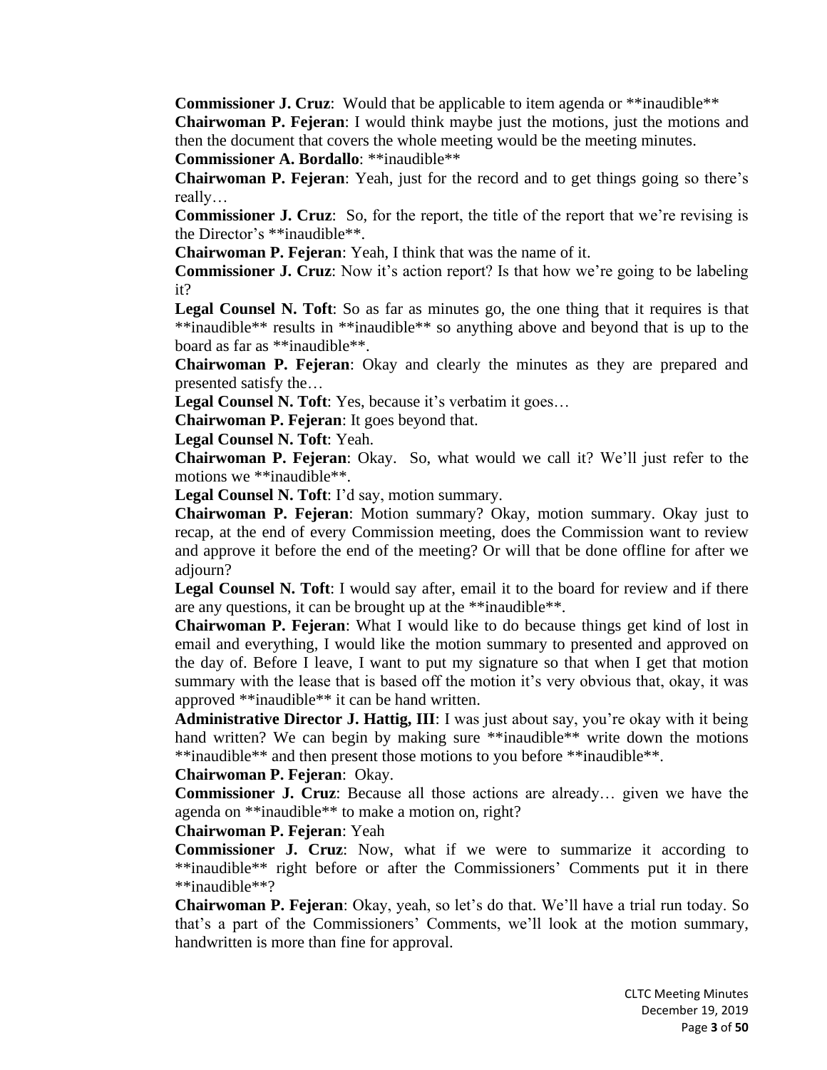**Commissioner J. Cruz**: Would that be applicable to item agenda or **inaudible**

**Chairwoman P. Fejeran**: I would think maybe just the motions, just the motions and then the document that covers the whole meeting would be the meeting minutes.

**Commissioner A. Bordallo**: **inaudible**

**Chairwoman P. Fejeran**: Yeah, just for the record and to get things going so there's really…

**Commissioner J. Cruz**: So, for the report, the title of the report that we're revising is the Director's **inaudible**.

**Chairwoman P. Fejeran**: Yeah, I think that was the name of it.

**Commissioner J. Cruz**: Now it's action report? Is that how we're going to be labeling it?

**Legal Counsel N. Toft**: So as far as minutes go, the one thing that it requires is that **inaudible** results in **inaudible** so anything above and beyond that is up to the board as far as **inaudible**.

**Chairwoman P. Fejeran**: Okay and clearly the minutes as they are prepared and presented satisfy the…

**Legal Counsel N. Toft**: Yes, because it's verbatim it goes…

**Chairwoman P. Fejeran**: It goes beyond that.

**Legal Counsel N. Toft**: Yeah.

**Chairwoman P. Fejeran**: Okay. So, what would we call it? We'll just refer to the motions we **inaudible**.

**Legal Counsel N. Toft**: I'd say, motion summary.

**Chairwoman P. Fejeran**: Motion summary? Okay, motion summary. Okay just to recap, at the end of every Commission meeting, does the Commission want to review and approve it before the end of the meeting? Or will that be done offline for after we adjourn?

**Legal Counsel N. Toft**: I would say after, email it to the board for review and if there are any questions, it can be brought up at the **inaudible**.

**Chairwoman P. Fejeran**: What I would like to do because things get kind of lost in email and everything, I would like the motion summary to presented and approved on the day of. Before I leave, I want to put my signature so that when I get that motion summary with the lease that is based off the motion it's very obvious that, okay, it was approved **inaudible** it can be hand written.

**Administrative Director J. Hattig, III**: I was just about say, you're okay with it being hand written? We can begin by making sure **inaudible** write down the motions **inaudible** and then present those motions to you before **inaudible**.

**Chairwoman P. Fejeran**: Okay.

**Commissioner J. Cruz**: Because all those actions are already… given we have the agenda on **inaudible** to make a motion on, right?

**Chairwoman P. Fejeran**: Yeah

**Commissioner J. Cruz**: Now, what if we were to summarize it according to **inaudible** right before or after the Commissioners' Comments put it in there **inaudible**?

**Chairwoman P. Fejeran**: Okay, yeah, so let's do that. We'll have a trial run today. So that's a part of the Commissioners' Comments, we'll look at the motion summary, handwritten is more than fine for approval.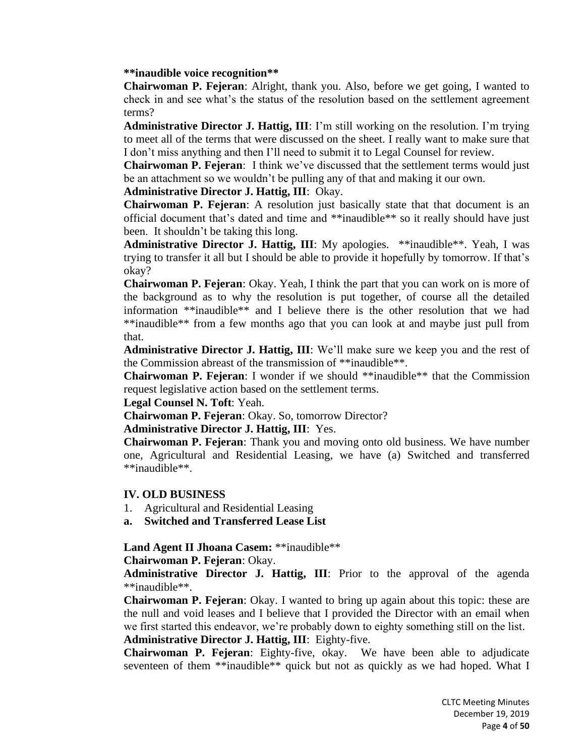**\*\*inaudible voice recognition\*\***

**Chairwoman P. Fejeran**: Alright, thank you. Also, before we get going, I wanted to check in and see what's the status of the resolution based on the settlement agreement terms?

**Administrative Director J. Hattig, III**: I'm still working on the resolution. I'm trying to meet all of the terms that were discussed on the sheet. I really want to make sure that I don't miss anything and then I'll need to submit it to Legal Counsel for review.

**Chairwoman P. Fejeran**: I think we've discussed that the settlement terms would just be an attachment so we wouldn't be pulling any of that and making it our own.

**Administrative Director J. Hattig, III**: Okay.

**Chairwoman P. Fejeran**: A resolution just basically state that that document is an official document that's dated and time and \*\*inaudible\*\* so it really should have just been. It shouldn't be taking this long.

**Administrative Director J. Hattig, III**: My apologies. \*\*inaudible\*\*. Yeah, I was trying to transfer it all but I should be able to provide it hopefully by tomorrow. If that's okay?

**Chairwoman P. Fejeran**: Okay. Yeah, I think the part that you can work on is more of the background as to why the resolution is put together, of course all the detailed information \*\*inaudible\*\* and I believe there is the other resolution that we had \*\*inaudible\*\* from a few months ago that you can look at and maybe just pull from that.

**Administrative Director J. Hattig, III**: We'll make sure we keep you and the rest of the Commission abreast of the transmission of \*\*inaudible\*\*.

**Chairwoman P. Fejeran**: I wonder if we should \*\*inaudible\*\* that the Commission request legislative action based on the settlement terms.

**Legal Counsel N. Toft**: Yeah.

**Chairwoman P. Fejeran**: Okay. So, tomorrow Director?

**Administrative Director J. Hattig, III**: Yes.

**Chairwoman P. Fejeran**: Thank you and moving onto old business. We have number one, Agricultural and Residential Leasing, we have (a) Switched and transferred \*\*inaudible\*\*.

## IV. OLD BUSINESS

1. Agricultural and Residential Leasing

**a. Switched and Transferred Lease List**

**Land Agent II Jhoana Casem:** \*\*inaudible\*\*

**Chairwoman P. Fejeran**: Okay.

**Administrative Director J. Hattig, III**: Prior to the approval of the agenda \*\*inaudible\*\*.

**Chairwoman P. Fejeran**: Okay. I wanted to bring up again about this topic: these are the null and void leases and I believe that I provided the Director with an email when we first started this endeavor, we're probably down to eighty something still on the list.

**Administrative Director J. Hattig, III**: Eighty-five.

**Chairwoman P. Fejeran**: Eighty-five, okay. We have been able to adjudicate seventeen of them \*\*inaudible\*\* quick but not as quickly as we had hoped. What I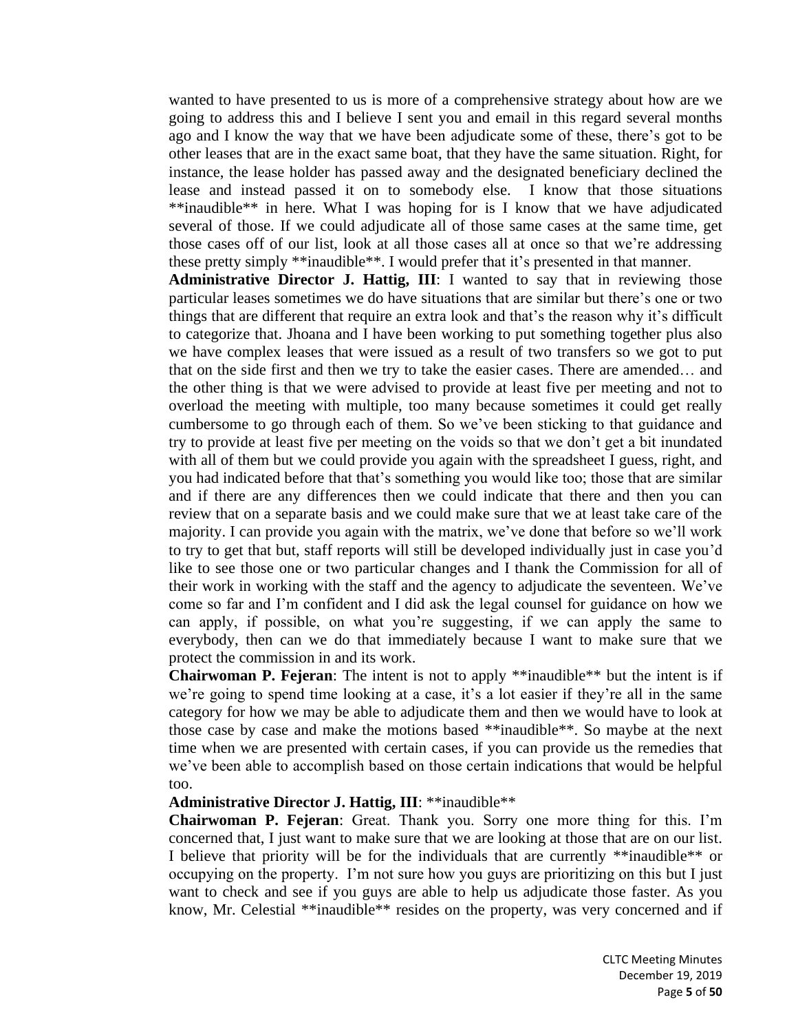wanted to have presented to us is more of a comprehensive strategy about how are we going to address this and I believe I sent you and email in this regard several months ago and I know the way that we have been adjudicate some of these, there's got to be other leases that are in the exact same boat, that they have the same situation. Right, for instance, the lease holder has passed away and the designated beneficiary declined the lease and instead passed it on to somebody else. I know that those situations **inaudible** in here. What I was hoping for is I know that we have adjudicated several of those. If we could adjudicate all of those same cases at the same time, get those cases off of our list, look at all those cases all at once so that we're addressing these pretty simply **inaudible**. I would prefer that it's presented in that manner.

**Administrative Director J. Hattig, III**: I wanted to say that in reviewing those particular leases sometimes we do have situations that are similar but there's one or two things that are different that require an extra look and that's the reason why it's difficult to categorize that. Jhoana and I have been working to put something together plus also we have complex leases that were issued as a result of two transfers so we got to put that on the side first and then we try to take the easier cases. There are amended… and the other thing is that we were advised to provide at least five per meeting and not to overload the meeting with multiple, too many because sometimes it could get really cumbersome to go through each of them. So we've been sticking to that guidance and try to provide at least five per meeting on the voids so that we don't get a bit inundated with all of them but we could provide you again with the spreadsheet I guess, right, and you had indicated before that that's something you would like too; those that are similar and if there are any differences then we could indicate that there and then you can review that on a separate basis and we could make sure that we at least take care of the majority. I can provide you again with the matrix, we've done that before so we'll work to try to get that but, staff reports will still be developed individually just in case you'd like to see those one or two particular changes and I thank the Commission for all of their work in working with the staff and the agency to adjudicate the seventeen. We've come so far and I'm confident and I did ask the legal counsel for guidance on how we can apply, if possible, on what you're suggesting, if we can apply the same to everybody, then can we do that immediately because I want to make sure that we protect the commission in and its work.

**Chairwoman P. Fejeran**: The intent is not to apply **inaudible** but the intent is if we're going to spend time looking at a case, it's a lot easier if they're all in the same category for how we may be able to adjudicate them and then we would have to look at those case by case and make the motions based **inaudible**. So maybe at the next time when we are presented with certain cases, if you can provide us the remedies that we've been able to accomplish based on those certain indications that would be helpful too.

**Administrative Director J. Hattig, III**: **inaudible**

**Chairwoman P. Fejeran**: Great. Thank you. Sorry one more thing for this. I'm concerned that, I just want to make sure that we are looking at those that are on our list. I believe that priority will be for the individuals that are currently **inaudible** or occupying on the property. I'm not sure how you guys are prioritizing on this but I just want to check and see if you guys are able to help us adjudicate those faster. As you know, Mr. Celestial **inaudible** resides on the property, was very concerned and if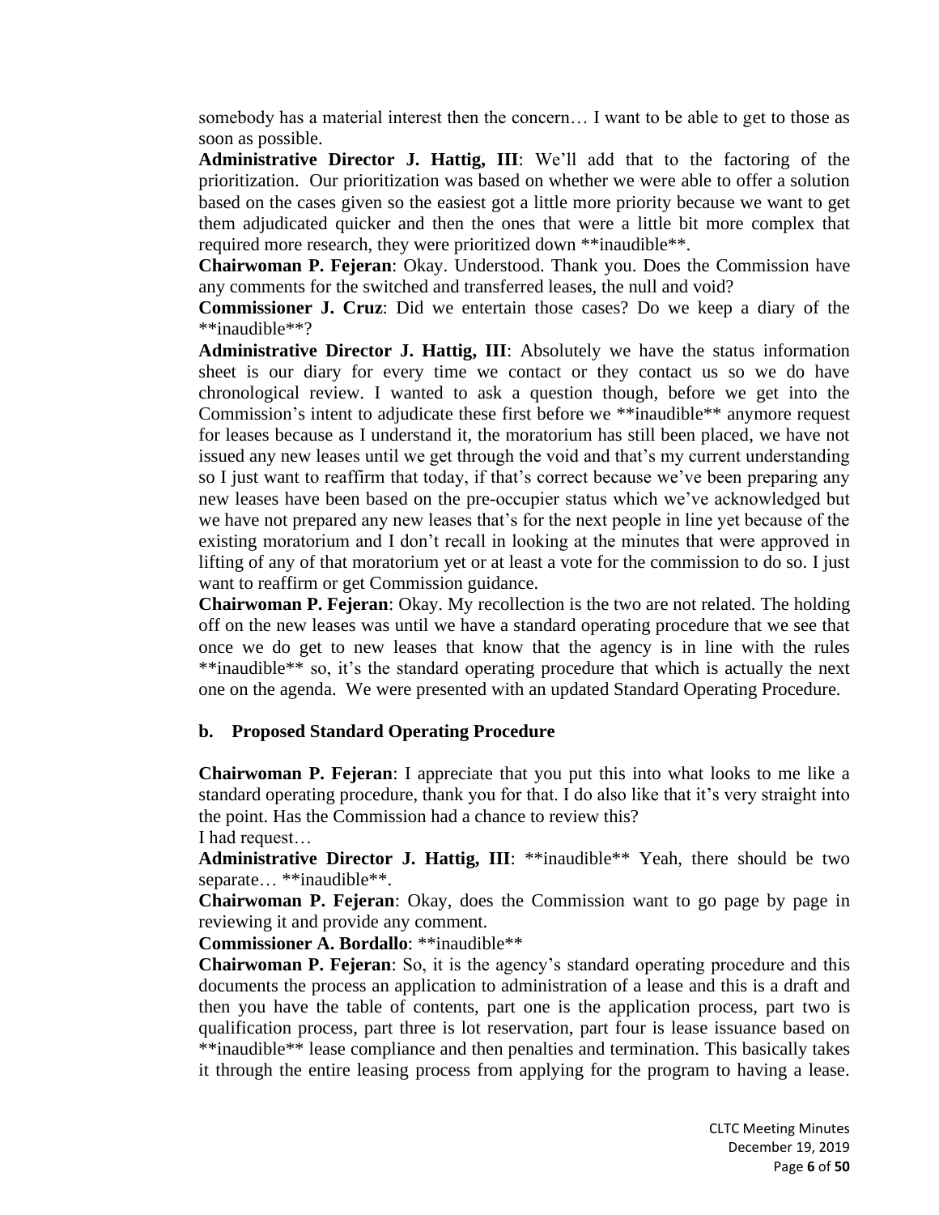somebody has a material interest then the concern… I want to be able to get to those as soon as possible.

**Administrative Director J. Hattig, III**: We'll add that to the factoring of the prioritization. Our prioritization was based on whether we were able to offer a solution based on the cases given so the easiest got a little more priority because we want to get them adjudicated quicker and then the ones that were a little bit more complex that required more research, they were prioritized down **inaudible**.

**Chairwoman P. Fejeran**: Okay. Understood. Thank you. Does the Commission have any comments for the switched and transferred leases, the null and void?

**Commissioner J. Cruz**: Did we entertain those cases? Do we keep a diary of the **inaudible**?

**Administrative Director J. Hattig, III**: Absolutely we have the status information sheet is our diary for every time we contact or they contact us so we do have chronological review. I wanted to ask a question though, before we get into the Commission's intent to adjudicate these first before we **inaudible** anymore request for leases because as I understand it, the moratorium has still been placed, we have not issued any new leases until we get through the void and that's my current understanding so I just want to reaffirm that today, if that's correct because we've been preparing any new leases have been based on the pre-occupier status which we've acknowledged but we have not prepared any new leases that's for the next people in line yet because of the existing moratorium and I don't recall in looking at the minutes that were approved in lifting of any of that moratorium yet or at least a vote for the commission to do so. I just want to reaffirm or get Commission guidance.

**Chairwoman P. Fejeran**: Okay. My recollection is the two are not related. The holding off on the new leases was until we have a standard operating procedure that we see that once we do get to new leases that know that the agency is in line with the rules **inaudible** so, it's the standard operating procedure that which is actually the next one on the agenda. We were presented with an updated Standard Operating Procedure.

**b. Proposed Standard Operating Procedure**

**Chairwoman P. Fejeran**: I appreciate that you put this into what looks to me like a standard operating procedure, thank you for that. I do also like that it's very straight into the point. Has the Commission had a chance to review this?
I had request…

**Administrative Director J. Hattig, III**: **inaudible** Yeah, there should be two separate… **inaudible**.

**Chairwoman P. Fejeran**: Okay, does the Commission want to go page by page in reviewing it and provide any comment.

**Commissioner A. Bordallo**: **inaudible**

**Chairwoman P. Fejeran**: So, it is the agency's standard operating procedure and this documents the process an application to administration of a lease and this is a draft and then you have the table of contents, part one is the application process, part two is qualification process, part three is lot reservation, part four is lease issuance based on **inaudible** lease compliance and then penalties and termination. This basically takes it through the entire leasing process from applying for the program to having a lease.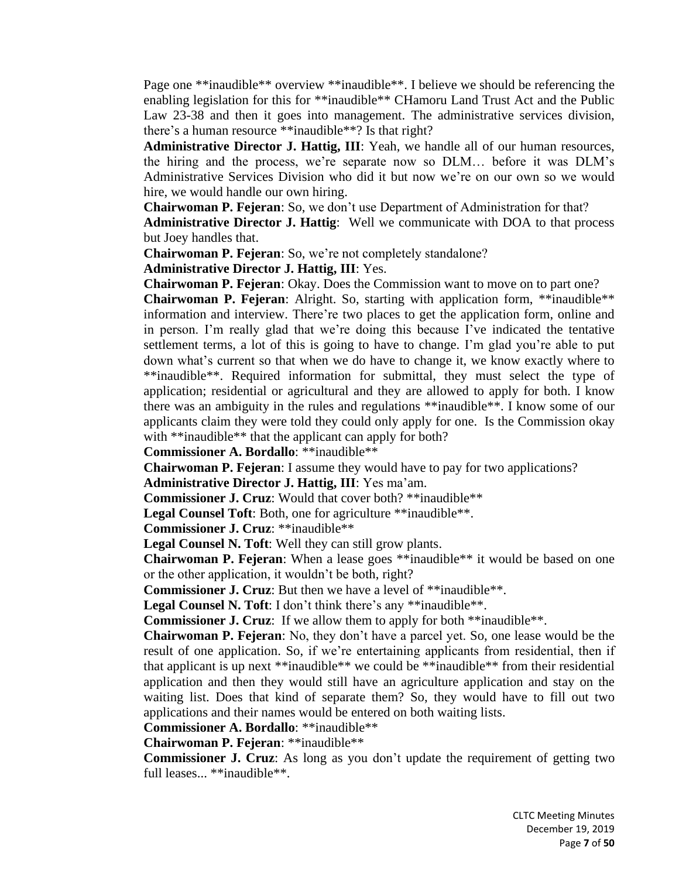Page one **inaudible** overview **inaudible**. I believe we should be referencing the enabling legislation for this for **inaudible** CHamoru Land Trust Act and the Public Law 23-38 and then it goes into management. The administrative services division, there's a human resource **inaudible**? Is that right?

**Administrative Director J. Hattig, III**: Yeah, we handle all of our human resources, the hiring and the process, we're separate now so DLM… before it was DLM's Administrative Services Division who did it but now we're on our own so we would hire, we would handle our own hiring.

**Chairwoman P. Fejeran**: So, we don't use Department of Administration for that?

**Administrative Director J. Hattig**: Well we communicate with DOA to that process but Joey handles that.

**Chairwoman P. Fejeran**: So, we're not completely standalone?

**Administrative Director J. Hattig, III**: Yes.

**Chairwoman P. Fejeran**: Okay. Does the Commission want to move on to part one?

**Chairwoman P. Fejeran**: Alright. So, starting with application form, **inaudible** information and interview. There're two places to get the application form, online and in person. I'm really glad that we're doing this because I've indicated the tentative settlement terms, a lot of this is going to have to change. I'm glad you're able to put down what's current so that when we do have to change it, we know exactly where to **inaudible**. Required information for submittal, they must select the type of application; residential or agricultural and they are allowed to apply for both. I know there was an ambiguity in the rules and regulations **inaudible**. I know some of our applicants claim they were told they could only apply for one. Is the Commission okay with **inaudible** that the applicant can apply for both?

**Commissioner A. Bordallo**: **inaudible**

**Chairwoman P. Fejeran**: I assume they would have to pay for two applications?

**Administrative Director J. Hattig, III**: Yes ma'am.

**Commissioner J. Cruz**: Would that cover both? **inaudible**

**Legal Counsel Toft**: Both, one for agriculture **inaudible**.

**Commissioner J. Cruz**: **inaudible**

**Legal Counsel N. Toft**: Well they can still grow plants.

**Chairwoman P. Fejeran**: When a lease goes **inaudible** it would be based on one or the other application, it wouldn't be both, right?

**Commissioner J. Cruz**: But then we have a level of **inaudible**.

**Legal Counsel N. Toft**: I don't think there's any **inaudible**.

**Commissioner J. Cruz**: If we allow them to apply for both **inaudible**.

**Chairwoman P. Fejeran**: No, they don't have a parcel yet. So, one lease would be the result of one application. So, if we're entertaining applicants from residential, then if that applicant is up next **inaudible** we could be **inaudible** from their residential application and then they would still have an agriculture application and stay on the waiting list. Does that kind of separate them? So, they would have to fill out two applications and their names would be entered on both waiting lists.

**Commissioner A. Bordallo**: **inaudible**

**Chairwoman P. Fejeran**: **inaudible**

**Commissioner J. Cruz**: As long as you don't update the requirement of getting two full leases... **inaudible**.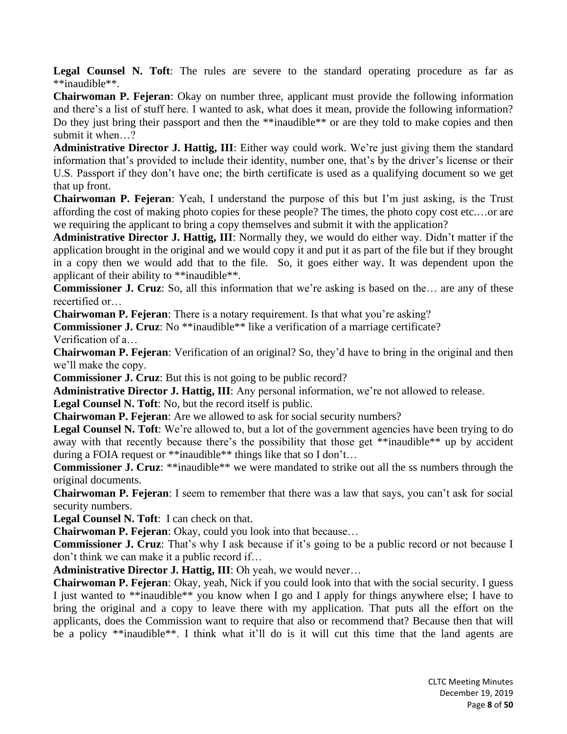**Legal Counsel N. Toft**: The rules are severe to the standard operating procedure as far as **inaudible**.

**Chairwoman P. Fejeran**: Okay on number three, applicant must provide the following information and there's a list of stuff here. I wanted to ask, what does it mean, provide the following information? Do they just bring their passport and then the **inaudible** or are they told to make copies and then submit it when…?

**Administrative Director J. Hattig, III**: Either way could work. We're just giving them the standard information that's provided to include their identity, number one, that's by the driver's license or their U.S. Passport if they don't have one; the birth certificate is used as a qualifying document so we get that up front.

**Chairwoman P. Fejeran**: Yeah, I understand the purpose of this but I'm just asking, is the Trust affording the cost of making photo copies for these people? The times, the photo copy cost etc.…or are we requiring the applicant to bring a copy themselves and submit it with the application?

**Administrative Director J. Hattig, III**: Normally they, we would do either way. Didn't matter if the application brought in the original and we would copy it and put it as part of the file but if they brought in a copy then we would add that to the file. So, it goes either way. It was dependent upon the applicant of their ability to **inaudible**.

**Commissioner J. Cruz**: So, all this information that we're asking is based on the… are any of these recertified or…

**Chairwoman P. Fejeran**: There is a notary requirement. Is that what you're asking?

**Commissioner J. Cruz**: No **inaudible** like a verification of a marriage certificate? Verification of a…

**Chairwoman P. Fejeran**: Verification of an original? So, they'd have to bring in the original and then we'll make the copy.

**Commissioner J. Cruz**: But this is not going to be public record?

**Administrative Director J. Hattig, III**: Any personal information, we're not allowed to release.

**Legal Counsel N. Toft**: No, but the record itself is public.

**Chairwoman P. Fejeran**: Are we allowed to ask for social security numbers?

**Legal Counsel N. Toft**: We're allowed to, but a lot of the government agencies have been trying to do away with that recently because there's the possibility that those get **inaudible** up by accident during a FOIA request or **inaudible** things like that so I don't…

**Commissioner J. Cruz**: **inaudible** we were mandated to strike out all the ss numbers through the original documents.

**Chairwoman P. Fejeran**: I seem to remember that there was a law that says, you can't ask for social security numbers.

**Legal Counsel N. Toft**: I can check on that.

**Chairwoman P. Fejeran**: Okay, could you look into that because…

**Commissioner J. Cruz**: That's why I ask because if it's going to be a public record or not because I don't think we can make it a public record if…

**Administrative Director J. Hattig, III**: Oh yeah, we would never…

**Chairwoman P. Fejeran**: Okay, yeah, Nick if you could look into that with the social security. I guess I just wanted to **inaudible** you know when I go and I apply for things anywhere else; I have to bring the original and a copy to leave there with my application. That puts all the effort on the applicants, does the Commission want to require that also or recommend that? Because then that will be a policy **inaudible**. I think what it'll do is it will cut this time that the land agents are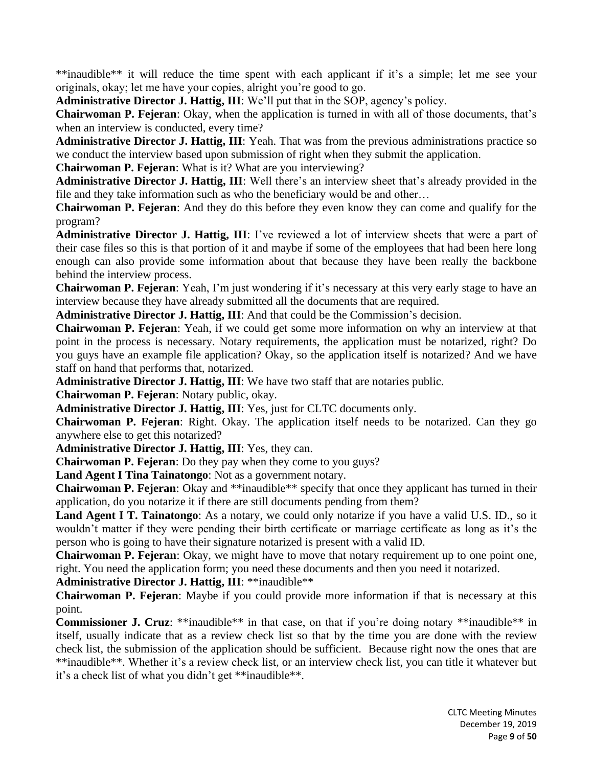**inaudible** it will reduce the time spent with each applicant if it's a simple; let me see your originals, okay; let me have your copies, alright you're good to go.

**Administrative Director J. Hattig, III**: We'll put that in the SOP, agency's policy.

**Chairwoman P. Fejeran**: Okay, when the application is turned in with all of those documents, that's when an interview is conducted, every time?

**Administrative Director J. Hattig, III**: Yeah. That was from the previous administrations practice so we conduct the interview based upon submission of right when they submit the application.

**Chairwoman P. Fejeran**: What is it? What are you interviewing?

**Administrative Director J. Hattig, III**: Well there's an interview sheet that's already provided in the file and they take information such as who the beneficiary would be and other…

**Chairwoman P. Fejeran**: And they do this before they even know they can come and qualify for the program?

**Administrative Director J. Hattig, III**: I've reviewed a lot of interview sheets that were a part of their case files so this is that portion of it and maybe if some of the employees that had been here long enough can also provide some information about that because they have been really the backbone behind the interview process.

**Chairwoman P. Fejeran**: Yeah, I'm just wondering if it's necessary at this very early stage to have an interview because they have already submitted all the documents that are required.

**Administrative Director J. Hattig, III**: And that could be the Commission's decision.

**Chairwoman P. Fejeran**: Yeah, if we could get some more information on why an interview at that point in the process is necessary. Notary requirements, the application must be notarized, right? Do you guys have an example file application? Okay, so the application itself is notarized? And we have staff on hand that performs that, notarized.

**Administrative Director J. Hattig, III**: We have two staff that are notaries public.

**Chairwoman P. Fejeran**: Notary public, okay.

**Administrative Director J. Hattig, III**: Yes, just for CLTC documents only.

**Chairwoman P. Fejeran**: Right. Okay. The application itself needs to be notarized. Can they go anywhere else to get this notarized?

**Administrative Director J. Hattig, III**: Yes, they can.

**Chairwoman P. Fejeran**: Do they pay when they come to you guys?

**Land Agent I Tina Tainatongo**: Not as a government notary.

**Chairwoman P. Fejeran**: Okay and **inaudible** specify that once they applicant has turned in their application, do you notarize it if there are still documents pending from them?

**Land Agent I T. Tainatongo**: As a notary, we could only notarize if you have a valid U.S. ID., so it wouldn't matter if they were pending their birth certificate or marriage certificate as long as it's the person who is going to have their signature notarized is present with a valid ID.

**Chairwoman P. Fejeran**: Okay, we might have to move that notary requirement up to one point one, right. You need the application form; you need these documents and then you need it notarized.

**Administrative Director J. Hattig, III**: **inaudible**

**Chairwoman P. Fejeran**: Maybe if you could provide more information if that is necessary at this point.

**Commissioner J. Cruz**: **inaudible** in that case, on that if you're doing notary **inaudible** in itself, usually indicate that as a review check list so that by the time you are done with the review check list, the submission of the application should be sufficient. Because right now the ones that are **inaudible**. Whether it's a review check list, or an interview check list, you can title it whatever but it's a check list of what you didn't get **inaudible**.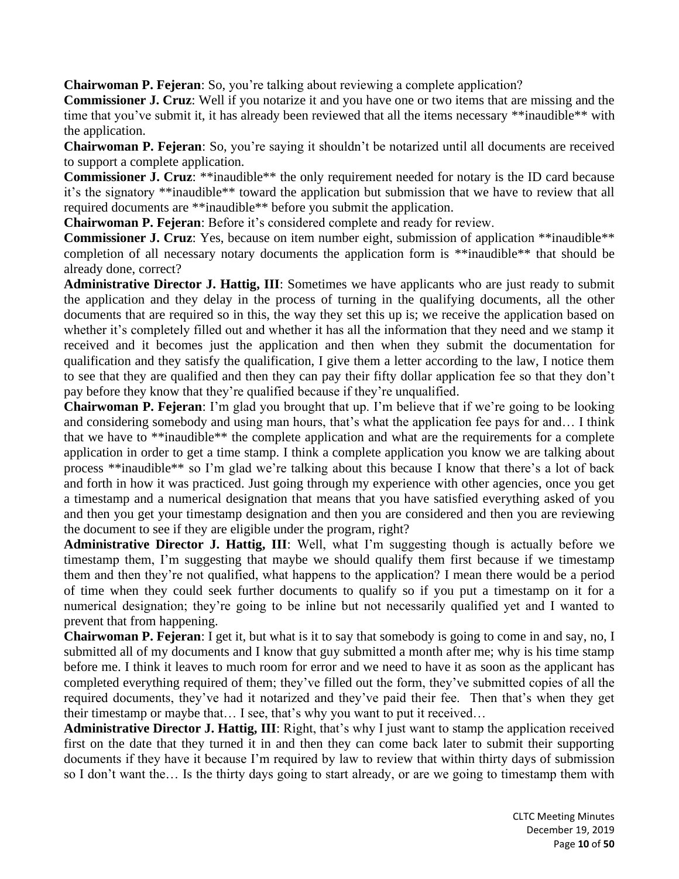**Chairwoman P. Fejeran**: So, you're talking about reviewing a complete application?

**Commissioner J. Cruz**: Well if you notarize it and you have one or two items that are missing and the time that you've submit it, it has already been reviewed that all the items necessary **inaudible** with the application.

**Chairwoman P. Fejeran**: So, you're saying it shouldn't be notarized until all documents are received to support a complete application.

**Commissioner J. Cruz**: **inaudible** the only requirement needed for notary is the ID card because it's the signatory **inaudible** toward the application but submission that we have to review that all required documents are **inaudible** before you submit the application.

**Chairwoman P. Fejeran**: Before it's considered complete and ready for review.

**Commissioner J. Cruz**: Yes, because on item number eight, submission of application **inaudible** completion of all necessary notary documents the application form is **inaudible** that should be already done, correct?

**Administrative Director J. Hattig, III**: Sometimes we have applicants who are just ready to submit the application and they delay in the process of turning in the qualifying documents, all the other documents that are required so in this, the way they set this up is; we receive the application based on whether it's completely filled out and whether it has all the information that they need and we stamp it received and it becomes just the application and then when they submit the documentation for qualification and they satisfy the qualification, I give them a letter according to the law, I notice them to see that they are qualified and then they can pay their fifty dollar application fee so that they don't pay before they know that they're qualified because if they're unqualified.

**Chairwoman P. Fejeran**: I'm glad you brought that up. I'm believe that if we're going to be looking and considering somebody and using man hours, that's what the application fee pays for and… I think that we have to **inaudible** the complete application and what are the requirements for a complete application in order to get a time stamp. I think a complete application you know we are talking about process **inaudible** so I'm glad we're talking about this because I know that there's a lot of back and forth in how it was practiced. Just going through my experience with other agencies, once you get a timestamp and a numerical designation that means that you have satisfied everything asked of you and then you get your timestamp designation and then you are considered and then you are reviewing the document to see if they are eligible under the program, right?

**Administrative Director J. Hattig, III**: Well, what I'm suggesting though is actually before we timestamp them, I'm suggesting that maybe we should qualify them first because if we timestamp them and then they're not qualified, what happens to the application? I mean there would be a period of time when they could seek further documents to qualify so if you put a timestamp on it for a numerical designation; they're going to be inline but not necessarily qualified yet and I wanted to prevent that from happening.

**Chairwoman P. Fejeran**: I get it, but what is it to say that somebody is going to come in and say, no, I submitted all of my documents and I know that guy submitted a month after me; why is his time stamp before me. I think it leaves to much room for error and we need to have it as soon as the applicant has completed everything required of them; they've filled out the form, they've submitted copies of all the required documents, they've had it notarized and they've paid their fee. Then that's when they get their timestamp or maybe that… I see, that's why you want to put it received…

**Administrative Director J. Hattig, III**: Right, that's why I just want to stamp the application received first on the date that they turned it in and then they can come back later to submit their supporting documents if they have it because I'm required by law to review that within thirty days of submission so I don't want the… Is the thirty days going to start already, or are we going to timestamp them with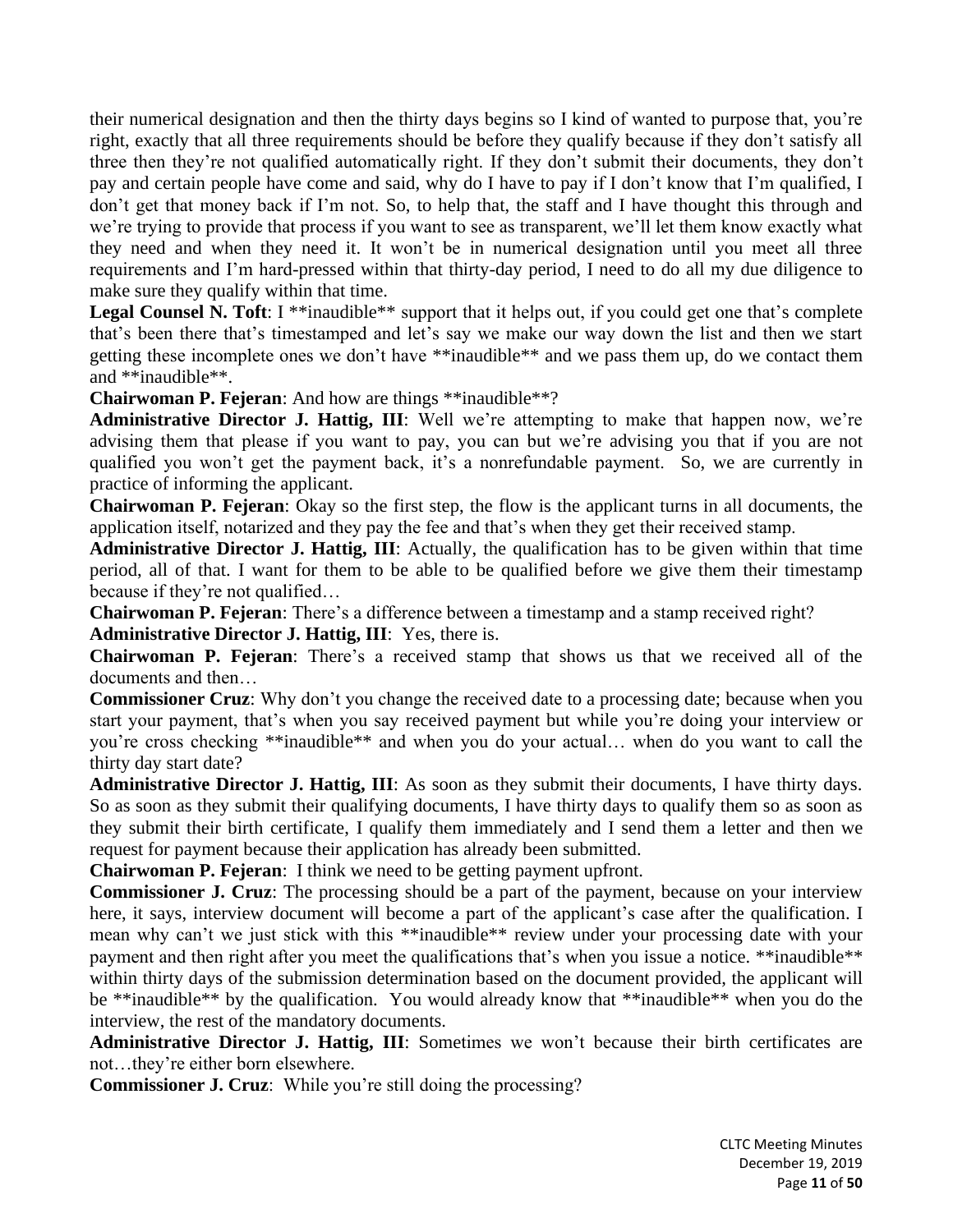their numerical designation and then the thirty days begins so I kind of wanted to purpose that, you're right, exactly that all three requirements should be before they qualify because if they don't satisfy all three then they're not qualified automatically right. If they don't submit their documents, they don't pay and certain people have come and said, why do I have to pay if I don't know that I'm qualified, I don't get that money back if I'm not. So, to help that, the staff and I have thought this through and we're trying to provide that process if you want to see as transparent, we'll let them know exactly what they need and when they need it. It won't be in numerical designation until you meet all three requirements and I'm hard-pressed within that thirty-day period, I need to do all my due diligence to make sure they qualify within that time.

**Legal Counsel N. Toft**: I **inaudible** support that it helps out, if you could get one that's complete that's been there that's timestamped and let's say we make our way down the list and then we start getting these incomplete ones we don't have **inaudible** and we pass them up, do we contact them and **inaudible**.

**Chairwoman P. Fejeran**: And how are things **inaudible**?

**Administrative Director J. Hattig, III**: Well we're attempting to make that happen now, we're advising them that please if you want to pay, you can but we're advising you that if you are not qualified you won't get the payment back, it's a nonrefundable payment. So, we are currently in practice of informing the applicant.

**Chairwoman P. Fejeran**: Okay so the first step, the flow is the applicant turns in all documents, the application itself, notarized and they pay the fee and that's when they get their received stamp.

**Administrative Director J. Hattig, III**: Actually, the qualification has to be given within that time period, all of that. I want for them to be able to be qualified before we give them their timestamp because if they're not qualified…

**Chairwoman P. Fejeran**: There's a difference between a timestamp and a stamp received right?

**Administrative Director J. Hattig, III**: Yes, there is.

**Chairwoman P. Fejeran**: There's a received stamp that shows us that we received all of the documents and then…

**Commissioner Cruz**: Why don't you change the received date to a processing date; because when you start your payment, that's when you say received payment but while you're doing your interview or you're cross checking **inaudible** and when you do your actual… when do you want to call the thirty day start date?

**Administrative Director J. Hattig, III**: As soon as they submit their documents, I have thirty days. So as soon as they submit their qualifying documents, I have thirty days to qualify them so as soon as they submit their birth certificate, I qualify them immediately and I send them a letter and then we request for payment because their application has already been submitted.

**Chairwoman P. Fejeran**: I think we need to be getting payment upfront.

**Commissioner J. Cruz**: The processing should be a part of the payment, because on your interview here, it says, interview document will become a part of the applicant's case after the qualification. I mean why can't we just stick with this **inaudible** review under your processing date with your payment and then right after you meet the qualifications that's when you issue a notice. **inaudible** within thirty days of the submission determination based on the document provided, the applicant will be **inaudible** by the qualification. You would already know that **inaudible** when you do the interview, the rest of the mandatory documents.

**Administrative Director J. Hattig, III**: Sometimes we won't because their birth certificates are not…they're either born elsewhere.

**Commissioner J. Cruz**: While you're still doing the processing?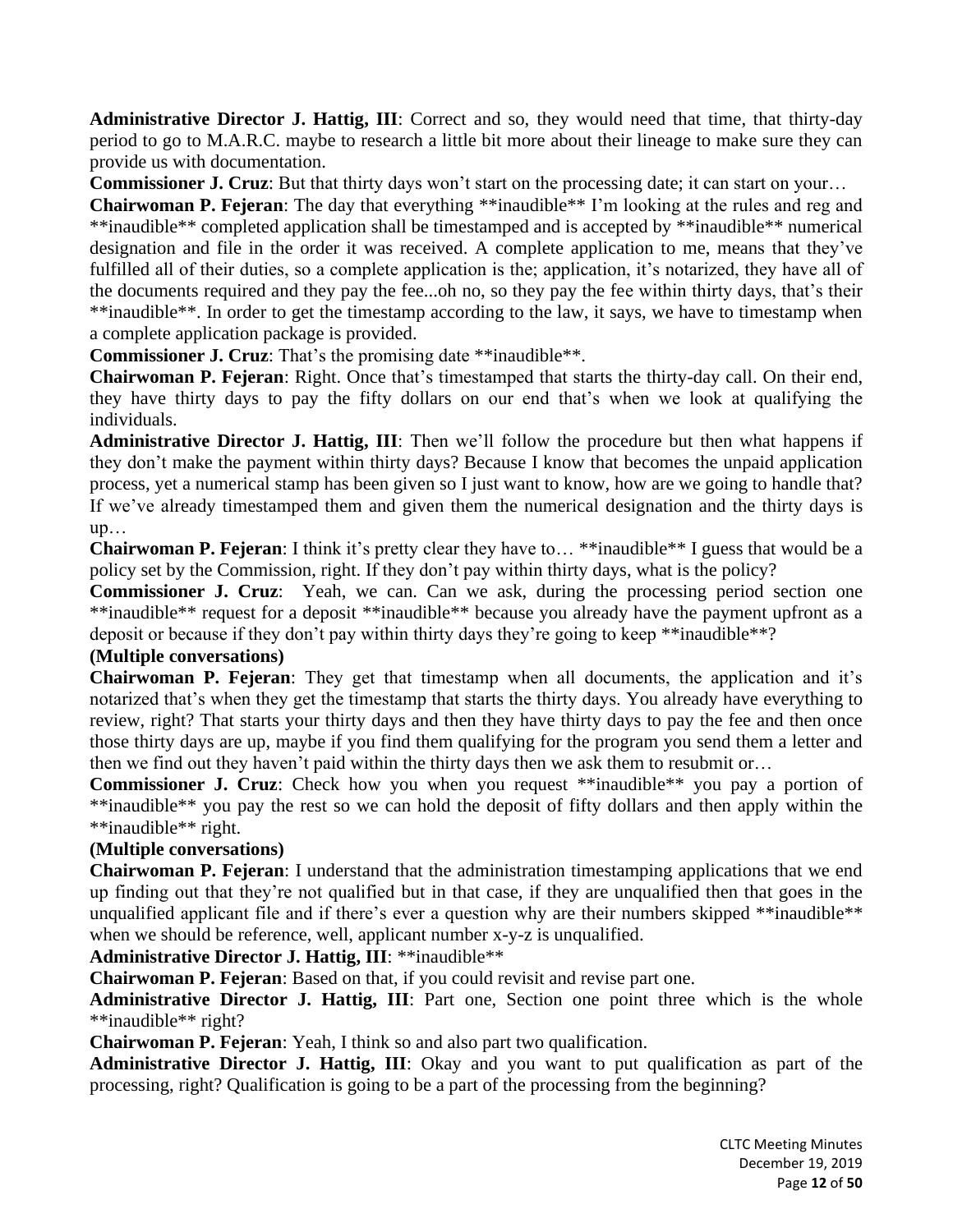**Administrative Director J. Hattig, III**: Correct and so, they would need that time, that thirty-day period to go to M.A.R.C. maybe to research a little bit more about their lineage to make sure they can provide us with documentation.

**Commissioner J. Cruz**: But that thirty days won't start on the processing date; it can start on your…

**Chairwoman P. Fejeran**: The day that everything **inaudible** I'm looking at the rules and reg and **inaudible** completed application shall be timestamped and is accepted by **inaudible** numerical designation and file in the order it was received. A complete application to me, means that they've fulfilled all of their duties, so a complete application is the; application, it's notarized, they have all of the documents required and they pay the fee...oh no, so they pay the fee within thirty days, that's their **inaudible**. In order to get the timestamp according to the law, it says, we have to timestamp when a complete application package is provided.

**Commissioner J. Cruz**: That's the promising date **inaudible**.

**Chairwoman P. Fejeran**: Right. Once that's timestamped that starts the thirty-day call. On their end, they have thirty days to pay the fifty dollars on our end that's when we look at qualifying the individuals.

**Administrative Director J. Hattig, III**: Then we'll follow the procedure but then what happens if they don't make the payment within thirty days? Because I know that becomes the unpaid application process, yet a numerical stamp has been given so I just want to know, how are we going to handle that? If we've already timestamped them and given them the numerical designation and the thirty days is up…

**Chairwoman P. Fejeran**: I think it's pretty clear they have to… **inaudible** I guess that would be a policy set by the Commission, right. If they don't pay within thirty days, what is the policy?

**Commissioner J. Cruz**: Yeah, we can. Can we ask, during the processing period section one **inaudible** request for a deposit **inaudible** because you already have the payment upfront as a deposit or because if they don't pay within thirty days they're going to keep **inaudible**?

**(Multiple conversations)**

**Chairwoman P. Fejeran**: They get that timestamp when all documents, the application and it's notarized that's when they get the timestamp that starts the thirty days. You already have everything to review, right? That starts your thirty days and then they have thirty days to pay the fee and then once those thirty days are up, maybe if you find them qualifying for the program you send them a letter and then we find out they haven't paid within the thirty days then we ask them to resubmit or…

**Commissioner J. Cruz**: Check how you when you request **inaudible** you pay a portion of **inaudible** you pay the rest so we can hold the deposit of fifty dollars and then apply within the **inaudible** right.

**(Multiple conversations)**

**Chairwoman P. Fejeran**: I understand that the administration timestamping applications that we end up finding out that they're not qualified but in that case, if they are unqualified then that goes in the unqualified applicant file and if there's ever a question why are their numbers skipped **inaudible** when we should be reference, well, applicant number x-y-z is unqualified.

**Administrative Director J. Hattig, III**: **inaudible**

**Chairwoman P. Fejeran**: Based on that, if you could revisit and revise part one.

**Administrative Director J. Hattig, III**: Part one, Section one point three which is the whole **inaudible** right?

**Chairwoman P. Fejeran**: Yeah, I think so and also part two qualification.

**Administrative Director J. Hattig, III**: Okay and you want to put qualification as part of the processing, right? Qualification is going to be a part of the processing from the beginning?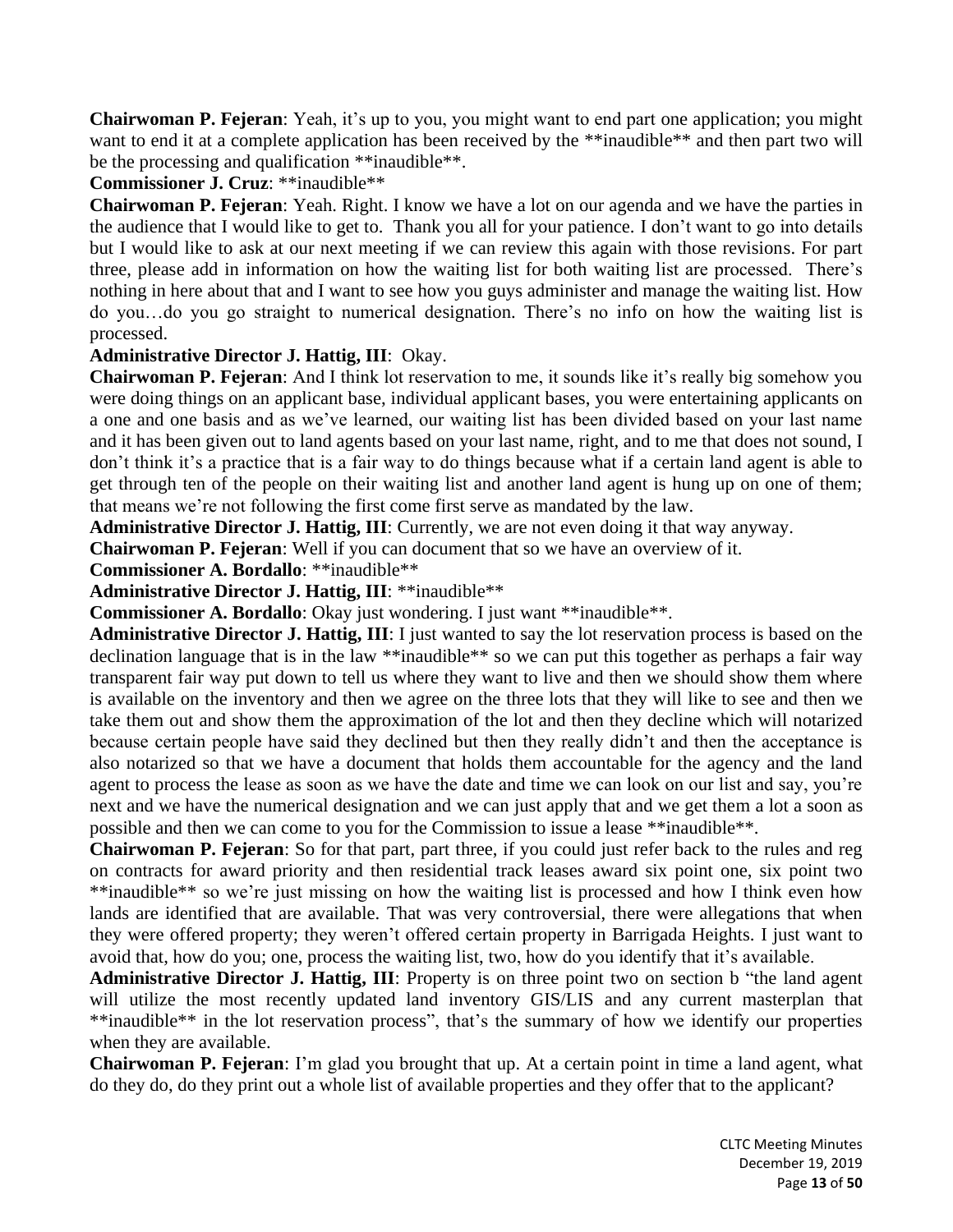**Chairwoman P. Fejeran**: Yeah, it's up to you, you might want to end part one application; you might want to end it at a complete application has been received by the **inaudible** and then part two will be the processing and qualification **inaudible**.

**Commissioner J. Cruz**: **inaudible**

**Chairwoman P. Fejeran**: Yeah. Right. I know we have a lot on our agenda and we have the parties in the audience that I would like to get to. Thank you all for your patience. I don't want to go into details but I would like to ask at our next meeting if we can review this again with those revisions. For part three, please add in information on how the waiting list for both waiting list are processed. There's nothing in here about that and I want to see how you guys administer and manage the waiting list. How do you…do you go straight to numerical designation. There's no info on how the waiting list is processed.

**Administrative Director J. Hattig, III**: Okay.

**Chairwoman P. Fejeran**: And I think lot reservation to me, it sounds like it's really big somehow you were doing things on an applicant base, individual applicant bases, you were entertaining applicants on a one and one basis and as we've learned, our waiting list has been divided based on your last name and it has been given out to land agents based on your last name, right, and to me that does not sound, I don't think it's a practice that is a fair way to do things because what if a certain land agent is able to get through ten of the people on their waiting list and another land agent is hung up on one of them; that means we're not following the first come first serve as mandated by the law.

**Administrative Director J. Hattig, III**: Currently, we are not even doing it that way anyway.

**Chairwoman P. Fejeran**: Well if you can document that so we have an overview of it.

**Commissioner A. Bordallo**: **inaudible**

**Administrative Director J. Hattig, III**: **inaudible**

**Commissioner A. Bordallo**: Okay just wondering. I just want **inaudible**.

**Administrative Director J. Hattig, III**: I just wanted to say the lot reservation process is based on the declination language that is in the law **inaudible** so we can put this together as perhaps a fair way transparent fair way put down to tell us where they want to live and then we should show them where is available on the inventory and then we agree on the three lots that they will like to see and then we take them out and show them the approximation of the lot and then they decline which will notarized because certain people have said they declined but then they really didn't and then the acceptance is also notarized so that we have a document that holds them accountable for the agency and the land agent to process the lease as soon as we have the date and time we can look on our list and say, you're next and we have the numerical designation and we can just apply that and we get them a lot a soon as possible and then we can come to you for the Commission to issue a lease **inaudible**.

**Chairwoman P. Fejeran**: So for that part, part three, if you could just refer back to the rules and reg on contracts for award priority and then residential track leases award six point one, six point two **inaudible** so we're just missing on how the waiting list is processed and how I think even how lands are identified that are available. That was very controversial, there were allegations that when they were offered property; they weren't offered certain property in Barrigada Heights. I just want to avoid that, how do you; one, process the waiting list, two, how do you identify that it's available.

**Administrative Director J. Hattig, III**: Property is on three point two on section b "the land agent will utilize the most recently updated land inventory GIS/LIS and any current masterplan that **inaudible** in the lot reservation process", that's the summary of how we identify our properties when they are available.

**Chairwoman P. Fejeran**: I'm glad you brought that up. At a certain point in time a land agent, what do they do, do they print out a whole list of available properties and they offer that to the applicant?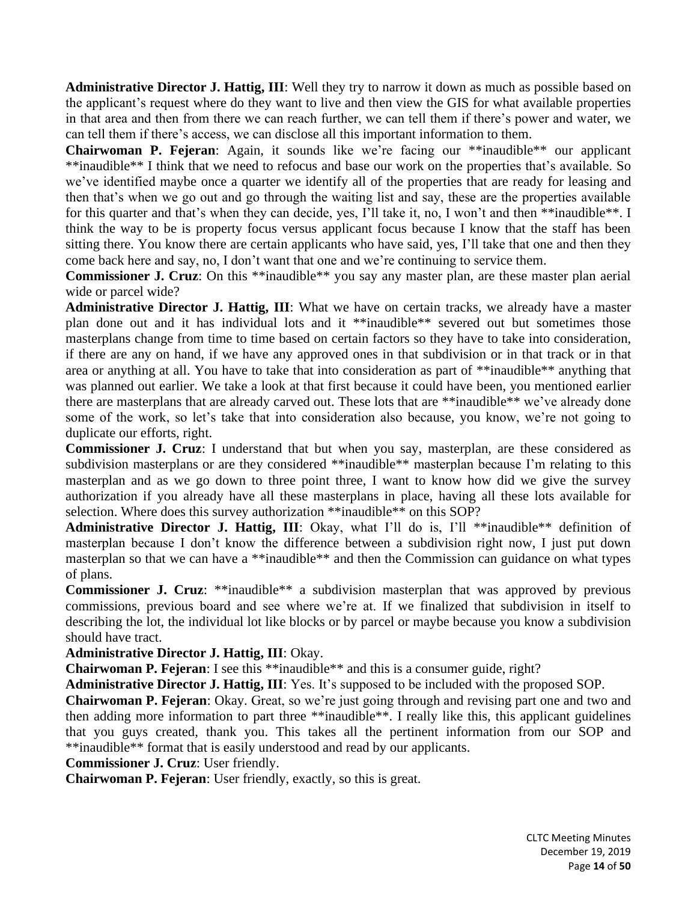**Administrative Director J. Hattig, III**: Well they try to narrow it down as much as possible based on the applicant's request where do they want to live and then view the GIS for what available properties in that area and then from there we can reach further, we can tell them if there's power and water, we can tell them if there's access, we can disclose all this important information to them.

**Chairwoman P. Fejeran**: Again, it sounds like we're facing our **inaudible** our applicant **inaudible** I think that we need to refocus and base our work on the properties that's available. So we've identified maybe once a quarter we identify all of the properties that are ready for leasing and then that's when we go out and go through the waiting list and say, these are the properties available for this quarter and that's when they can decide, yes, I'll take it, no, I won't and then **inaudible**. I think the way to be is property focus versus applicant focus because I know that the staff has been sitting there. You know there are certain applicants who have said, yes, I'll take that one and then they come back here and say, no, I don't want that one and we're continuing to service them.

**Commissioner J. Cruz**: On this **inaudible** you say any master plan, are these master plan aerial wide or parcel wide?

**Administrative Director J. Hattig, III**: What we have on certain tracks, we already have a master plan done out and it has individual lots and it **inaudible** severed out but sometimes those masterplans change from time to time based on certain factors so they have to take into consideration, if there are any on hand, if we have any approved ones in that subdivision or in that track or in that area or anything at all. You have to take that into consideration as part of **inaudible** anything that was planned out earlier. We take a look at that first because it could have been, you mentioned earlier there are masterplans that are already carved out. These lots that are **inaudible** we've already done some of the work, so let's take that into consideration also because, you know, we're not going to duplicate our efforts, right.

**Commissioner J. Cruz**: I understand that but when you say, masterplan, are these considered as subdivision masterplans or are they considered **inaudible** masterplan because I'm relating to this masterplan and as we go down to three point three, I want to know how did we give the survey authorization if you already have all these masterplans in place, having all these lots available for selection. Where does this survey authorization **inaudible** on this SOP?

**Administrative Director J. Hattig, III**: Okay, what I'll do is, I'll **inaudible** definition of masterplan because I don't know the difference between a subdivision right now, I just put down masterplan so that we can have a **inaudible** and then the Commission can guidance on what types of plans.

**Commissioner J. Cruz**: **inaudible** a subdivision masterplan that was approved by previous commissions, previous board and see where we're at. If we finalized that subdivision in itself to describing the lot, the individual lot like blocks or by parcel or maybe because you know a subdivision should have tract.

**Administrative Director J. Hattig, III**: Okay.

**Chairwoman P. Fejeran**: I see this **inaudible** and this is a consumer guide, right?

**Administrative Director J. Hattig, III**: Yes. It's supposed to be included with the proposed SOP.

**Chairwoman P. Fejeran**: Okay. Great, so we're just going through and revising part one and two and then adding more information to part three **inaudible**. I really like this, this applicant guidelines that you guys created, thank you. This takes all the pertinent information from our SOP and **inaudible** format that is easily understood and read by our applicants.

**Commissioner J. Cruz**: User friendly.

**Chairwoman P. Fejeran**: User friendly, exactly, so this is great.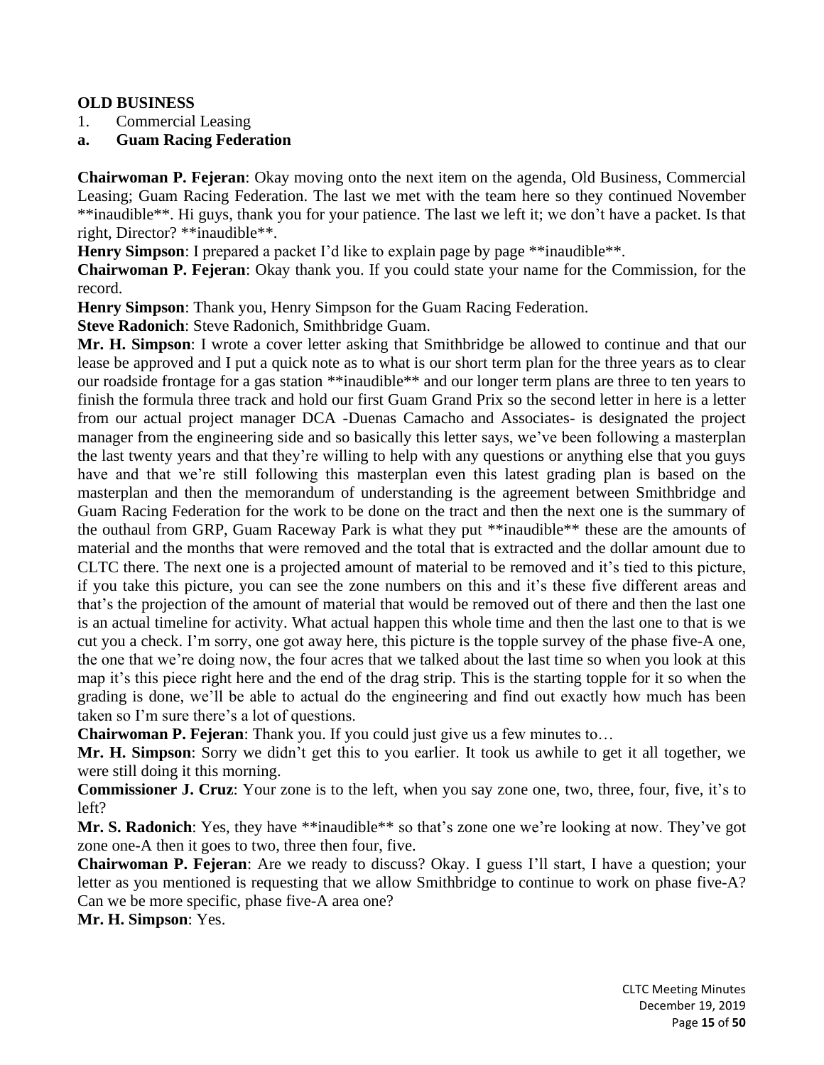**OLD BUSINESS**

1. Commercial Leasing

**a. Guam Racing Federation**

**Chairwoman P. Fejeran**: Okay moving onto the next item on the agenda, Old Business, Commercial Leasing; Guam Racing Federation. The last we met with the team here so they continued November **inaudible**. Hi guys, thank you for your patience. The last we left it; we don't have a packet. Is that right, Director? **inaudible**.

**Henry Simpson**: I prepared a packet I'd like to explain page by page **inaudible**.

**Chairwoman P. Fejeran**: Okay thank you. If you could state your name for the Commission, for the record.

**Henry Simpson**: Thank you, Henry Simpson for the Guam Racing Federation.

**Steve Radonich**: Steve Radonich, Smithbridge Guam.

**Mr. H. Simpson**: I wrote a cover letter asking that Smithbridge be allowed to continue and that our lease be approved and I put a quick note as to what is our short term plan for the three years as to clear our roadside frontage for a gas station **inaudible** and our longer term plans are three to ten years to finish the formula three track and hold our first Guam Grand Prix so the second letter in here is a letter from our actual project manager DCA -Duenas Camacho and Associates- is designated the project manager from the engineering side and so basically this letter says, we've been following a masterplan the last twenty years and that they're willing to help with any questions or anything else that you guys have and that we're still following this masterplan even this latest grading plan is based on the masterplan and then the memorandum of understanding is the agreement between Smithbridge and Guam Racing Federation for the work to be done on the tract and then the next one is the summary of the outhaul from GRP, Guam Raceway Park is what they put **inaudible** these are the amounts of material and the months that were removed and the total that is extracted and the dollar amount due to CLTC there. The next one is a projected amount of material to be removed and it's tied to this picture, if you take this picture, you can see the zone numbers on this and it's these five different areas and that's the projection of the amount of material that would be removed out of there and then the last one is an actual timeline for activity. What actual happen this whole time and then the last one to that is we cut you a check. I'm sorry, one got away here, this picture is the topple survey of the phase five-A one, the one that we're doing now, the four acres that we talked about the last time so when you look at this map it's this piece right here and the end of the drag strip. This is the starting topple for it so when the grading is done, we'll be able to actual do the engineering and find out exactly how much has been taken so I'm sure there's a lot of questions.

**Chairwoman P. Fejeran**: Thank you. If you could just give us a few minutes to…

**Mr. H. Simpson**: Sorry we didn't get this to you earlier. It took us awhile to get it all together, we were still doing it this morning.

**Commissioner J. Cruz**: Your zone is to the left, when you say zone one, two, three, four, five, it's to left?

**Mr. S. Radonich**: Yes, they have **inaudible** so that's zone one we're looking at now. They've got zone one-A then it goes to two, three then four, five.

**Chairwoman P. Fejeran**: Are we ready to discuss? Okay. I guess I'll start, I have a question; your letter as you mentioned is requesting that we allow Smithbridge to continue to work on phase five-A? Can we be more specific, phase five-A area one?

**Mr. H. Simpson**: Yes.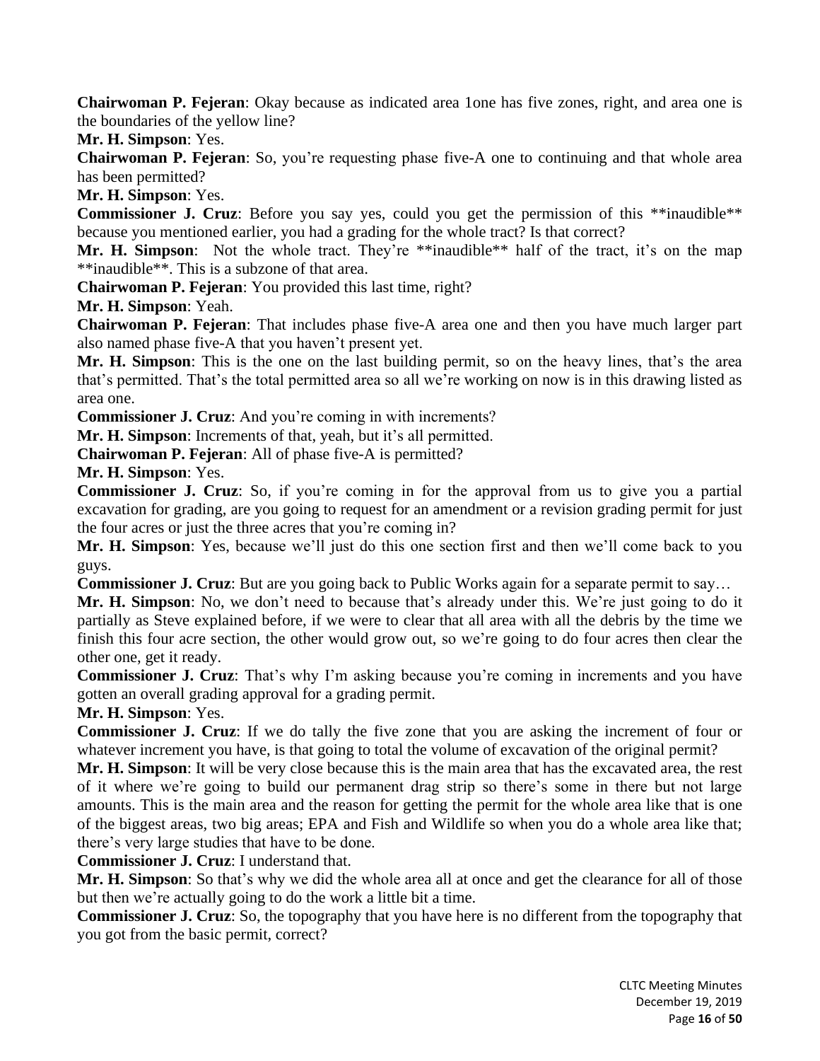**Chairwoman P. Fejeran**: Okay because as indicated area 1one has five zones, right, and area one is the boundaries of the yellow line?

**Mr. H. Simpson**: Yes.

**Chairwoman P. Fejeran**: So, you're requesting phase five-A one to continuing and that whole area has been permitted?

**Mr. H. Simpson**: Yes.

**Commissioner J. Cruz**: Before you say yes, could you get the permission of this **inaudible** because you mentioned earlier, you had a grading for the whole tract? Is that correct?

**Mr. H. Simpson**: Not the whole tract. They're **inaudible** half of the tract, it's on the map **inaudible**. This is a subzone of that area.

**Chairwoman P. Fejeran**: You provided this last time, right?

**Mr. H. Simpson**: Yeah.

**Chairwoman P. Fejeran**: That includes phase five-A area one and then you have much larger part also named phase five-A that you haven't present yet.

**Mr. H. Simpson**: This is the one on the last building permit, so on the heavy lines, that's the area that's permitted. That's the total permitted area so all we're working on now is in this drawing listed as area one.

**Commissioner J. Cruz**: And you're coming in with increments?

**Mr. H. Simpson**: Increments of that, yeah, but it's all permitted.

**Chairwoman P. Fejeran**: All of phase five-A is permitted?

**Mr. H. Simpson**: Yes.

**Commissioner J. Cruz**: So, if you're coming in for the approval from us to give you a partial excavation for grading, are you going to request for an amendment or a revision grading permit for just the four acres or just the three acres that you're coming in?

**Mr. H. Simpson**: Yes, because we'll just do this one section first and then we'll come back to you guys.

**Commissioner J. Cruz**: But are you going back to Public Works again for a separate permit to say…

**Mr. H. Simpson**: No, we don't need to because that's already under this. We're just going to do it partially as Steve explained before, if we were to clear that all area with all the debris by the time we finish this four acre section, the other would grow out, so we're going to do four acres then clear the other one, get it ready.

**Commissioner J. Cruz**: That's why I'm asking because you're coming in increments and you have gotten an overall grading approval for a grading permit.

**Mr. H. Simpson**: Yes.

**Commissioner J. Cruz**: If we do tally the five zone that you are asking the increment of four or whatever increment you have, is that going to total the volume of excavation of the original permit?

**Mr. H. Simpson**: It will be very close because this is the main area that has the excavated area, the rest of it where we're going to build our permanent drag strip so there's some in there but not large amounts. This is the main area and the reason for getting the permit for the whole area like that is one of the biggest areas, two big areas; EPA and Fish and Wildlife so when you do a whole area like that; there's very large studies that have to be done.

**Commissioner J. Cruz**: I understand that.

**Mr. H. Simpson**: So that's why we did the whole area all at once and get the clearance for all of those but then we're actually going to do the work a little bit a time.

**Commissioner J. Cruz**: So, the topography that you have here is no different from the topography that you got from the basic permit, correct?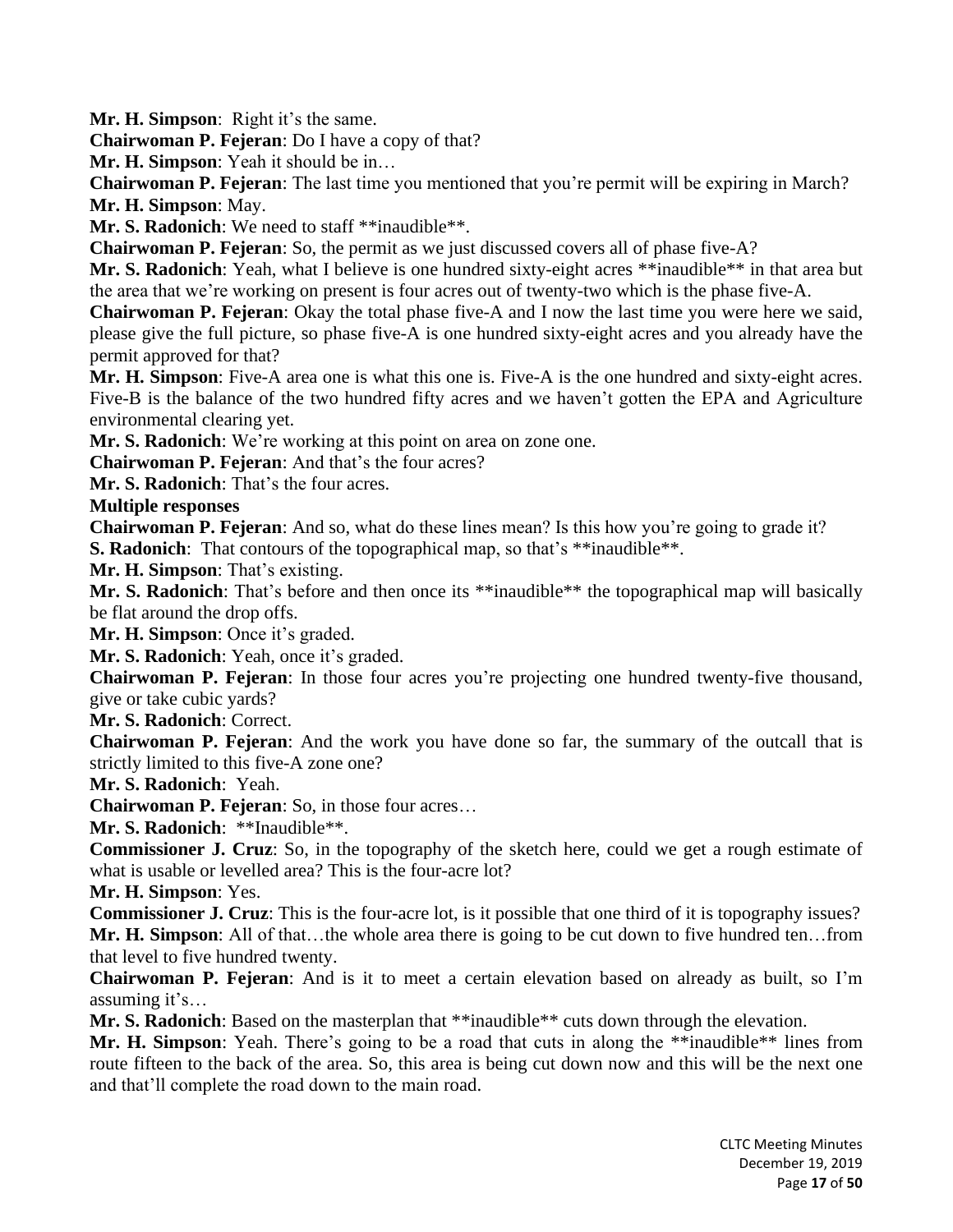**Mr. H. Simpson**: Right it's the same.

**Chairwoman P. Fejeran**: Do I have a copy of that?

**Mr. H. Simpson**: Yeah it should be in…

**Chairwoman P. Fejeran**: The last time you mentioned that you're permit will be expiring in March?

**Mr. H. Simpson**: May.

**Mr. S. Radonich**: We need to staff **inaudible**.

**Chairwoman P. Fejeran**: So, the permit as we just discussed covers all of phase five-A?

**Mr. S. Radonich**: Yeah, what I believe is one hundred sixty-eight acres **inaudible** in that area but the area that we're working on present is four acres out of twenty-two which is the phase five-A.

**Chairwoman P. Fejeran**: Okay the total phase five-A and I now the last time you were here we said, please give the full picture, so phase five-A is one hundred sixty-eight acres and you already have the permit approved for that?

**Mr. H. Simpson**: Five-A area one is what this one is. Five-A is the one hundred and sixty-eight acres. Five-B is the balance of the two hundred fifty acres and we haven't gotten the EPA and Agriculture environmental clearing yet.

**Mr. S. Radonich**: We're working at this point on area on zone one.

**Chairwoman P. Fejeran**: And that's the four acres?

**Mr. S. Radonich**: That's the four acres.

**Multiple responses**

**Chairwoman P. Fejeran**: And so, what do these lines mean? Is this how you're going to grade it?

**S. Radonich**: That contours of the topographical map, so that's **inaudible**.

**Mr. H. Simpson**: That's existing.

**Mr. S. Radonich**: That's before and then once its **inaudible** the topographical map will basically be flat around the drop offs.

**Mr. H. Simpson**: Once it's graded.

**Mr. S. Radonich**: Yeah, once it's graded.

**Chairwoman P. Fejeran**: In those four acres you're projecting one hundred twenty-five thousand, give or take cubic yards?

**Mr. S. Radonich**: Correct.

**Chairwoman P. Fejeran**: And the work you have done so far, the summary of the outcall that is strictly limited to this five-A zone one?

**Mr. S. Radonich**: Yeah.

**Chairwoman P. Fejeran**: So, in those four acres…

**Mr. S. Radonich**: **Inaudible**.

**Commissioner J. Cruz**: So, in the topography of the sketch here, could we get a rough estimate of what is usable or levelled area? This is the four-acre lot?

**Mr. H. Simpson**: Yes.

**Commissioner J. Cruz**: This is the four-acre lot, is it possible that one third of it is topography issues?

**Mr. H. Simpson**: All of that…the whole area there is going to be cut down to five hundred ten…from that level to five hundred twenty.

**Chairwoman P. Fejeran**: And is it to meet a certain elevation based on already as built, so I'm assuming it's…

**Mr. S. Radonich**: Based on the masterplan that **inaudible** cuts down through the elevation.

**Mr. H. Simpson**: Yeah. There's going to be a road that cuts in along the **inaudible** lines from route fifteen to the back of the area. So, this area is being cut down now and this will be the next one and that'll complete the road down to the main road.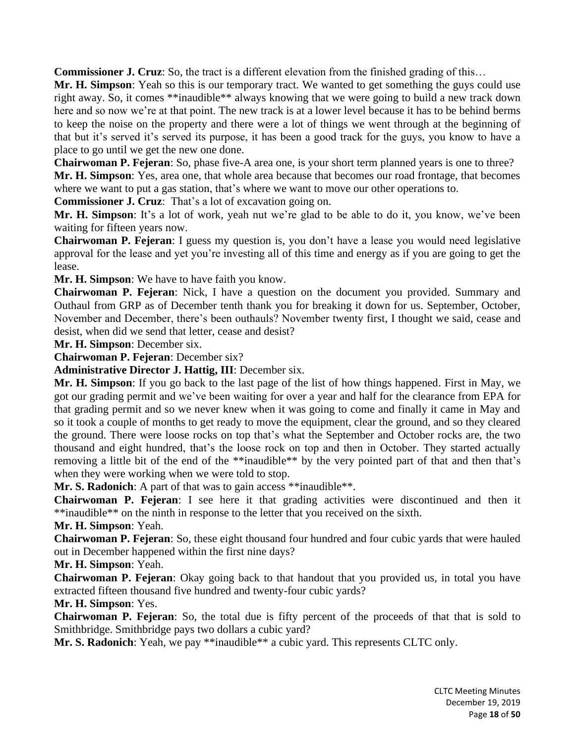**Commissioner J. Cruz**: So, the tract is a different elevation from the finished grading of this…

**Mr. H. Simpson**: Yeah so this is our temporary tract. We wanted to get something the guys could use right away. So, it comes **inaudible** always knowing that we were going to build a new track down here and so now we're at that point. The new track is at a lower level because it has to be behind berms to keep the noise on the property and there were a lot of things we went through at the beginning of that but it's served it's served its purpose, it has been a good track for the guys, you know to have a place to go until we get the new one done.

**Chairwoman P. Fejeran**: So, phase five-A area one, is your short term planned years is one to three?

**Mr. H. Simpson**: Yes, area one, that whole area because that becomes our road frontage, that becomes where we want to put a gas station, that's where we want to move our other operations to.

**Commissioner J. Cruz**: That's a lot of excavation going on.

**Mr. H. Simpson**: It's a lot of work, yeah nut we're glad to be able to do it, you know, we've been waiting for fifteen years now.

**Chairwoman P. Fejeran**: I guess my question is, you don't have a lease you would need legislative approval for the lease and yet you're investing all of this time and energy as if you are going to get the lease.

**Mr. H. Simpson**: We have to have faith you know.

**Chairwoman P. Fejeran**: Nick, I have a question on the document you provided. Summary and Outhaul from GRP as of December tenth thank you for breaking it down for us. September, October, November and December, there's been outhauls? November twenty first, I thought we said, cease and desist, when did we send that letter, cease and desist?

**Mr. H. Simpson**: December six.

**Chairwoman P. Fejeran**: December six?

**Administrative Director J. Hattig, III**: December six.

**Mr. H. Simpson**: If you go back to the last page of the list of how things happened. First in May, we got our grading permit and we've been waiting for over a year and half for the clearance from EPA for that grading permit and so we never knew when it was going to come and finally it came in May and so it took a couple of months to get ready to move the equipment, clear the ground, and so they cleared the ground. There were loose rocks on top that's what the September and October rocks are, the two thousand and eight hundred, that's the loose rock on top and then in October. They started actually removing a little bit of the end of the **inaudible** by the very pointed part of that and then that's when they were working when we were told to stop.

**Mr. S. Radonich**: A part of that was to gain access **inaudible**.

**Chairwoman P. Fejeran**: I see here it that grading activities were discontinued and then it **inaudible** on the ninth in response to the letter that you received on the sixth.

**Mr. H. Simpson**: Yeah.

**Chairwoman P. Fejeran**: So, these eight thousand four hundred and four cubic yards that were hauled out in December happened within the first nine days?

**Mr. H. Simpson**: Yeah.

**Chairwoman P. Fejeran**: Okay going back to that handout that you provided us, in total you have extracted fifteen thousand five hundred and twenty-four cubic yards?

**Mr. H. Simpson**: Yes.

**Chairwoman P. Fejeran**: So, the total due is fifty percent of the proceeds of that that is sold to Smithbridge. Smithbridge pays two dollars a cubic yard?

**Mr. S. Radonich**: Yeah, we pay **inaudible** a cubic yard. This represents CLTC only.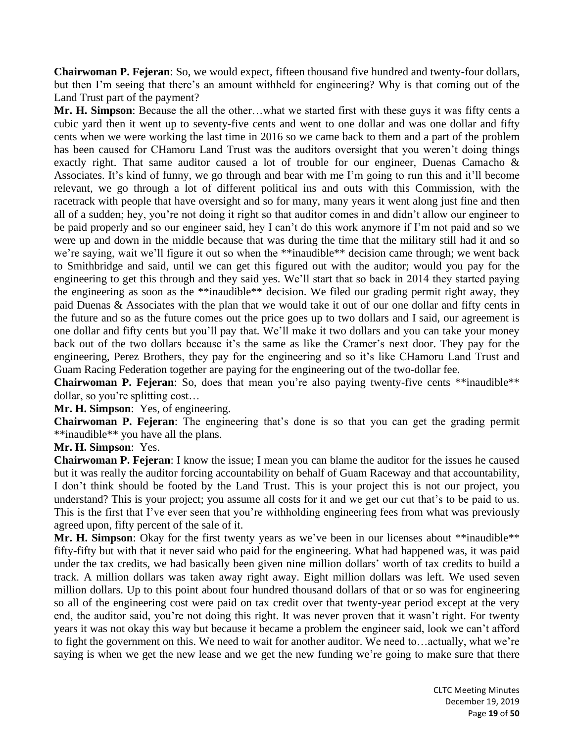**Chairwoman P. Fejeran**: So, we would expect, fifteen thousand five hundred and twenty-four dollars, but then I'm seeing that there's an amount withheld for engineering? Why is that coming out of the Land Trust part of the payment?

**Mr. H. Simpson**: Because the all the other…what we started first with these guys it was fifty cents a cubic yard then it went up to seventy-five cents and went to one dollar and was one dollar and fifty cents when we were working the last time in 2016 so we came back to them and a part of the problem has been caused for CHamoru Land Trust was the auditors oversight that you weren't doing things exactly right. That same auditor caused a lot of trouble for our engineer, Duenas Camacho & Associates. It's kind of funny, we go through and bear with me I'm going to run this and it'll become relevant, we go through a lot of different political ins and outs with this Commission, with the racetrack with people that have oversight and so for many, many years it went along just fine and then all of a sudden; hey, you're not doing it right so that auditor comes in and didn't allow our engineer to be paid properly and so our engineer said, hey I can't do this work anymore if I'm not paid and so we were up and down in the middle because that was during the time that the military still had it and so we're saying, wait we'll figure it out so when the **inaudible** decision came through; we went back to Smithbridge and said, until we can get this figured out with the auditor; would you pay for the engineering to get this through and they said yes. We'll start that so back in 2014 they started paying the engineering as soon as the **inaudible** decision. We filed our grading permit right away, they paid Duenas & Associates with the plan that we would take it out of our one dollar and fifty cents in the future and so as the future comes out the price goes up to two dollars and I said, our agreement is one dollar and fifty cents but you'll pay that. We'll make it two dollars and you can take your money back out of the two dollars because it's the same as like the Cramer's next door. They pay for the engineering, Perez Brothers, they pay for the engineering and so it's like CHamoru Land Trust and Guam Racing Federation together are paying for the engineering out of the two-dollar fee.

**Chairwoman P. Fejeran**: So, does that mean you're also paying twenty-five cents **inaudible** dollar, so you're splitting cost…

**Mr. H. Simpson**: Yes, of engineering.

**Chairwoman P. Fejeran**: The engineering that's done is so that you can get the grading permit **inaudible** you have all the plans.

**Mr. H. Simpson**: Yes.

**Chairwoman P. Fejeran**: I know the issue; I mean you can blame the auditor for the issues he caused but it was really the auditor forcing accountability on behalf of Guam Raceway and that accountability, I don't think should be footed by the Land Trust. This is your project this is not our project, you understand? This is your project; you assume all costs for it and we get our cut that's to be paid to us. This is the first that I've ever seen that you're withholding engineering fees from what was previously agreed upon, fifty percent of the sale of it.

**Mr. H. Simpson**: Okay for the first twenty years as we've been in our licenses about **inaudible** fifty-fifty but with that it never said who paid for the engineering. What had happened was, it was paid under the tax credits, we had basically been given nine million dollars' worth of tax credits to build a track. A million dollars was taken away right away. Eight million dollars was left. We used seven million dollars. Up to this point about four hundred thousand dollars of that or so was for engineering so all of the engineering cost were paid on tax credit over that twenty-year period except at the very end, the auditor said, you're not doing this right. It was never proven that it wasn't right. For twenty years it was not okay this way but because it became a problem the engineer said, look we can't afford to fight the government on this. We need to wait for another auditor. We need to…actually, what we're saying is when we get the new lease and we get the new funding we're going to make sure that there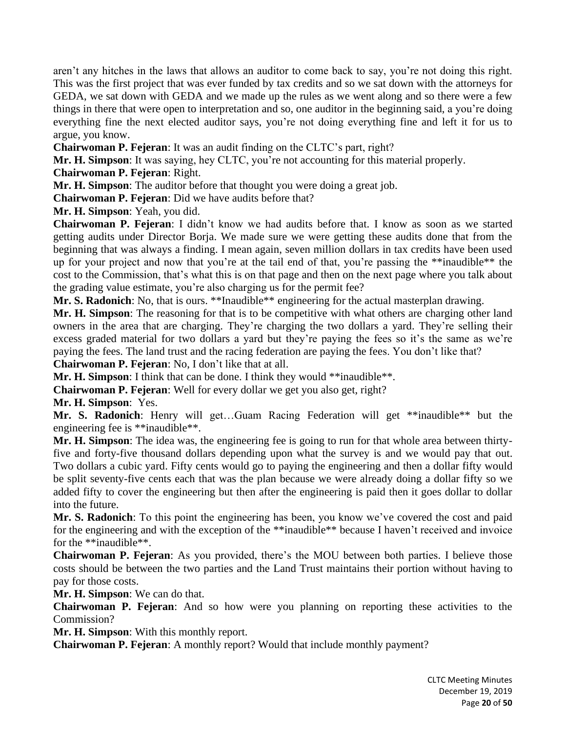aren't any hitches in the laws that allows an auditor to come back to say, you're not doing this right. This was the first project that was ever funded by tax credits and so we sat down with the attorneys for GEDA, we sat down with GEDA and we made up the rules as we went along and so there were a few things in there that were open to interpretation and so, one auditor in the beginning said, a you're doing everything fine the next elected auditor says, you're not doing everything fine and left it for us to argue, you know.

**Chairwoman P. Fejeran**: It was an audit finding on the CLTC's part, right?

**Mr. H. Simpson**: It was saying, hey CLTC, you're not accounting for this material properly.

**Chairwoman P. Fejeran**: Right.

**Mr. H. Simpson**: The auditor before that thought you were doing a great job.

**Chairwoman P. Fejeran**: Did we have audits before that?

**Mr. H. Simpson**: Yeah, you did.

**Chairwoman P. Fejeran**: I didn't know we had audits before that. I know as soon as we started getting audits under Director Borja. We made sure we were getting these audits done that from the beginning that was always a finding. I mean again, seven million dollars in tax credits have been used up for your project and now that you're at the tail end of that, you're passing the **inaudible** the cost to the Commission, that's what this is on that page and then on the next page where you talk about the grading value estimate, you're also charging us for the permit fee?

**Mr. S. Radonich**: No, that is ours. **Inaudible** engineering for the actual masterplan drawing.

**Mr. H. Simpson**: The reasoning for that is to be competitive with what others are charging other land owners in the area that are charging. They're charging the two dollars a yard. They're selling their excess graded material for two dollars a yard but they're paying the fees so it's the same as we're paying the fees. The land trust and the racing federation are paying the fees. You don't like that?

**Chairwoman P. Fejeran**: No, I don't like that at all.

**Mr. H. Simpson**: I think that can be done. I think they would **inaudible**.

**Chairwoman P. Fejeran**: Well for every dollar we get you also get, right?

**Mr. H. Simpson**: Yes.

**Mr. S. Radonich**: Henry will get…Guam Racing Federation will get **inaudible** but the engineering fee is **inaudible**.

**Mr. H. Simpson**: The idea was, the engineering fee is going to run for that whole area between thirty-five and forty-five thousand dollars depending upon what the survey is and we would pay that out. Two dollars a cubic yard. Fifty cents would go to paying the engineering and then a dollar fifty would be split seventy-five cents each that was the plan because we were already doing a dollar fifty so we added fifty to cover the engineering but then after the engineering is paid then it goes dollar to dollar into the future.

**Mr. S. Radonich**: To this point the engineering has been, you know we've covered the cost and paid for the engineering and with the exception of the **inaudible** because I haven't received and invoice for the **inaudible**.

**Chairwoman P. Fejeran**: As you provided, there's the MOU between both parties. I believe those costs should be between the two parties and the Land Trust maintains their portion without having to pay for those costs.

**Mr. H. Simpson**: We can do that.

**Chairwoman P. Fejeran**: And so how were you planning on reporting these activities to the Commission?

**Mr. H. Simpson**: With this monthly report.

**Chairwoman P. Fejeran**: A monthly report? Would that include monthly payment?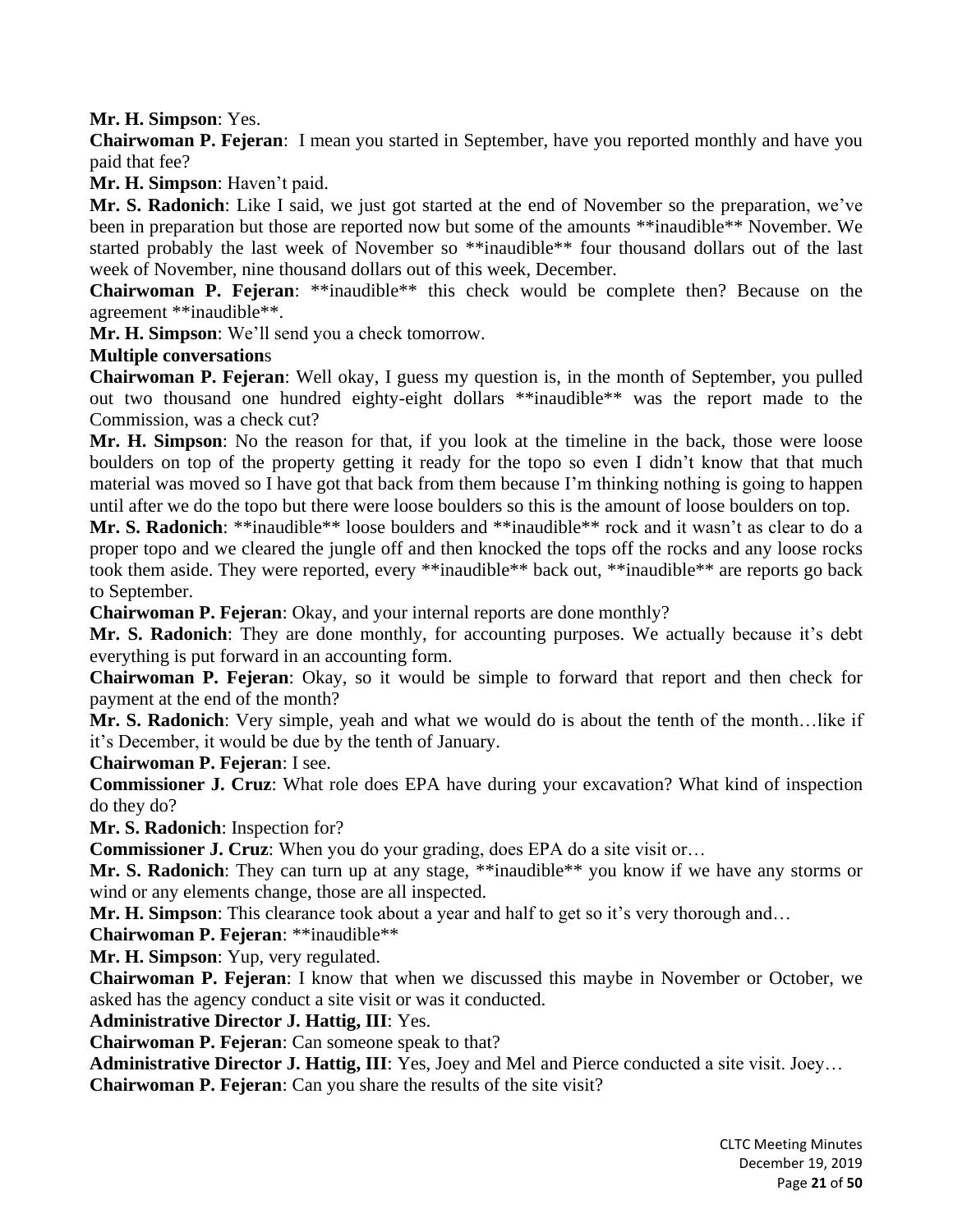**Mr. H. Simpson**: Yes.

**Chairwoman P. Fejeran**: I mean you started in September, have you reported monthly and have you paid that fee?

**Mr. H. Simpson**: Haven't paid.

**Mr. S. Radonich**: Like I said, we just got started at the end of November so the preparation, we've been in preparation but those are reported now but some of the amounts **inaudible** November. We started probably the last week of November so **inaudible** four thousand dollars out of the last week of November, nine thousand dollars out of this week, December.

**Chairwoman P. Fejeran**: **inaudible** this check would be complete then? Because on the agreement **inaudible**.

**Mr. H. Simpson**: We'll send you a check tomorrow.

**Multiple conversation**s

**Chairwoman P. Fejeran**: Well okay, I guess my question is, in the month of September, you pulled out two thousand one hundred eighty-eight dollars **inaudible** was the report made to the Commission, was a check cut?

**Mr. H. Simpson**: No the reason for that, if you look at the timeline in the back, those were loose boulders on top of the property getting it ready for the topo so even I didn't know that that much material was moved so I have got that back from them because I'm thinking nothing is going to happen until after we do the topo but there were loose boulders so this is the amount of loose boulders on top.

**Mr. S. Radonich**: **inaudible** loose boulders and **inaudible** rock and it wasn't as clear to do a proper topo and we cleared the jungle off and then knocked the tops off the rocks and any loose rocks took them aside. They were reported, every **inaudible** back out, **inaudible** are reports go back to September.

**Chairwoman P. Fejeran**: Okay, and your internal reports are done monthly?

**Mr. S. Radonich**: They are done monthly, for accounting purposes. We actually because it's debt everything is put forward in an accounting form.

**Chairwoman P. Fejeran**: Okay, so it would be simple to forward that report and then check for payment at the end of the month?

**Mr. S. Radonich**: Very simple, yeah and what we would do is about the tenth of the month…like if it's December, it would be due by the tenth of January.

**Chairwoman P. Fejeran**: I see.

**Commissioner J. Cruz**: What role does EPA have during your excavation? What kind of inspection do they do?

**Mr. S. Radonich**: Inspection for?

**Commissioner J. Cruz**: When you do your grading, does EPA do a site visit or…

**Mr. S. Radonich**: They can turn up at any stage, **inaudible** you know if we have any storms or wind or any elements change, those are all inspected.

**Mr. H. Simpson**: This clearance took about a year and half to get so it's very thorough and…

**Chairwoman P. Fejeran**: **inaudible**

**Mr. H. Simpson**: Yup, very regulated.

**Chairwoman P. Fejeran**: I know that when we discussed this maybe in November or October, we asked has the agency conduct a site visit or was it conducted.

**Administrative Director J. Hattig, III**: Yes.

**Chairwoman P. Fejeran**: Can someone speak to that?

**Administrative Director J. Hattig, III**: Yes, Joey and Mel and Pierce conducted a site visit. Joey…

**Chairwoman P. Fejeran**: Can you share the results of the site visit?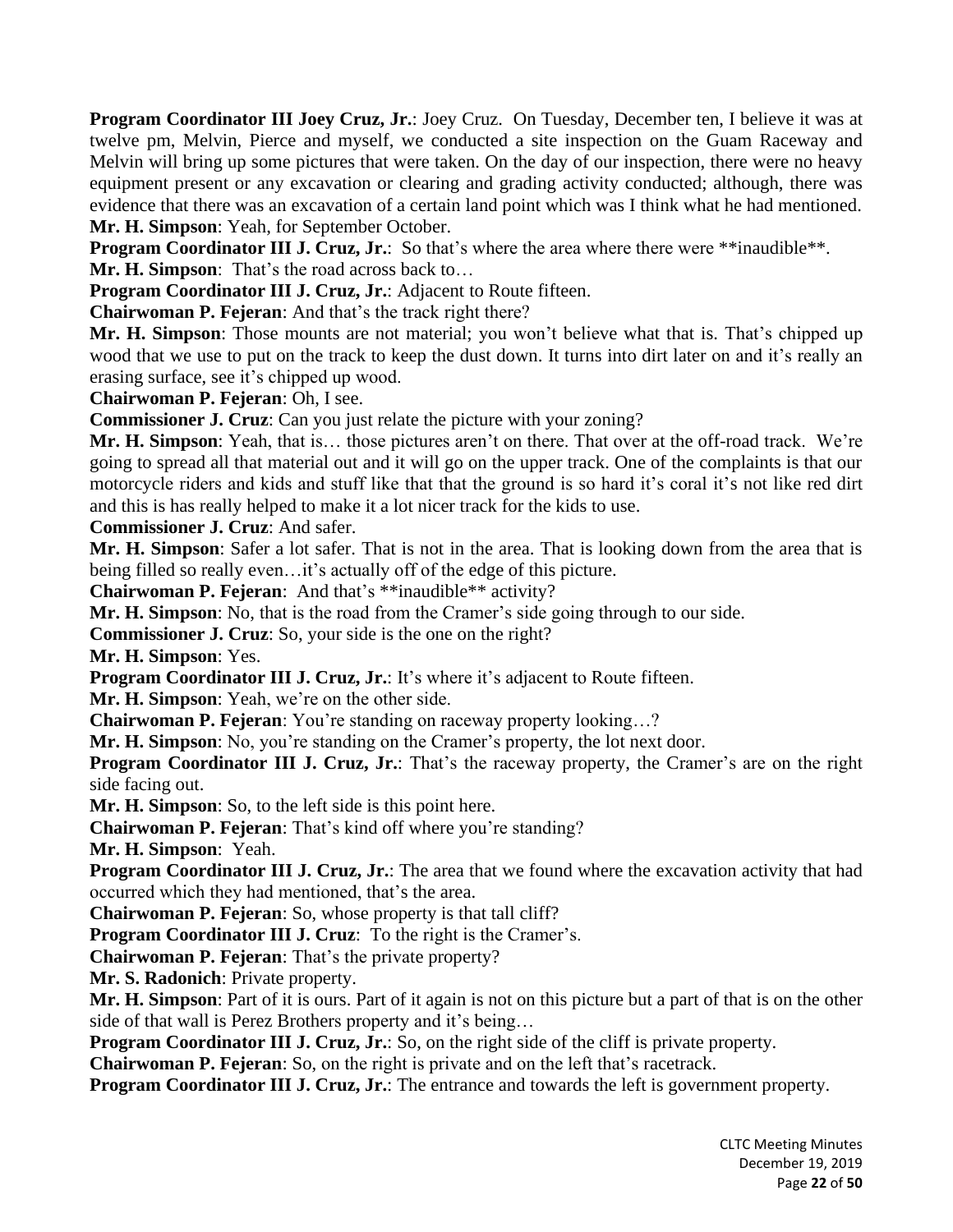**Program Coordinator III Joey Cruz, Jr.**: Joey Cruz. On Tuesday, December ten, I believe it was at twelve pm, Melvin, Pierce and myself, we conducted a site inspection on the Guam Raceway and Melvin will bring up some pictures that were taken. On the day of our inspection, there were no heavy equipment present or any excavation or clearing and grading activity conducted; although, there was evidence that there was an excavation of a certain land point which was I think what he had mentioned.

**Mr. H. Simpson**: Yeah, for September October.

**Program Coordinator III J. Cruz, Jr.**: So that's where the area where there were **inaudible**.

**Mr. H. Simpson**: That's the road across back to…

**Program Coordinator III J. Cruz, Jr.**: Adjacent to Route fifteen.

**Chairwoman P. Fejeran**: And that's the track right there?

**Mr. H. Simpson**: Those mounts are not material; you won't believe what that is. That's chipped up wood that we use to put on the track to keep the dust down. It turns into dirt later on and it's really an erasing surface, see it's chipped up wood.

**Chairwoman P. Fejeran**: Oh, I see.

**Commissioner J. Cruz**: Can you just relate the picture with your zoning?

**Mr. H. Simpson**: Yeah, that is… those pictures aren't on there. That over at the off-road track. We're going to spread all that material out and it will go on the upper track. One of the complaints is that our motorcycle riders and kids and stuff like that that the ground is so hard it's coral it's not like red dirt and this is has really helped to make it a lot nicer track for the kids to use.

**Commissioner J. Cruz**: And safer.

**Mr. H. Simpson**: Safer a lot safer. That is not in the area. That is looking down from the area that is being filled so really even…it's actually off of the edge of this picture.

**Chairwoman P. Fejeran**: And that's **inaudible** activity?

**Mr. H. Simpson**: No, that is the road from the Cramer's side going through to our side.

**Commissioner J. Cruz**: So, your side is the one on the right?

**Mr. H. Simpson**: Yes.

**Program Coordinator III J. Cruz, Jr.**: It's where it's adjacent to Route fifteen.

**Mr. H. Simpson**: Yeah, we're on the other side.

**Chairwoman P. Fejeran**: You're standing on raceway property looking…?

**Mr. H. Simpson**: No, you're standing on the Cramer's property, the lot next door.

**Program Coordinator III J. Cruz, Jr.**: That's the raceway property, the Cramer's are on the right side facing out.

**Mr. H. Simpson**: So, to the left side is this point here.

**Chairwoman P. Fejeran**: That's kind off where you're standing?

**Mr. H. Simpson**: Yeah.

**Program Coordinator III J. Cruz, Jr.**: The area that we found where the excavation activity that had occurred which they had mentioned, that's the area.

**Chairwoman P. Fejeran**: So, whose property is that tall cliff?

**Program Coordinator III J. Cruz**: To the right is the Cramer's.

**Chairwoman P. Fejeran**: That's the private property?

**Mr. S. Radonich**: Private property.

**Mr. H. Simpson**: Part of it is ours. Part of it again is not on this picture but a part of that is on the other side of that wall is Perez Brothers property and it's being…

**Program Coordinator III J. Cruz, Jr.**: So, on the right side of the cliff is private property.

**Chairwoman P. Fejeran**: So, on the right is private and on the left that's racetrack.

**Program Coordinator III J. Cruz, Jr.**: The entrance and towards the left is government property.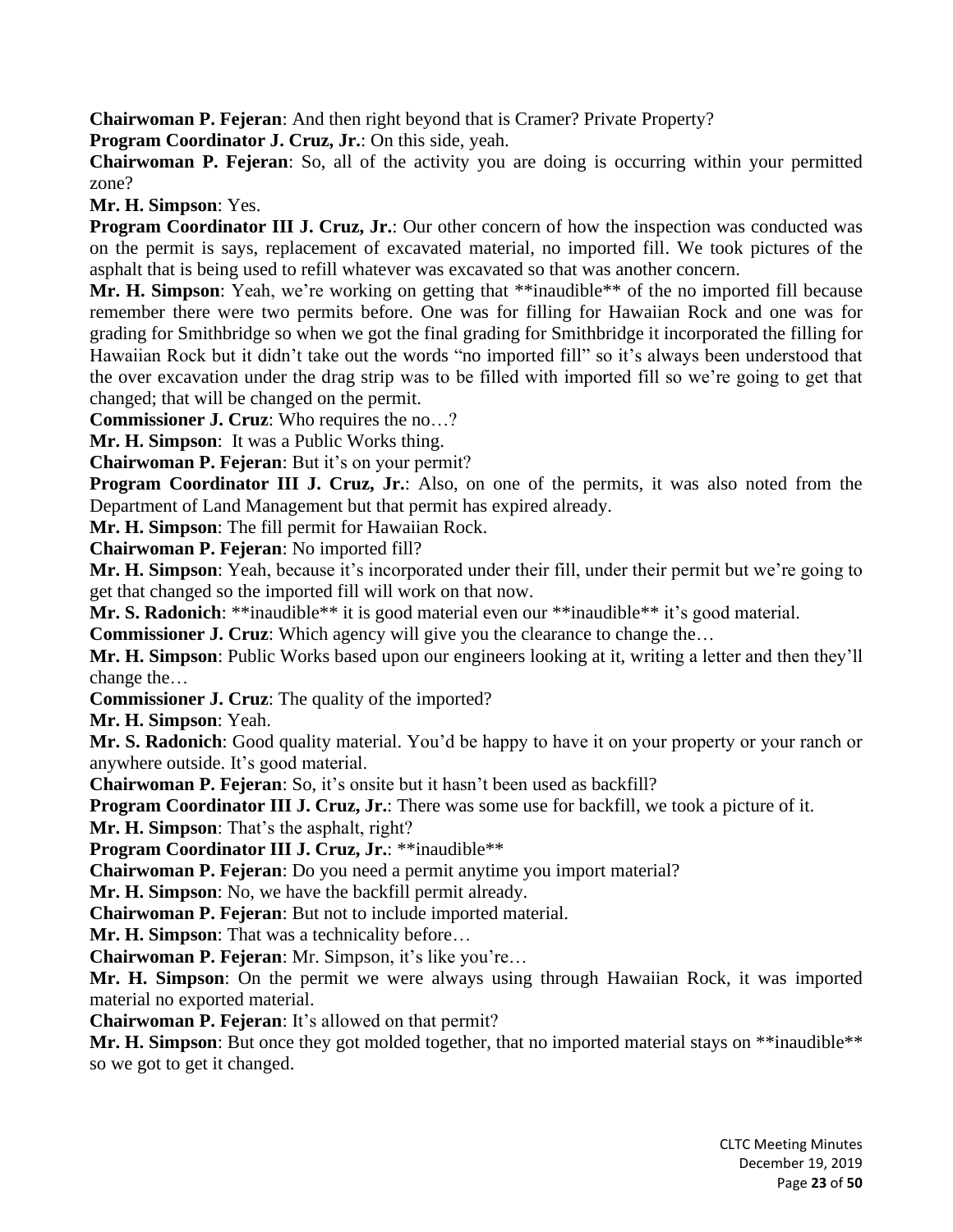**Chairwoman P. Fejeran**: And then right beyond that is Cramer? Private Property?

**Program Coordinator J. Cruz, Jr.**: On this side, yeah.

**Chairwoman P. Fejeran**: So, all of the activity you are doing is occurring within your permitted zone?

**Mr. H. Simpson**: Yes.

**Program Coordinator III J. Cruz, Jr.**: Our other concern of how the inspection was conducted was on the permit is says, replacement of excavated material, no imported fill. We took pictures of the asphalt that is being used to refill whatever was excavated so that was another concern.

**Mr. H. Simpson**: Yeah, we're working on getting that **inaudible** of the no imported fill because remember there were two permits before. One was for filling for Hawaiian Rock and one was for grading for Smithbridge so when we got the final grading for Smithbridge it incorporated the filling for Hawaiian Rock but it didn't take out the words "no imported fill" so it's always been understood that the over excavation under the drag strip was to be filled with imported fill so we're going to get that changed; that will be changed on the permit.

**Commissioner J. Cruz**: Who requires the no…?

**Mr. H. Simpson**: It was a Public Works thing.

**Chairwoman P. Fejeran**: But it's on your permit?

**Program Coordinator III J. Cruz, Jr.**: Also, on one of the permits, it was also noted from the Department of Land Management but that permit has expired already.

**Mr. H. Simpson**: The fill permit for Hawaiian Rock.

**Chairwoman P. Fejeran**: No imported fill?

**Mr. H. Simpson**: Yeah, because it's incorporated under their fill, under their permit but we're going to get that changed so the imported fill will work on that now.

**Mr. S. Radonich**: **inaudible** it is good material even our **inaudible** it's good material.

**Commissioner J. Cruz**: Which agency will give you the clearance to change the…

**Mr. H. Simpson**: Public Works based upon our engineers looking at it, writing a letter and then they'll change the…

**Commissioner J. Cruz**: The quality of the imported?

**Mr. H. Simpson**: Yeah.

**Mr. S. Radonich**: Good quality material. You'd be happy to have it on your property or your ranch or anywhere outside. It's good material.

**Chairwoman P. Fejeran**: So, it's onsite but it hasn't been used as backfill?

**Program Coordinator III J. Cruz, Jr.**: There was some use for backfill, we took a picture of it.

**Mr. H. Simpson**: That's the asphalt, right?

**Program Coordinator III J. Cruz, Jr.**: **inaudible**

**Chairwoman P. Fejeran**: Do you need a permit anytime you import material?

**Mr. H. Simpson**: No, we have the backfill permit already.

**Chairwoman P. Fejeran**: But not to include imported material.

**Mr. H. Simpson**: That was a technicality before…

**Chairwoman P. Fejeran**: Mr. Simpson, it's like you're…

**Mr. H. Simpson**: On the permit we were always using through Hawaiian Rock, it was imported material no exported material.

**Chairwoman P. Fejeran**: It's allowed on that permit?

**Mr. H. Simpson**: But once they got molded together, that no imported material stays on **inaudible** so we got to get it changed.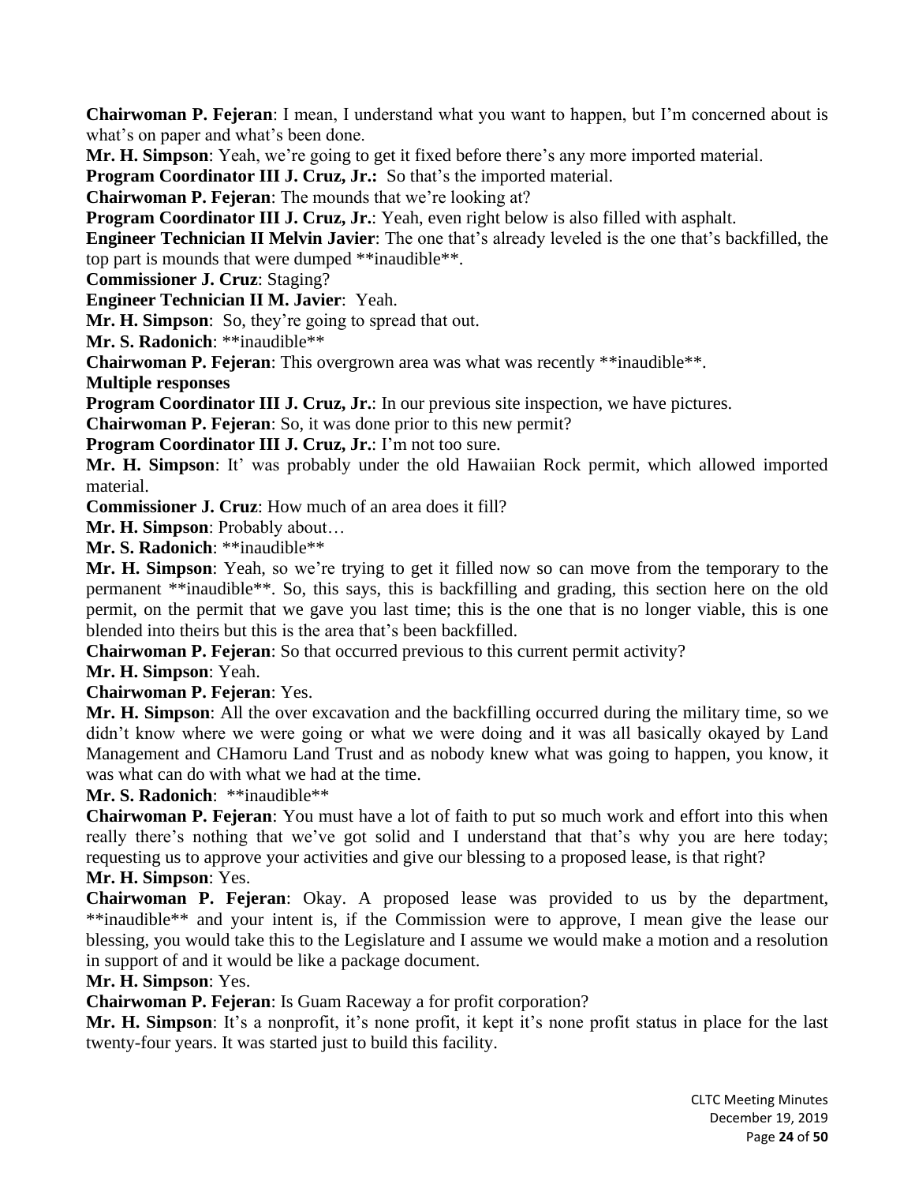**Chairwoman P. Fejeran**: I mean, I understand what you want to happen, but I'm concerned about is what's on paper and what's been done.

**Mr. H. Simpson**: Yeah, we're going to get it fixed before there's any more imported material.

**Program Coordinator III J. Cruz, Jr.:** So that's the imported material.

**Chairwoman P. Fejeran**: The mounds that we're looking at?

**Program Coordinator III J. Cruz, Jr.**: Yeah, even right below is also filled with asphalt.

**Engineer Technician II Melvin Javier**: The one that's already leveled is the one that's backfilled, the top part is mounds that were dumped **inaudible**.

**Commissioner J. Cruz**: Staging?

**Engineer Technician II M. Javier**: Yeah.

**Mr. H. Simpson**: So, they're going to spread that out.

**Mr. S. Radonich**: **inaudible**

**Chairwoman P. Fejeran**: This overgrown area was what was recently **inaudible**.

**Multiple responses**

**Program Coordinator III J. Cruz, Jr.**: In our previous site inspection, we have pictures.

**Chairwoman P. Fejeran**: So, it was done prior to this new permit?

**Program Coordinator III J. Cruz, Jr.**: I'm not too sure.

**Mr. H. Simpson**: It' was probably under the old Hawaiian Rock permit, which allowed imported material.

**Commissioner J. Cruz**: How much of an area does it fill?

**Mr. H. Simpson**: Probably about…

**Mr. S. Radonich**: **inaudible**

**Mr. H. Simpson**: Yeah, so we're trying to get it filled now so can move from the temporary to the permanent **inaudible**. So, this says, this is backfilling and grading, this section here on the old permit, on the permit that we gave you last time; this is the one that is no longer viable, this is one blended into theirs but this is the area that's been backfilled.

**Chairwoman P. Fejeran**: So that occurred previous to this current permit activity?

**Mr. H. Simpson**: Yeah.

**Chairwoman P. Fejeran**: Yes.

**Mr. H. Simpson**: All the over excavation and the backfilling occurred during the military time, so we didn't know where we were going or what we were doing and it was all basically okayed by Land Management and CHamoru Land Trust and as nobody knew what was going to happen, you know, it was what can do with what we had at the time.

**Mr. S. Radonich**: **inaudible**

**Chairwoman P. Fejeran**: You must have a lot of faith to put so much work and effort into this when really there's nothing that we've got solid and I understand that that's why you are here today; requesting us to approve your activities and give our blessing to a proposed lease, is that right?

**Mr. H. Simpson**: Yes.

**Chairwoman P. Fejeran**: Okay. A proposed lease was provided to us by the department, **inaudible** and your intent is, if the Commission were to approve, I mean give the lease our blessing, you would take this to the Legislature and I assume we would make a motion and a resolution in support of and it would be like a package document.

**Mr. H. Simpson**: Yes.

**Chairwoman P. Fejeran**: Is Guam Raceway a for profit corporation?

**Mr. H. Simpson**: It's a nonprofit, it's none profit, it kept it's none profit status in place for the last twenty-four years. It was started just to build this facility.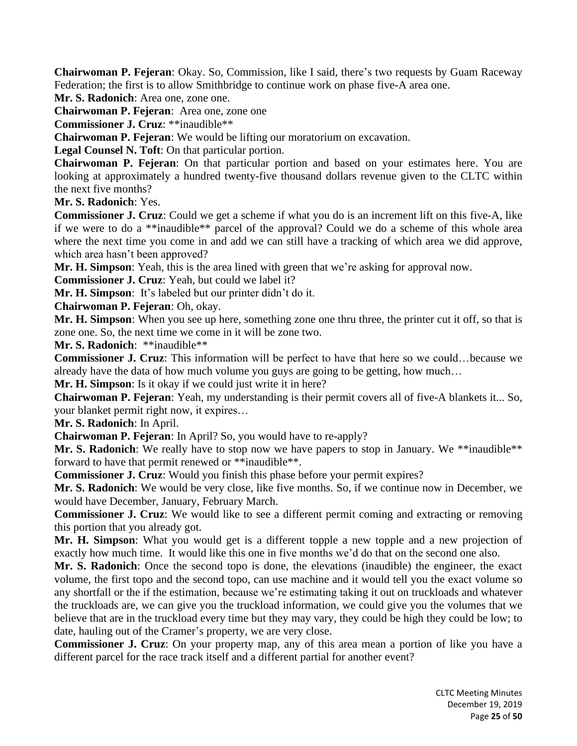**Chairwoman P. Fejeran**: Okay. So, Commission, like I said, there's two requests by Guam Raceway Federation; the first is to allow Smithbridge to continue work on phase five-A area one.

**Mr. S. Radonich**: Area one, zone one.

**Chairwoman P. Fejeran**: Area one, zone one

**Commissioner J. Cruz**: **inaudible**

**Chairwoman P. Fejeran**: We would be lifting our moratorium on excavation.

**Legal Counsel N. Toft**: On that particular portion.

**Chairwoman P. Fejeran**: On that particular portion and based on your estimates here. You are looking at approximately a hundred twenty-five thousand dollars revenue given to the CLTC within the next five months?

**Mr. S. Radonich**: Yes.

**Commissioner J. Cruz**: Could we get a scheme if what you do is an increment lift on this five-A, like if we were to do a **inaudible** parcel of the approval? Could we do a scheme of this whole area where the next time you come in and add we can still have a tracking of which area we did approve, which area hasn't been approved?

**Mr. H. Simpson**: Yeah, this is the area lined with green that we're asking for approval now.

**Commissioner J. Cruz**: Yeah, but could we label it?

**Mr. H. Simpson**: It's labeled but our printer didn't do it.

**Chairwoman P. Fejeran**: Oh, okay.

**Mr. H. Simpson**: When you see up here, something zone one thru three, the printer cut it off, so that is zone one. So, the next time we come in it will be zone two.

**Mr. S. Radonich**: **inaudible**

**Commissioner J. Cruz**: This information will be perfect to have that here so we could…because we already have the data of how much volume you guys are going to be getting, how much…

**Mr. H. Simpson**: Is it okay if we could just write it in here?

**Chairwoman P. Fejeran**: Yeah, my understanding is their permit covers all of five-A blankets it... So, your blanket permit right now, it expires…

**Mr. S. Radonich**: In April.

**Chairwoman P. Fejeran**: In April? So, you would have to re-apply?

**Mr. S. Radonich**: We really have to stop now we have papers to stop in January. We **inaudible** forward to have that permit renewed or **inaudible**.

**Commissioner J. Cruz**: Would you finish this phase before your permit expires?

**Mr. S. Radonich**: We would be very close, like five months. So, if we continue now in December, we would have December, January, February March.

**Commissioner J. Cruz**: We would like to see a different permit coming and extracting or removing this portion that you already got.

**Mr. H. Simpson**: What you would get is a different topple a new topple and a new projection of exactly how much time. It would like this one in five months we'd do that on the second one also.

**Mr. S. Radonich**: Once the second topo is done, the elevations (inaudible) the engineer, the exact volume, the first topo and the second topo, can use machine and it would tell you the exact volume so any shortfall or the if the estimation, because we're estimating taking it out on truckloads and whatever the truckloads are, we can give you the truckload information, we could give you the volumes that we believe that are in the truckload every time but they may vary, they could be high they could be low; to date, hauling out of the Cramer's property, we are very close.

**Commissioner J. Cruz**: On your property map, any of this area mean a portion of like you have a different parcel for the race track itself and a different partial for another event?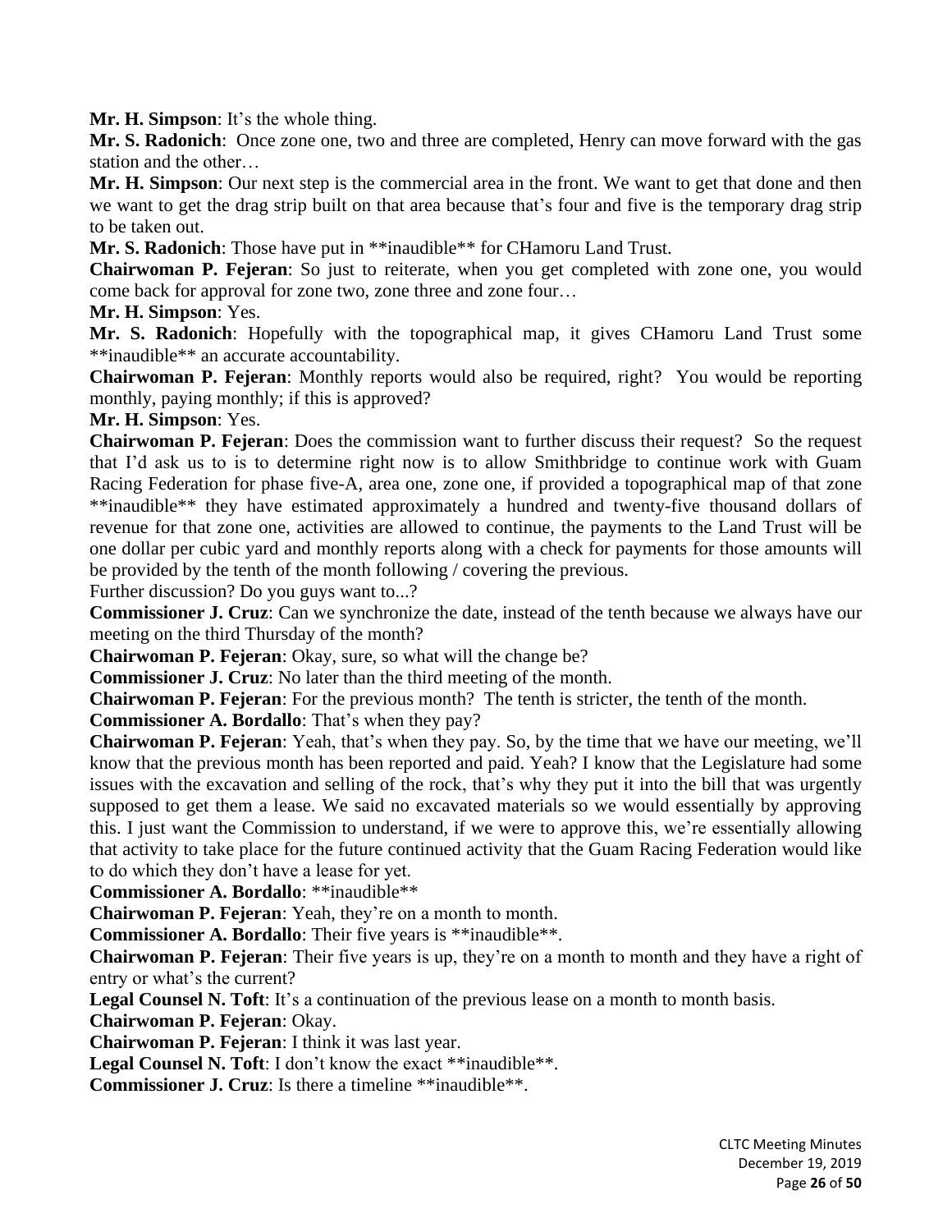**Mr. H. Simpson**: It's the whole thing.

**Mr. S. Radonich**: Once zone one, two and three are completed, Henry can move forward with the gas station and the other…

**Mr. H. Simpson**: Our next step is the commercial area in the front. We want to get that done and then we want to get the drag strip built on that area because that's four and five is the temporary drag strip to be taken out.

**Mr. S. Radonich**: Those have put in **inaudible** for CHamoru Land Trust.

**Chairwoman P. Fejeran**: So just to reiterate, when you get completed with zone one, you would come back for approval for zone two, zone three and zone four…

**Mr. H. Simpson**: Yes.

**Mr. S. Radonich**: Hopefully with the topographical map, it gives CHamoru Land Trust some **inaudible** an accurate accountability.

**Chairwoman P. Fejeran**: Monthly reports would also be required, right? You would be reporting monthly, paying monthly; if this is approved?

**Mr. H. Simpson**: Yes.

**Chairwoman P. Fejeran**: Does the commission want to further discuss their request? So the request that I'd ask us to is to determine right now is to allow Smithbridge to continue work with Guam Racing Federation for phase five-A, area one, zone one, if provided a topographical map of that zone **inaudible** they have estimated approximately a hundred and twenty-five thousand dollars of revenue for that zone one, activities are allowed to continue, the payments to the Land Trust will be one dollar per cubic yard and monthly reports along with a check for payments for those amounts will be provided by the tenth of the month following / covering the previous.

Further discussion? Do you guys want to...?

**Commissioner J. Cruz**: Can we synchronize the date, instead of the tenth because we always have our meeting on the third Thursday of the month?

**Chairwoman P. Fejeran**: Okay, sure, so what will the change be?

**Commissioner J. Cruz**: No later than the third meeting of the month.

**Chairwoman P. Fejeran**: For the previous month? The tenth is stricter, the tenth of the month.

**Commissioner A. Bordallo**: That's when they pay?

**Chairwoman P. Fejeran**: Yeah, that's when they pay. So, by the time that we have our meeting, we'll know that the previous month has been reported and paid. Yeah? I know that the Legislature had some issues with the excavation and selling of the rock, that's why they put it into the bill that was urgently supposed to get them a lease. We said no excavated materials so we would essentially by approving this. I just want the Commission to understand, if we were to approve this, we're essentially allowing that activity to take place for the future continued activity that the Guam Racing Federation would like to do which they don't have a lease for yet.

**Commissioner A. Bordallo**: **inaudible**

**Chairwoman P. Fejeran**: Yeah, they're on a month to month.

**Commissioner A. Bordallo**: Their five years is **inaudible**.

**Chairwoman P. Fejeran**: Their five years is up, they're on a month to month and they have a right of entry or what's the current?

**Legal Counsel N. Toft**: It's a continuation of the previous lease on a month to month basis.

**Chairwoman P. Fejeran**: Okay.

**Chairwoman P. Fejeran**: I think it was last year.

**Legal Counsel N. Toft**: I don't know the exact **inaudible**.

**Commissioner J. Cruz**: Is there a timeline **inaudible**.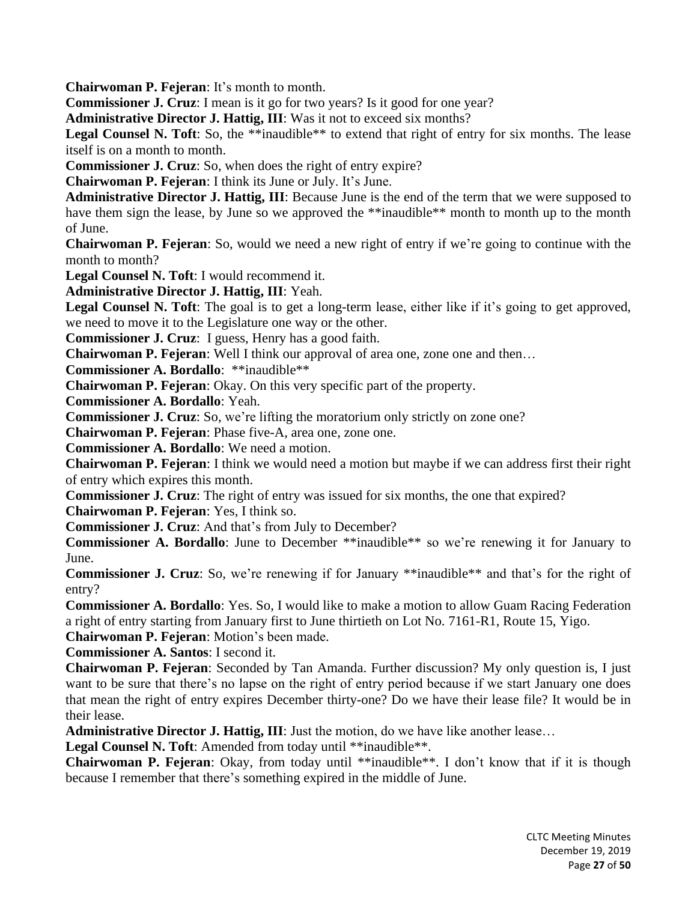**Chairwoman P. Fejeran**: It's month to month.

**Commissioner J. Cruz**: I mean is it go for two years? Is it good for one year?

**Administrative Director J. Hattig, III**: Was it not to exceed six months?

**Legal Counsel N. Toft**: So, the **inaudible** to extend that right of entry for six months. The lease itself is on a month to month.

**Commissioner J. Cruz**: So, when does the right of entry expire?

**Chairwoman P. Fejeran**: I think its June or July. It's June.

**Administrative Director J. Hattig, III**: Because June is the end of the term that we were supposed to have them sign the lease, by June so we approved the **inaudible** month to month up to the month of June.

**Chairwoman P. Fejeran**: So, would we need a new right of entry if we're going to continue with the month to month?

**Legal Counsel N. Toft**: I would recommend it.

**Administrative Director J. Hattig, III**: Yeah.

**Legal Counsel N. Toft**: The goal is to get a long-term lease, either like if it's going to get approved, we need to move it to the Legislature one way or the other.

**Commissioner J. Cruz**: I guess, Henry has a good faith.

**Chairwoman P. Fejeran**: Well I think our approval of area one, zone one and then…

**Commissioner A. Bordallo**: **inaudible**

**Chairwoman P. Fejeran**: Okay. On this very specific part of the property.

**Commissioner A. Bordallo**: Yeah.

**Commissioner J. Cruz**: So, we're lifting the moratorium only strictly on zone one?

**Chairwoman P. Fejeran**: Phase five-A, area one, zone one.

**Commissioner A. Bordallo**: We need a motion.

**Chairwoman P. Fejeran**: I think we would need a motion but maybe if we can address first their right of entry which expires this month.

**Commissioner J. Cruz**: The right of entry was issued for six months, the one that expired?

**Chairwoman P. Fejeran**: Yes, I think so.

**Commissioner J. Cruz**: And that's from July to December?

**Commissioner A. Bordallo**: June to December **inaudible** so we're renewing it for January to June.

**Commissioner J. Cruz**: So, we're renewing if for January **inaudible** and that's for the right of entry?

**Commissioner A. Bordallo**: Yes. So, I would like to make a motion to allow Guam Racing Federation a right of entry starting from January first to June thirtieth on Lot No. 7161-R1, Route 15, Yigo.

**Chairwoman P. Fejeran**: Motion's been made.

**Commissioner A. Santos**: I second it.

**Chairwoman P. Fejeran**: Seconded by Tan Amanda. Further discussion? My only question is, I just want to be sure that there's no lapse on the right of entry period because if we start January one does that mean the right of entry expires December thirty-one? Do we have their lease file? It would be in their lease.

**Administrative Director J. Hattig, III**: Just the motion, do we have like another lease…

**Legal Counsel N. Toft**: Amended from today until **inaudible**.

**Chairwoman P. Fejeran**: Okay, from today until **inaudible**. I don't know that if it is though because I remember that there's something expired in the middle of June.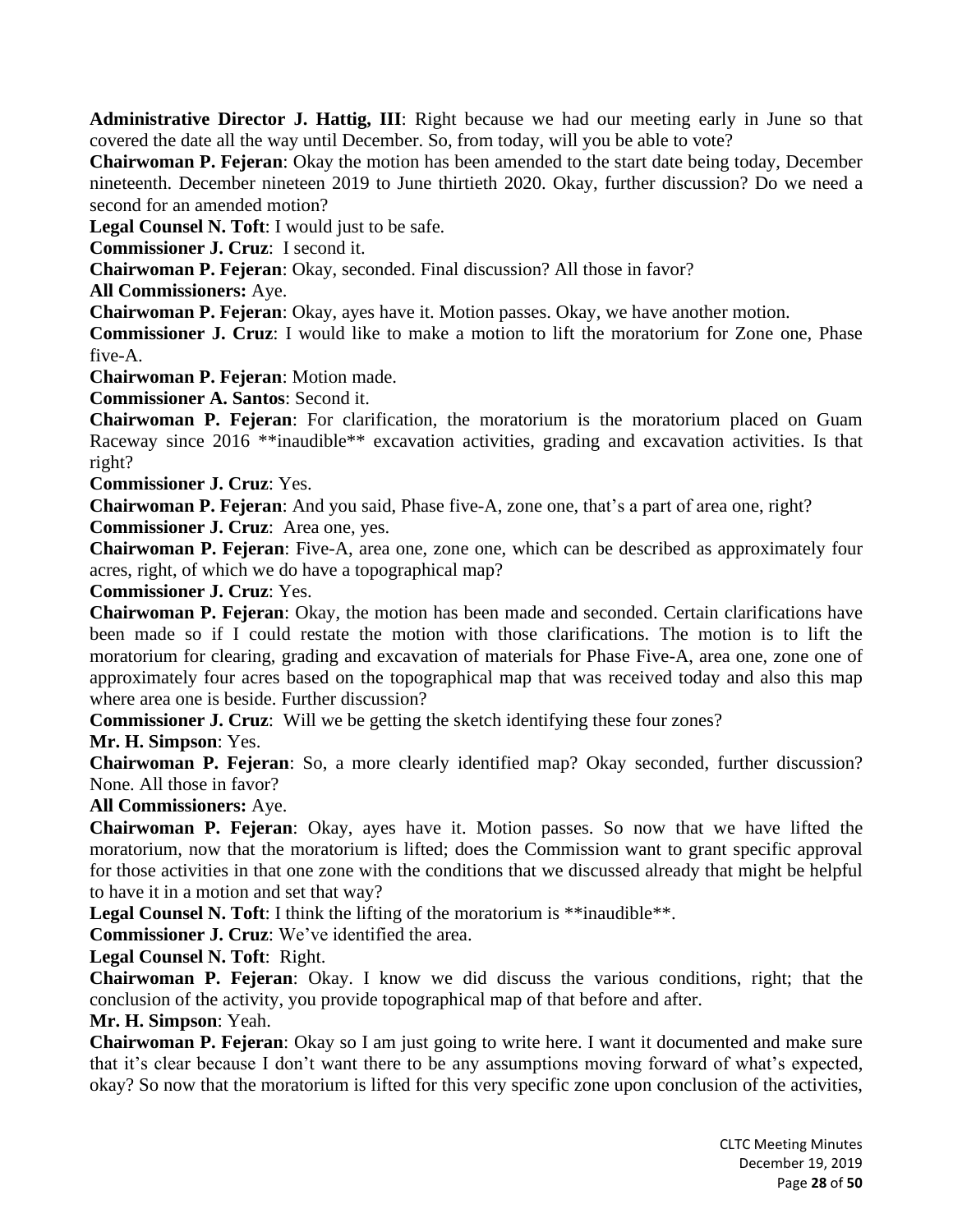**Administrative Director J. Hattig, III**: Right because we had our meeting early in June so that covered the date all the way until December. So, from today, will you be able to vote?

**Chairwoman P. Fejeran**: Okay the motion has been amended to the start date being today, December nineteenth. December nineteen 2019 to June thirtieth 2020. Okay, further discussion? Do we need a second for an amended motion?

**Legal Counsel N. Toft**: I would just to be safe.

**Commissioner J. Cruz**: I second it.

**Chairwoman P. Fejeran**: Okay, seconded. Final discussion? All those in favor?

**All Commissioners:** Aye.

**Chairwoman P. Fejeran**: Okay, ayes have it. Motion passes. Okay, we have another motion.

**Commissioner J. Cruz**: I would like to make a motion to lift the moratorium for Zone one, Phase five-A.

**Chairwoman P. Fejeran**: Motion made.

**Commissioner A. Santos**: Second it.

**Chairwoman P. Fejeran**: For clarification, the moratorium is the moratorium placed on Guam Raceway since 2016 **inaudible** excavation activities, grading and excavation activities. Is that right?

**Commissioner J. Cruz**: Yes.

**Chairwoman P. Fejeran**: And you said, Phase five-A, zone one, that's a part of area one, right?

**Commissioner J. Cruz**: Area one, yes.

**Chairwoman P. Fejeran**: Five-A, area one, zone one, which can be described as approximately four acres, right, of which we do have a topographical map?

**Commissioner J. Cruz**: Yes.

**Chairwoman P. Fejeran**: Okay, the motion has been made and seconded. Certain clarifications have been made so if I could restate the motion with those clarifications. The motion is to lift the moratorium for clearing, grading and excavation of materials for Phase Five-A, area one, zone one of approximately four acres based on the topographical map that was received today and also this map where area one is beside. Further discussion?

**Commissioner J. Cruz**: Will we be getting the sketch identifying these four zones?

**Mr. H. Simpson**: Yes.

**Chairwoman P. Fejeran**: So, a more clearly identified map? Okay seconded, further discussion? None. All those in favor?

**All Commissioners:** Aye.

**Chairwoman P. Fejeran**: Okay, ayes have it. Motion passes. So now that we have lifted the moratorium, now that the moratorium is lifted; does the Commission want to grant specific approval for those activities in that one zone with the conditions that we discussed already that might be helpful to have it in a motion and set that way?

**Legal Counsel N. Toft**: I think the lifting of the moratorium is **inaudible**.

**Commissioner J. Cruz**: We've identified the area.

**Legal Counsel N. Toft**: Right.

**Chairwoman P. Fejeran**: Okay. I know we did discuss the various conditions, right; that the conclusion of the activity, you provide topographical map of that before and after.

**Mr. H. Simpson**: Yeah.

**Chairwoman P. Fejeran**: Okay so I am just going to write here. I want it documented and make sure that it's clear because I don't want there to be any assumptions moving forward of what's expected, okay? So now that the moratorium is lifted for this very specific zone upon conclusion of the activities,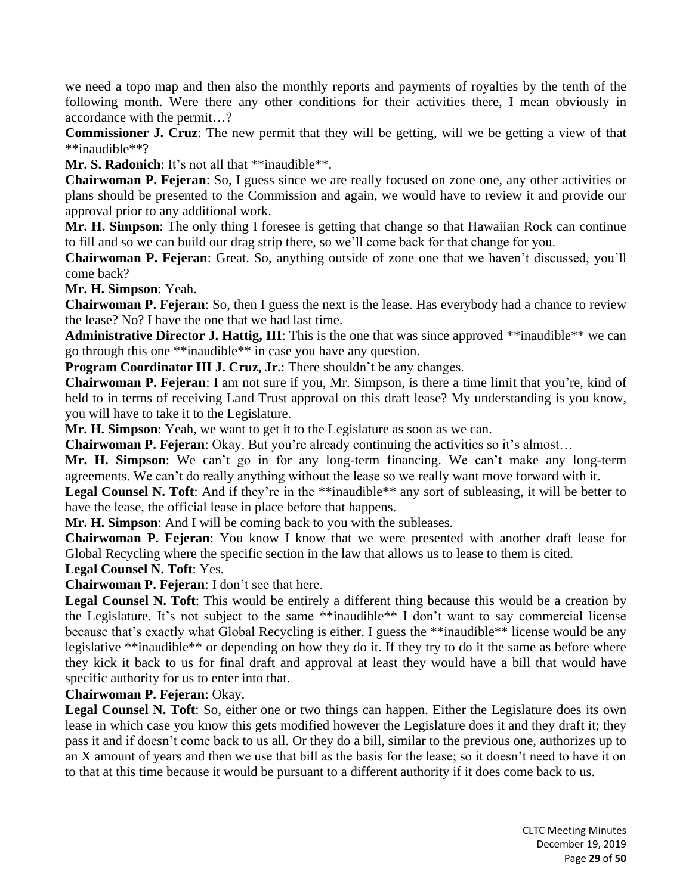we need a topo map and then also the monthly reports and payments of royalties by the tenth of the following month. Were there any other conditions for their activities there, I mean obviously in accordance with the permit…?

**Commissioner J. Cruz**: The new permit that they will be getting, will we be getting a view of that **inaudible**?

**Mr. S. Radonich**: It's not all that **inaudible**.

**Chairwoman P. Fejeran**: So, I guess since we are really focused on zone one, any other activities or plans should be presented to the Commission and again, we would have to review it and provide our approval prior to any additional work.

**Mr. H. Simpson**: The only thing I foresee is getting that change so that Hawaiian Rock can continue to fill and so we can build our drag strip there, so we'll come back for that change for you.

**Chairwoman P. Fejeran**: Great. So, anything outside of zone one that we haven't discussed, you'll come back?

**Mr. H. Simpson**: Yeah.

**Chairwoman P. Fejeran**: So, then I guess the next is the lease. Has everybody had a chance to review the lease? No? I have the one that we had last time.

**Administrative Director J. Hattig, III**: This is the one that was since approved **inaudible** we can go through this one **inaudible** in case you have any question.

**Program Coordinator III J. Cruz, Jr.**: There shouldn't be any changes.

**Chairwoman P. Fejeran**: I am not sure if you, Mr. Simpson, is there a time limit that you're, kind of held to in terms of receiving Land Trust approval on this draft lease? My understanding is you know, you will have to take it to the Legislature.

**Mr. H. Simpson**: Yeah, we want to get it to the Legislature as soon as we can.

**Chairwoman P. Fejeran**: Okay. But you're already continuing the activities so it's almost…

**Mr. H. Simpson**: We can't go in for any long-term financing. We can't make any long-term agreements. We can't do really anything without the lease so we really want move forward with it.

**Legal Counsel N. Toft**: And if they're in the **inaudible** any sort of subleasing, it will be better to have the lease, the official lease in place before that happens.

**Mr. H. Simpson**: And I will be coming back to you with the subleases.

**Chairwoman P. Fejeran**: You know I know that we were presented with another draft lease for Global Recycling where the specific section in the law that allows us to lease to them is cited.

**Legal Counsel N. Toft**: Yes.

**Chairwoman P. Fejeran**: I don't see that here.

**Legal Counsel N. Toft**: This would be entirely a different thing because this would be a creation by the Legislature. It's not subject to the same **inaudible** I don't want to say commercial license because that's exactly what Global Recycling is either. I guess the **inaudible** license would be any legislative **inaudible** or depending on how they do it. If they try to do it the same as before where they kick it back to us for final draft and approval at least they would have a bill that would have specific authority for us to enter into that.

**Chairwoman P. Fejeran**: Okay.

**Legal Counsel N. Toft**: So, either one or two things can happen. Either the Legislature does its own lease in which case you know this gets modified however the Legislature does it and they draft it; they pass it and if doesn't come back to us all. Or they do a bill, similar to the previous one, authorizes up to an X amount of years and then we use that bill as the basis for the lease; so it doesn't need to have it on to that at this time because it would be pursuant to a different authority if it does come back to us.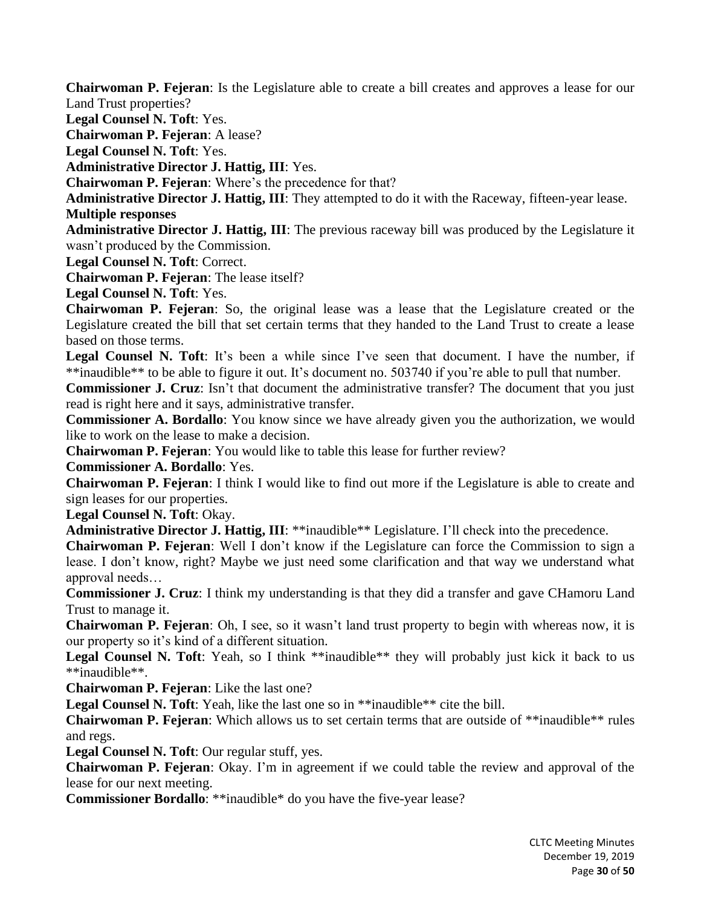**Chairwoman P. Fejeran**: Is the Legislature able to create a bill creates and approves a lease for our Land Trust properties?

**Legal Counsel N. Toft**: Yes.

**Chairwoman P. Fejeran**: A lease?

**Legal Counsel N. Toft**: Yes.

**Administrative Director J. Hattig, III**: Yes.

**Chairwoman P. Fejeran**: Where's the precedence for that?

**Administrative Director J. Hattig, III**: They attempted to do it with the Raceway, fifteen-year lease.

**Multiple responses**

**Administrative Director J. Hattig, III**: The previous raceway bill was produced by the Legislature it wasn't produced by the Commission.

**Legal Counsel N. Toft**: Correct.

**Chairwoman P. Fejeran**: The lease itself?

**Legal Counsel N. Toft**: Yes.

**Chairwoman P. Fejeran**: So, the original lease was a lease that the Legislature created or the Legislature created the bill that set certain terms that they handed to the Land Trust to create a lease based on those terms.

**Legal Counsel N. Toft**: It's been a while since I've seen that document. I have the number, if **inaudible** to be able to figure it out. It's document no. 503740 if you're able to pull that number.

**Commissioner J. Cruz**: Isn't that document the administrative transfer? The document that you just read is right here and it says, administrative transfer.

**Commissioner A. Bordallo**: You know since we have already given you the authorization, we would like to work on the lease to make a decision.

**Chairwoman P. Fejeran**: You would like to table this lease for further review?

**Commissioner A. Bordallo**: Yes.

**Chairwoman P. Fejeran**: I think I would like to find out more if the Legislature is able to create and sign leases for our properties.

**Legal Counsel N. Toft**: Okay.

**Administrative Director J. Hattig, III**: **inaudible** Legislature. I'll check into the precedence.

**Chairwoman P. Fejeran**: Well I don't know if the Legislature can force the Commission to sign a lease. I don't know, right? Maybe we just need some clarification and that way we understand what approval needs…

**Commissioner J. Cruz**: I think my understanding is that they did a transfer and gave CHamoru Land Trust to manage it.

**Chairwoman P. Fejeran**: Oh, I see, so it wasn't land trust property to begin with whereas now, it is our property so it's kind of a different situation.

**Legal Counsel N. Toft**: Yeah, so I think **inaudible** they will probably just kick it back to us **inaudible**.

**Chairwoman P. Fejeran**: Like the last one?

**Legal Counsel N. Toft**: Yeah, like the last one so in **inaudible** cite the bill.

**Chairwoman P. Fejeran**: Which allows us to set certain terms that are outside of **inaudible** rules and regs.

**Legal Counsel N. Toft**: Our regular stuff, yes.

**Chairwoman P. Fejeran**: Okay. I'm in agreement if we could table the review and approval of the lease for our next meeting.

**Commissioner Bordallo**: **inaudible* do you have the five-year lease?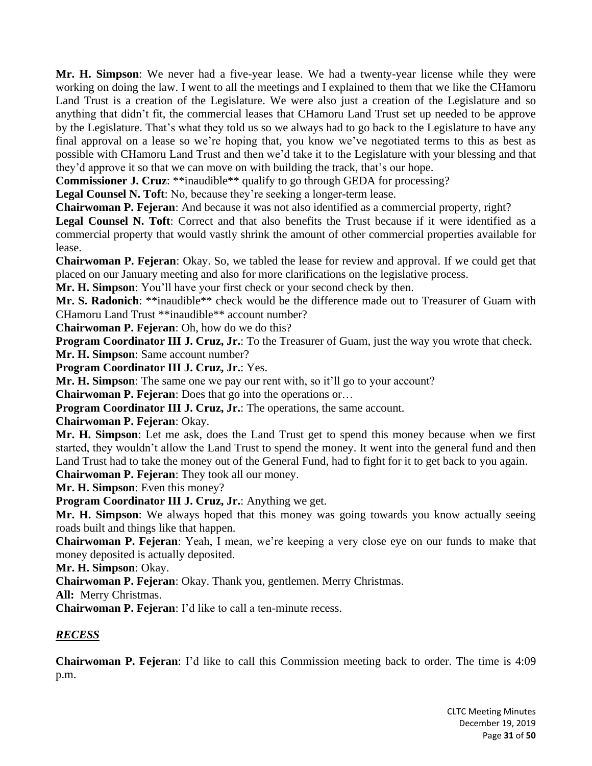**Mr. H. Simpson**: We never had a five-year lease. We had a twenty-year license while they were working on doing the law. I went to all the meetings and I explained to them that we like the CHamoru Land Trust is a creation of the Legislature. We were also just a creation of the Legislature and so anything that didn't fit, the commercial leases that CHamoru Land Trust set up needed to be approve by the Legislature. That's what they told us so we always had to go back to the Legislature to have any final approval on a lease so we're hoping that, you know we've negotiated terms to this as best as possible with CHamoru Land Trust and then we'd take it to the Legislature with your blessing and that they'd approve it so that we can move on with building the track, that's our hope.

**Commissioner J. Cruz**: **inaudible** qualify to go through GEDA for processing?

**Legal Counsel N. Toft**: No, because they're seeking a longer-term lease.

**Chairwoman P. Fejeran**: And because it was not also identified as a commercial property, right?

**Legal Counsel N. Toft**: Correct and that also benefits the Trust because if it were identified as a commercial property that would vastly shrink the amount of other commercial properties available for lease.

**Chairwoman P. Fejeran**: Okay. So, we tabled the lease for review and approval. If we could get that placed on our January meeting and also for more clarifications on the legislative process.

**Mr. H. Simpson**: You'll have your first check or your second check by then.

**Mr. S. Radonich**: **inaudible** check would be the difference made out to Treasurer of Guam with CHamoru Land Trust **inaudible** account number?

**Chairwoman P. Fejeran**: Oh, how do we do this?

**Program Coordinator III J. Cruz, Jr.**: To the Treasurer of Guam, just the way you wrote that check.

**Mr. H. Simpson**: Same account number?

**Program Coordinator III J. Cruz, Jr.**: Yes.

**Mr. H. Simpson**: The same one we pay our rent with, so it'll go to your account?

**Chairwoman P. Fejeran**: Does that go into the operations or…

**Program Coordinator III J. Cruz, Jr.**: The operations, the same account.

**Chairwoman P. Fejeran**: Okay.

**Mr. H. Simpson**: Let me ask, does the Land Trust get to spend this money because when we first started, they wouldn't allow the Land Trust to spend the money. It went into the general fund and then Land Trust had to take the money out of the General Fund, had to fight for it to get back to you again.

**Chairwoman P. Fejeran**: They took all our money.

**Mr. H. Simpson**: Even this money?

**Program Coordinator III J. Cruz, Jr.**: Anything we get.

**Mr. H. Simpson**: We always hoped that this money was going towards you know actually seeing roads built and things like that happen.

**Chairwoman P. Fejeran**: Yeah, I mean, we're keeping a very close eye on our funds to make that money deposited is actually deposited.

**Mr. H. Simpson**: Okay.

**Chairwoman P. Fejeran**: Okay. Thank you, gentlemen. Merry Christmas.

**All:** Merry Christmas.

**Chairwoman P. Fejeran**: I'd like to call a ten-minute recess.

***RECESS***

**Chairwoman P. Fejeran**: I'd like to call this Commission meeting back to order. The time is 4:09 p.m.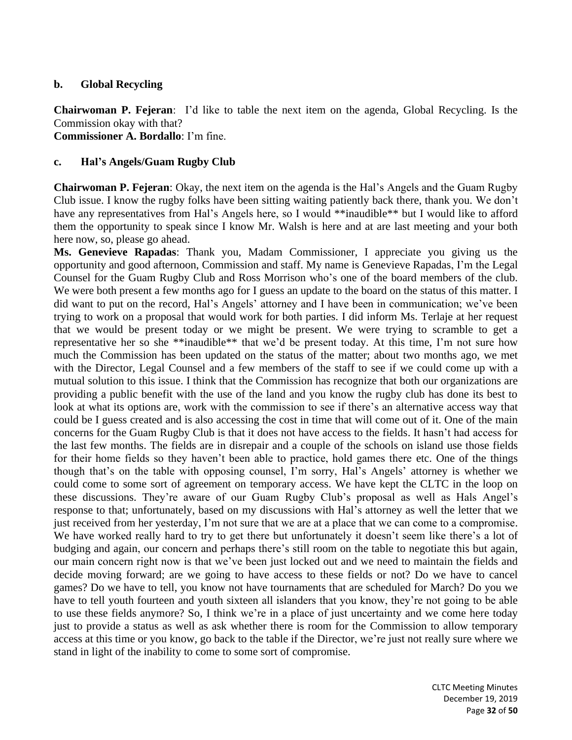**b. Global Recycling**

**Chairwoman P. Fejeran**: I'd like to table the next item on the agenda, Global Recycling. Is the Commission okay with that?
**Commissioner A. Bordallo**: I'm fine.

**c. Hal's Angels/Guam Rugby Club**

**Chairwoman P. Fejeran**: Okay, the next item on the agenda is the Hal's Angels and the Guam Rugby Club issue. I know the rugby folks have been sitting waiting patiently back there, thank you. We don't have any representatives from Hal's Angels here, so I would **inaudible** but I would like to afford them the opportunity to speak since I know Mr. Walsh is here and at are last meeting and your both here now, so, please go ahead.
**Ms. Genevieve Rapadas**: Thank you, Madam Commissioner, I appreciate you giving us the opportunity and good afternoon, Commission and staff. My name is Genevieve Rapadas, I'm the Legal Counsel for the Guam Rugby Club and Ross Morrison who's one of the board members of the club. We were both present a few months ago for I guess an update to the board on the status of this matter. I did want to put on the record, Hal's Angels' attorney and I have been in communication; we've been trying to work on a proposal that would work for both parties. I did inform Ms. Terlaje at her request that we would be present today or we might be present. We were trying to scramble to get a representative her so she **inaudible** that we'd be present today. At this time, I'm not sure how much the Commission has been updated on the status of the matter; about two months ago, we met with the Director, Legal Counsel and a few members of the staff to see if we could come up with a mutual solution to this issue. I think that the Commission has recognize that both our organizations are providing a public benefit with the use of the land and you know the rugby club has done its best to look at what its options are, work with the commission to see if there's an alternative access way that could be I guess created and is also accessing the cost in time that will come out of it. One of the main concerns for the Guam Rugby Club is that it does not have access to the fields. It hasn't had access for the last few months. The fields are in disrepair and a couple of the schools on island use those fields for their home fields so they haven't been able to practice, hold games there etc. One of the things though that's on the table with opposing counsel, I'm sorry, Hal's Angels' attorney is whether we could come to some sort of agreement on temporary access. We have kept the CLTC in the loop on these discussions. They're aware of our Guam Rugby Club's proposal as well as Hals Angel's response to that; unfortunately, based on my discussions with Hal's attorney as well the letter that we just received from her yesterday, I'm not sure that we are at a place that we can come to a compromise. We have worked really hard to try to get there but unfortunately it doesn't seem like there's a lot of budging and again, our concern and perhaps there's still room on the table to negotiate this but again, our main concern right now is that we've been just locked out and we need to maintain the fields and decide moving forward; are we going to have access to these fields or not? Do we have to cancel games? Do we have to tell, you know not have tournaments that are scheduled for March? Do you we have to tell youth fourteen and youth sixteen all islanders that you know, they're not going to be able to use these fields anymore? So, I think we're in a place of just uncertainty and we come here today just to provide a status as well as ask whether there is room for the Commission to allow temporary access at this time or you know, go back to the table if the Director, we're just not really sure where we stand in light of the inability to come to some sort of compromise.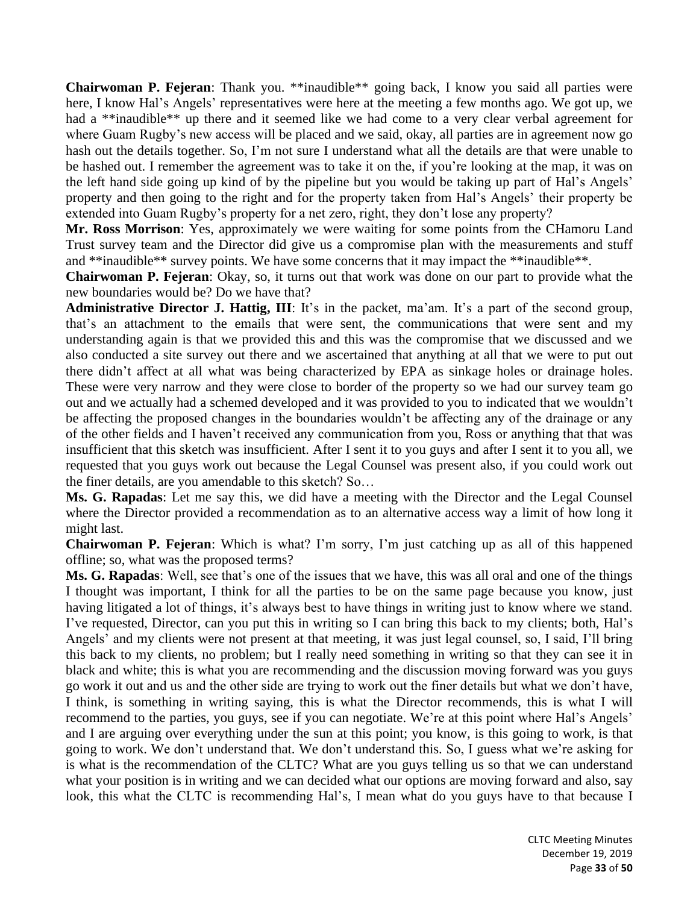**Chairwoman P. Fejeran**: Thank you. **inaudible** going back, I know you said all parties were here, I know Hal's Angels' representatives were here at the meeting a few months ago. We got up, we had a **inaudible** up there and it seemed like we had come to a very clear verbal agreement for where Guam Rugby's new access will be placed and we said, okay, all parties are in agreement now go hash out the details together. So, I'm not sure I understand what all the details are that were unable to be hashed out. I remember the agreement was to take it on the, if you're looking at the map, it was on the left hand side going up kind of by the pipeline but you would be taking up part of Hal's Angels' property and then going to the right and for the property taken from Hal's Angels' their property be extended into Guam Rugby's property for a net zero, right, they don't lose any property?

**Mr. Ross Morrison**: Yes, approximately we were waiting for some points from the CHamoru Land Trust survey team and the Director did give us a compromise plan with the measurements and stuff and **inaudible** survey points. We have some concerns that it may impact the **inaudible**.

**Chairwoman P. Fejeran**: Okay, so, it turns out that work was done on our part to provide what the new boundaries would be? Do we have that?

**Administrative Director J. Hattig, III**: It's in the packet, ma'am. It's a part of the second group, that's an attachment to the emails that were sent, the communications that were sent and my understanding again is that we provided this and this was the compromise that we discussed and we also conducted a site survey out there and we ascertained that anything at all that we were to put out there didn't affect at all what was being characterized by EPA as sinkage holes or drainage holes. These were very narrow and they were close to border of the property so we had our survey team go out and we actually had a schemed developed and it was provided to you to indicated that we wouldn't be affecting the proposed changes in the boundaries wouldn't be affecting any of the drainage or any of the other fields and I haven't received any communication from you, Ross or anything that that was insufficient that this sketch was insufficient. After I sent it to you guys and after I sent it to you all, we requested that you guys work out because the Legal Counsel was present also, if you could work out the finer details, are you amendable to this sketch? So…

**Ms. G. Rapadas**: Let me say this, we did have a meeting with the Director and the Legal Counsel where the Director provided a recommendation as to an alternative access way a limit of how long it might last.

**Chairwoman P. Fejeran**: Which is what? I'm sorry, I'm just catching up as all of this happened offline; so, what was the proposed terms?

**Ms. G. Rapadas**: Well, see that's one of the issues that we have, this was all oral and one of the things I thought was important, I think for all the parties to be on the same page because you know, just having litigated a lot of things, it's always best to have things in writing just to know where we stand. I've requested, Director, can you put this in writing so I can bring this back to my clients; both, Hal's Angels' and my clients were not present at that meeting, it was just legal counsel, so, I said, I'll bring this back to my clients, no problem; but I really need something in writing so that they can see it in black and white; this is what you are recommending and the discussion moving forward was you guys go work it out and us and the other side are trying to work out the finer details but what we don't have, I think, is something in writing saying, this is what the Director recommends, this is what I will recommend to the parties, you guys, see if you can negotiate. We're at this point where Hal's Angels' and I are arguing over everything under the sun at this point; you know, is this going to work, is that going to work. We don't understand that. We don't understand this. So, I guess what we're asking for is what is the recommendation of the CLTC? What are you guys telling us so that we can understand what your position is in writing and we can decided what our options are moving forward and also, say look, this what the CLTC is recommending Hal's, I mean what do you guys have to that because I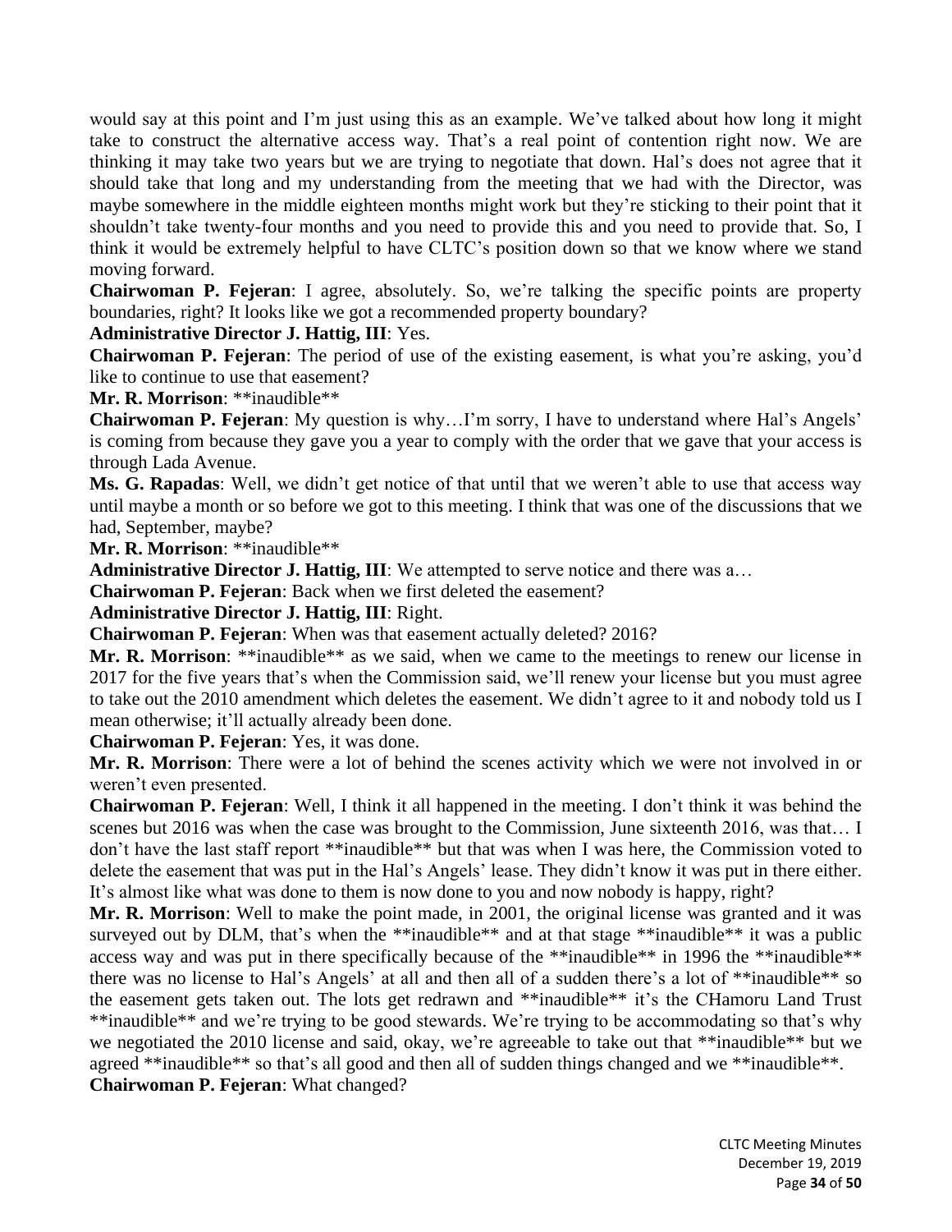would say at this point and I'm just using this as an example. We've talked about how long it might take to construct the alternative access way. That's a real point of contention right now. We are thinking it may take two years but we are trying to negotiate that down. Hal's does not agree that it should take that long and my understanding from the meeting that we had with the Director, was maybe somewhere in the middle eighteen months might work but they're sticking to their point that it shouldn't take twenty-four months and you need to provide this and you need to provide that. So, I think it would be extremely helpful to have CLTC's position down so that we know where we stand moving forward.

**Chairwoman P. Fejeran**: I agree, absolutely. So, we're talking the specific points are property boundaries, right? It looks like we got a recommended property boundary?

**Administrative Director J. Hattig, III**: Yes.

**Chairwoman P. Fejeran**: The period of use of the existing easement, is what you're asking, you'd like to continue to use that easement?

**Mr. R. Morrison**: **inaudible**

**Chairwoman P. Fejeran**: My question is why…I'm sorry, I have to understand where Hal's Angels' is coming from because they gave you a year to comply with the order that we gave that your access is through Lada Avenue.

**Ms. G. Rapadas**: Well, we didn't get notice of that until that we weren't able to use that access way until maybe a month or so before we got to this meeting. I think that was one of the discussions that we had, September, maybe?

**Mr. R. Morrison**: **inaudible**

**Administrative Director J. Hattig, III**: We attempted to serve notice and there was a…

**Chairwoman P. Fejeran**: Back when we first deleted the easement?

**Administrative Director J. Hattig, III**: Right.

**Chairwoman P. Fejeran**: When was that easement actually deleted? 2016?

**Mr. R. Morrison**: **inaudible** as we said, when we came to the meetings to renew our license in 2017 for the five years that's when the Commission said, we'll renew your license but you must agree to take out the 2010 amendment which deletes the easement. We didn't agree to it and nobody told us I mean otherwise; it'll actually already been done.

**Chairwoman P. Fejeran**: Yes, it was done.

**Mr. R. Morrison**: There were a lot of behind the scenes activity which we were not involved in or weren't even presented.

**Chairwoman P. Fejeran**: Well, I think it all happened in the meeting. I don't think it was behind the scenes but 2016 was when the case was brought to the Commission, June sixteenth 2016, was that… I don't have the last staff report **inaudible** but that was when I was here, the Commission voted to delete the easement that was put in the Hal's Angels' lease. They didn't know it was put in there either. It's almost like what was done to them is now done to you and now nobody is happy, right?

**Mr. R. Morrison**: Well to make the point made, in 2001, the original license was granted and it was surveyed out by DLM, that's when the **inaudible** and at that stage **inaudible** it was a public access way and was put in there specifically because of the **inaudible** in 1996 the **inaudible** there was no license to Hal's Angels' at all and then all of a sudden there's a lot of **inaudible** so the easement gets taken out. The lots get redrawn and **inaudible** it's the CHamoru Land Trust **inaudible** and we're trying to be good stewards. We're trying to be accommodating so that's why we negotiated the 2010 license and said, okay, we're agreeable to take out that **inaudible** but we agreed **inaudible** so that's all good and then all of sudden things changed and we **inaudible**.

**Chairwoman P. Fejeran**: What changed?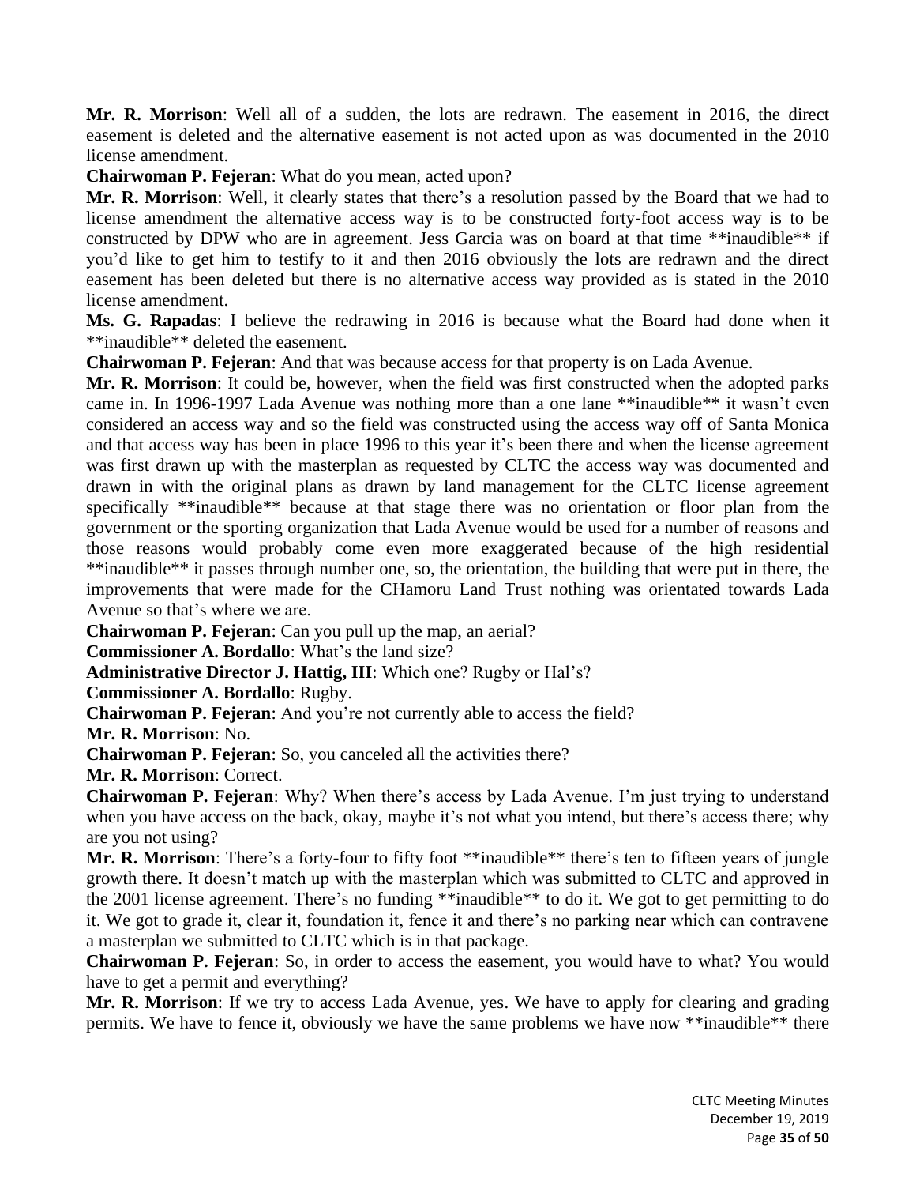**Mr. R. Morrison**: Well all of a sudden, the lots are redrawn. The easement in 2016, the direct easement is deleted and the alternative easement is not acted upon as was documented in the 2010 license amendment.

**Chairwoman P. Fejeran**: What do you mean, acted upon?

**Mr. R. Morrison**: Well, it clearly states that there's a resolution passed by the Board that we had to license amendment the alternative access way is to be constructed forty-foot access way is to be constructed by DPW who are in agreement. Jess Garcia was on board at that time **inaudible** if you'd like to get him to testify to it and then 2016 obviously the lots are redrawn and the direct easement has been deleted but there is no alternative access way provided as is stated in the 2010 license amendment.

**Ms. G. Rapadas**: I believe the redrawing in 2016 is because what the Board had done when it **inaudible** deleted the easement.

**Chairwoman P. Fejeran**: And that was because access for that property is on Lada Avenue.

**Mr. R. Morrison**: It could be, however, when the field was first constructed when the adopted parks came in. In 1996-1997 Lada Avenue was nothing more than a one lane **inaudible** it wasn't even considered an access way and so the field was constructed using the access way off of Santa Monica and that access way has been in place 1996 to this year it's been there and when the license agreement was first drawn up with the masterplan as requested by CLTC the access way was documented and drawn in with the original plans as drawn by land management for the CLTC license agreement specifically **inaudible** because at that stage there was no orientation or floor plan from the government or the sporting organization that Lada Avenue would be used for a number of reasons and those reasons would probably come even more exaggerated because of the high residential **inaudible** it passes through number one, so, the orientation, the building that were put in there, the improvements that were made for the CHamoru Land Trust nothing was orientated towards Lada Avenue so that's where we are.

**Chairwoman P. Fejeran**: Can you pull up the map, an aerial?

**Commissioner A. Bordallo**: What's the land size?

**Administrative Director J. Hattig, III**: Which one? Rugby or Hal's?

**Commissioner A. Bordallo**: Rugby.

**Chairwoman P. Fejeran**: And you're not currently able to access the field?

**Mr. R. Morrison**: No.

**Chairwoman P. Fejeran**: So, you canceled all the activities there?

**Mr. R. Morrison**: Correct.

**Chairwoman P. Fejeran**: Why? When there's access by Lada Avenue. I'm just trying to understand when you have access on the back, okay, maybe it's not what you intend, but there's access there; why are you not using?

**Mr. R. Morrison**: There's a forty-four to fifty foot **inaudible** there's ten to fifteen years of jungle growth there. It doesn't match up with the masterplan which was submitted to CLTC and approved in the 2001 license agreement. There's no funding **inaudible** to do it. We got to get permitting to do it. We got to grade it, clear it, foundation it, fence it and there's no parking near which can contravene a masterplan we submitted to CLTC which is in that package.

**Chairwoman P. Fejeran**: So, in order to access the easement, you would have to what? You would have to get a permit and everything?

**Mr. R. Morrison**: If we try to access Lada Avenue, yes. We have to apply for clearing and grading permits. We have to fence it, obviously we have the same problems we have now **inaudible** there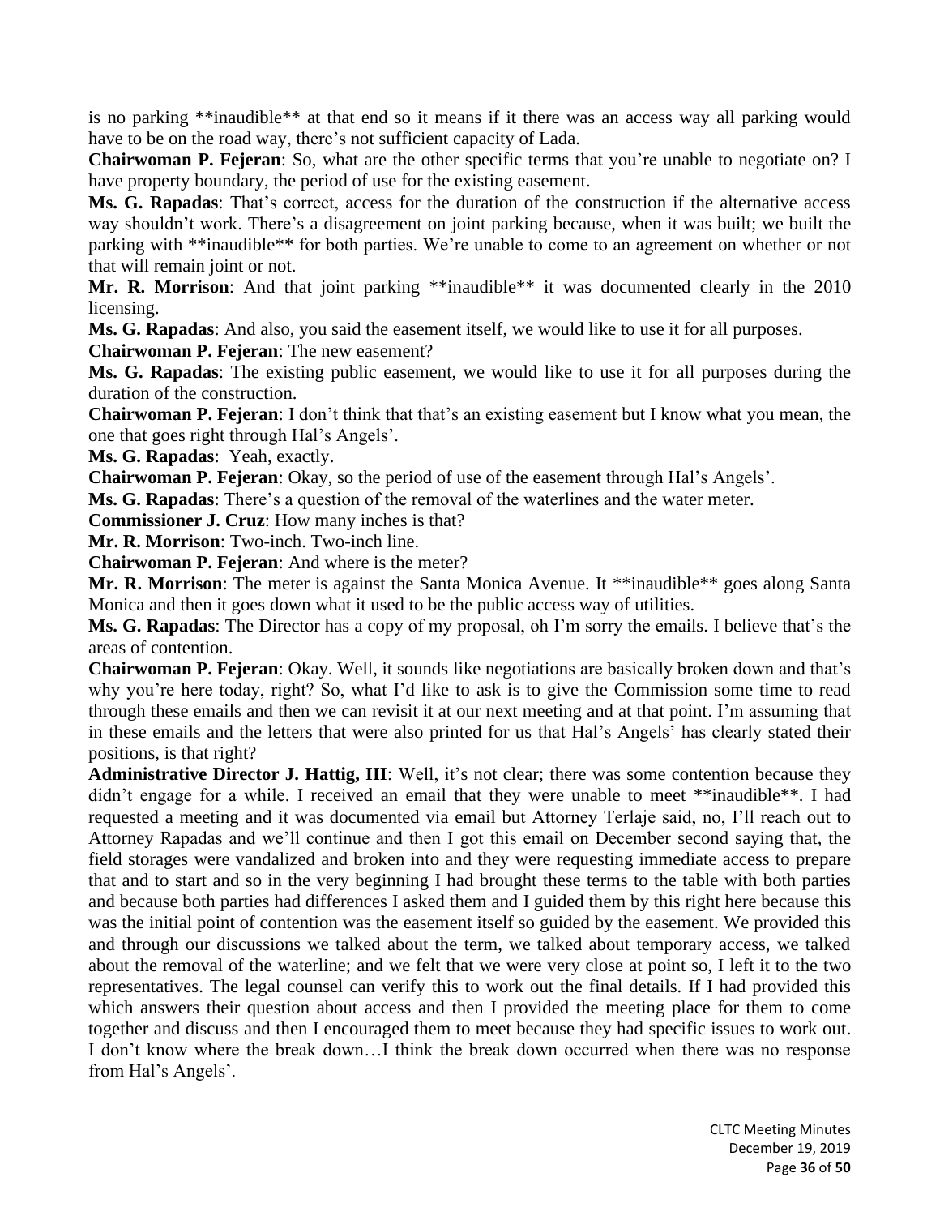is no parking **inaudible** at that end so it means if it there was an access way all parking would have to be on the road way, there's not sufficient capacity of Lada.

**Chairwoman P. Fejeran**: So, what are the other specific terms that you're unable to negotiate on? I have property boundary, the period of use for the existing easement.

**Ms. G. Rapadas**: That's correct, access for the duration of the construction if the alternative access way shouldn't work. There's a disagreement on joint parking because, when it was built; we built the parking with **inaudible** for both parties. We're unable to come to an agreement on whether or not that will remain joint or not.

**Mr. R. Morrison**: And that joint parking **inaudible** it was documented clearly in the 2010 licensing.

**Ms. G. Rapadas**: And also, you said the easement itself, we would like to use it for all purposes.

**Chairwoman P. Fejeran**: The new easement?

**Ms. G. Rapadas**: The existing public easement, we would like to use it for all purposes during the duration of the construction.

**Chairwoman P. Fejeran**: I don't think that that's an existing easement but I know what you mean, the one that goes right through Hal's Angels'.

**Ms. G. Rapadas**: Yeah, exactly.

**Chairwoman P. Fejeran**: Okay, so the period of use of the easement through Hal's Angels'.

**Ms. G. Rapadas**: There's a question of the removal of the waterlines and the water meter.

**Commissioner J. Cruz**: How many inches is that?

**Mr. R. Morrison**: Two-inch. Two-inch line.

**Chairwoman P. Fejeran**: And where is the meter?

**Mr. R. Morrison**: The meter is against the Santa Monica Avenue. It **inaudible** goes along Santa Monica and then it goes down what it used to be the public access way of utilities.

**Ms. G. Rapadas**: The Director has a copy of my proposal, oh I'm sorry the emails. I believe that's the areas of contention.

**Chairwoman P. Fejeran**: Okay. Well, it sounds like negotiations are basically broken down and that's why you're here today, right? So, what I'd like to ask is to give the Commission some time to read through these emails and then we can revisit it at our next meeting and at that point. I'm assuming that in these emails and the letters that were also printed for us that Hal's Angels' has clearly stated their positions, is that right?

**Administrative Director J. Hattig, III**: Well, it's not clear; there was some contention because they didn't engage for a while. I received an email that they were unable to meet **inaudible**. I had requested a meeting and it was documented via email but Attorney Terlaje said, no, I'll reach out to Attorney Rapadas and we'll continue and then I got this email on December second saying that, the field storages were vandalized and broken into and they were requesting immediate access to prepare that and to start and so in the very beginning I had brought these terms to the table with both parties and because both parties had differences I asked them and I guided them by this right here because this was the initial point of contention was the easement itself so guided by the easement. We provided this and through our discussions we talked about the term, we talked about temporary access, we talked about the removal of the waterline; and we felt that we were very close at point so, I left it to the two representatives. The legal counsel can verify this to work out the final details. If I had provided this which answers their question about access and then I provided the meeting place for them to come together and discuss and then I encouraged them to meet because they had specific issues to work out. I don't know where the break down…I think the break down occurred when there was no response from Hal's Angels'.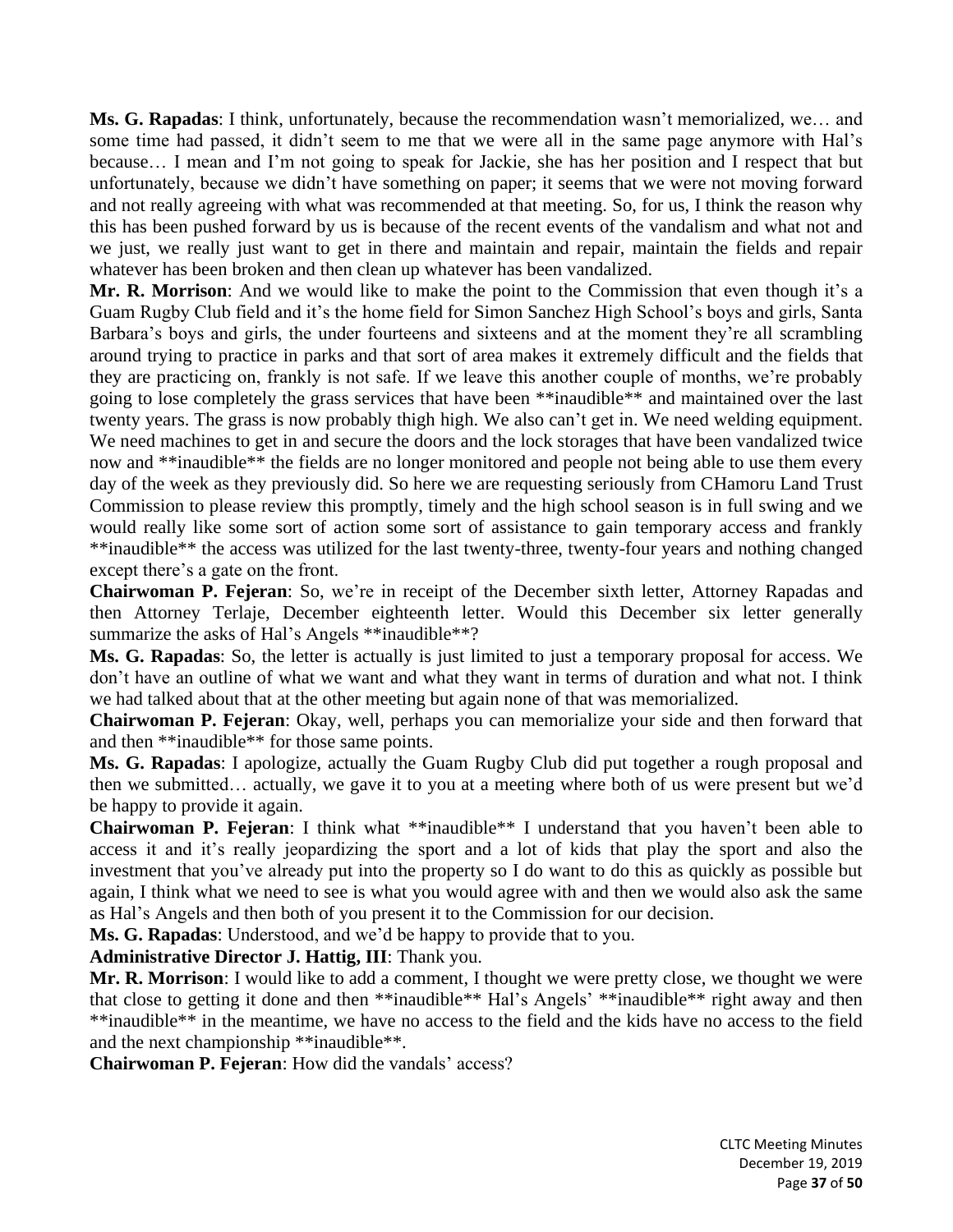**Ms. G. Rapadas**: I think, unfortunately, because the recommendation wasn't memorialized, we… and some time had passed, it didn't seem to me that we were all in the same page anymore with Hal's because… I mean and I'm not going to speak for Jackie, she has her position and I respect that but unfortunately, because we didn't have something on paper; it seems that we were not moving forward and not really agreeing with what was recommended at that meeting. So, for us, I think the reason why this has been pushed forward by us is because of the recent events of the vandalism and what not and we just, we really just want to get in there and maintain and repair, maintain the fields and repair whatever has been broken and then clean up whatever has been vandalized.

**Mr. R. Morrison**: And we would like to make the point to the Commission that even though it's a Guam Rugby Club field and it's the home field for Simon Sanchez High School's boys and girls, Santa Barbara's boys and girls, the under fourteens and sixteens and at the moment they're all scrambling around trying to practice in parks and that sort of area makes it extremely difficult and the fields that they are practicing on, frankly is not safe. If we leave this another couple of months, we're probably going to lose completely the grass services that have been **inaudible** and maintained over the last twenty years. The grass is now probably thigh high. We also can't get in. We need welding equipment. We need machines to get in and secure the doors and the lock storages that have been vandalized twice now and **inaudible** the fields are no longer monitored and people not being able to use them every day of the week as they previously did. So here we are requesting seriously from CHamoru Land Trust Commission to please review this promptly, timely and the high school season is in full swing and we would really like some sort of action some sort of assistance to gain temporary access and frankly **inaudible** the access was utilized for the last twenty-three, twenty-four years and nothing changed except there's a gate on the front.

**Chairwoman P. Fejeran**: So, we're in receipt of the December sixth letter, Attorney Rapadas and then Attorney Terlaje, December eighteenth letter. Would this December six letter generally summarize the asks of Hal's Angels **inaudible**?

**Ms. G. Rapadas**: So, the letter is actually is just limited to just a temporary proposal for access. We don't have an outline of what we want and what they want in terms of duration and what not. I think we had talked about that at the other meeting but again none of that was memorialized.

**Chairwoman P. Fejeran**: Okay, well, perhaps you can memorialize your side and then forward that and then **inaudible** for those same points.

**Ms. G. Rapadas**: I apologize, actually the Guam Rugby Club did put together a rough proposal and then we submitted… actually, we gave it to you at a meeting where both of us were present but we'd be happy to provide it again.

**Chairwoman P. Fejeran**: I think what **inaudible** I understand that you haven't been able to access it and it's really jeopardizing the sport and a lot of kids that play the sport and also the investment that you've already put into the property so I do want to do this as quickly as possible but again, I think what we need to see is what you would agree with and then we would also ask the same as Hal's Angels and then both of you present it to the Commission for our decision.

**Ms. G. Rapadas**: Understood, and we'd be happy to provide that to you.

**Administrative Director J. Hattig, III**: Thank you.

**Mr. R. Morrison**: I would like to add a comment, I thought we were pretty close, we thought we were that close to getting it done and then **inaudible** Hal's Angels' **inaudible** right away and then **inaudible** in the meantime, we have no access to the field and the kids have no access to the field and the next championship **inaudible**.

**Chairwoman P. Fejeran**: How did the vandals' access?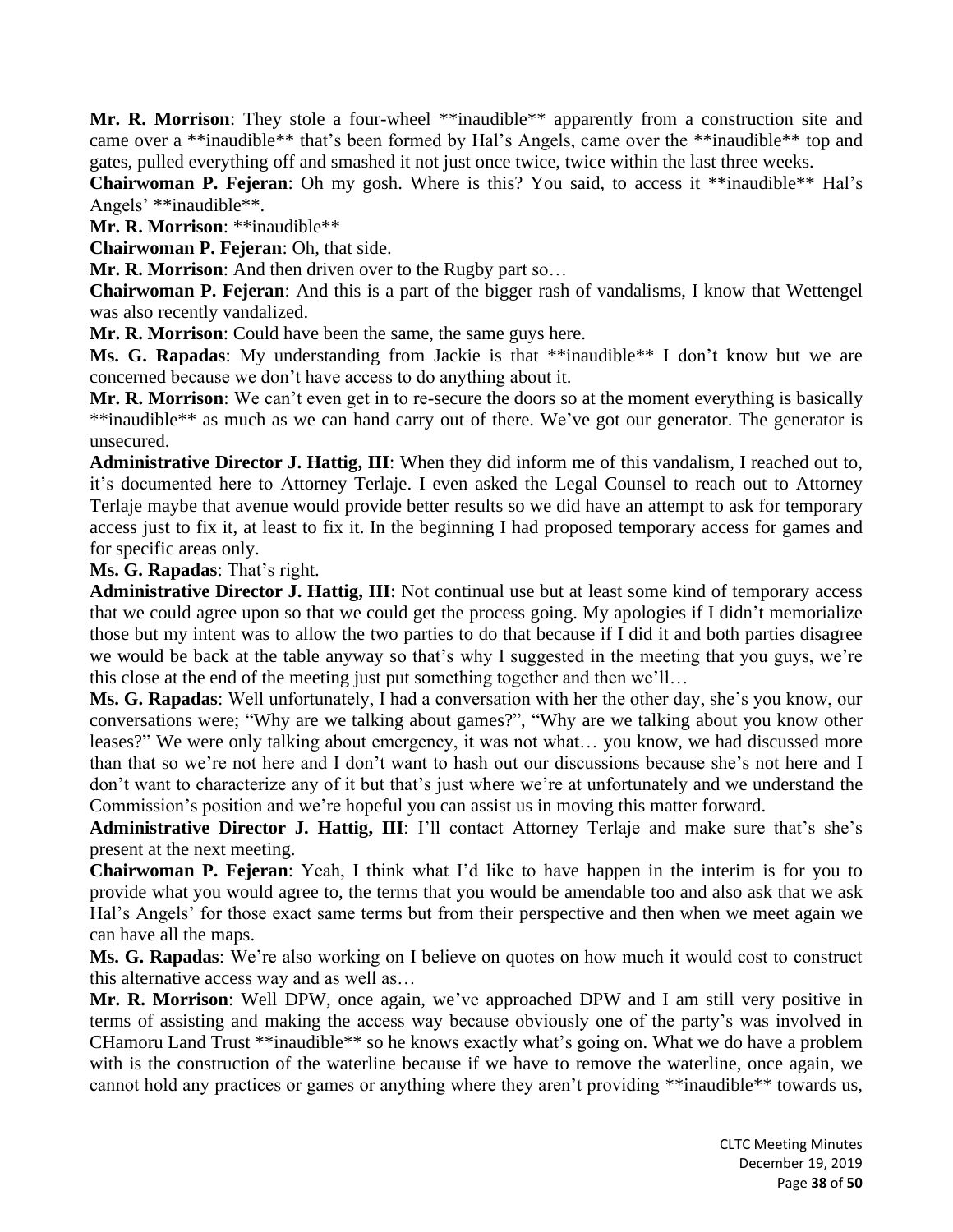**Mr. R. Morrison**: They stole a four-wheel **inaudible** apparently from a construction site and came over a **inaudible** that's been formed by Hal's Angels, came over the **inaudible** top and gates, pulled everything off and smashed it not just once twice, twice within the last three weeks.

**Chairwoman P. Fejeran**: Oh my gosh. Where is this? You said, to access it **inaudible** Hal's Angels' **inaudible**.

**Mr. R. Morrison**: **inaudible**

**Chairwoman P. Fejeran**: Oh, that side.

**Mr. R. Morrison**: And then driven over to the Rugby part so…

**Chairwoman P. Fejeran**: And this is a part of the bigger rash of vandalisms, I know that Wettengel was also recently vandalized.

**Mr. R. Morrison**: Could have been the same, the same guys here.

**Ms. G. Rapadas**: My understanding from Jackie is that **inaudible** I don't know but we are concerned because we don't have access to do anything about it.

**Mr. R. Morrison**: We can't even get in to re-secure the doors so at the moment everything is basically **inaudible** as much as we can hand carry out of there. We've got our generator. The generator is unsecured.

**Administrative Director J. Hattig, III**: When they did inform me of this vandalism, I reached out to, it's documented here to Attorney Terlaje. I even asked the Legal Counsel to reach out to Attorney Terlaje maybe that avenue would provide better results so we did have an attempt to ask for temporary access just to fix it, at least to fix it. In the beginning I had proposed temporary access for games and for specific areas only.

**Ms. G. Rapadas**: That's right.

**Administrative Director J. Hattig, III**: Not continual use but at least some kind of temporary access that we could agree upon so that we could get the process going. My apologies if I didn't memorialize those but my intent was to allow the two parties to do that because if I did it and both parties disagree we would be back at the table anyway so that's why I suggested in the meeting that you guys, we're this close at the end of the meeting just put something together and then we'll…

**Ms. G. Rapadas**: Well unfortunately, I had a conversation with her the other day, she's you know, our conversations were; "Why are we talking about games?", "Why are we talking about you know other leases?" We were only talking about emergency, it was not what… you know, we had discussed more than that so we're not here and I don't want to hash out our discussions because she's not here and I don't want to characterize any of it but that's just where we're at unfortunately and we understand the Commission's position and we're hopeful you can assist us in moving this matter forward.

**Administrative Director J. Hattig, III**: I'll contact Attorney Terlaje and make sure that's she's present at the next meeting.

**Chairwoman P. Fejeran**: Yeah, I think what I'd like to have happen in the interim is for you to provide what you would agree to, the terms that you would be amendable too and also ask that we ask Hal's Angels' for those exact same terms but from their perspective and then when we meet again we can have all the maps.

**Ms. G. Rapadas**: We're also working on I believe on quotes on how much it would cost to construct this alternative access way and as well as…

**Mr. R. Morrison**: Well DPW, once again, we've approached DPW and I am still very positive in terms of assisting and making the access way because obviously one of the party's was involved in CHamoru Land Trust **inaudible** so he knows exactly what's going on. What we do have a problem with is the construction of the waterline because if we have to remove the waterline, once again, we cannot hold any practices or games or anything where they aren't providing **inaudible** towards us,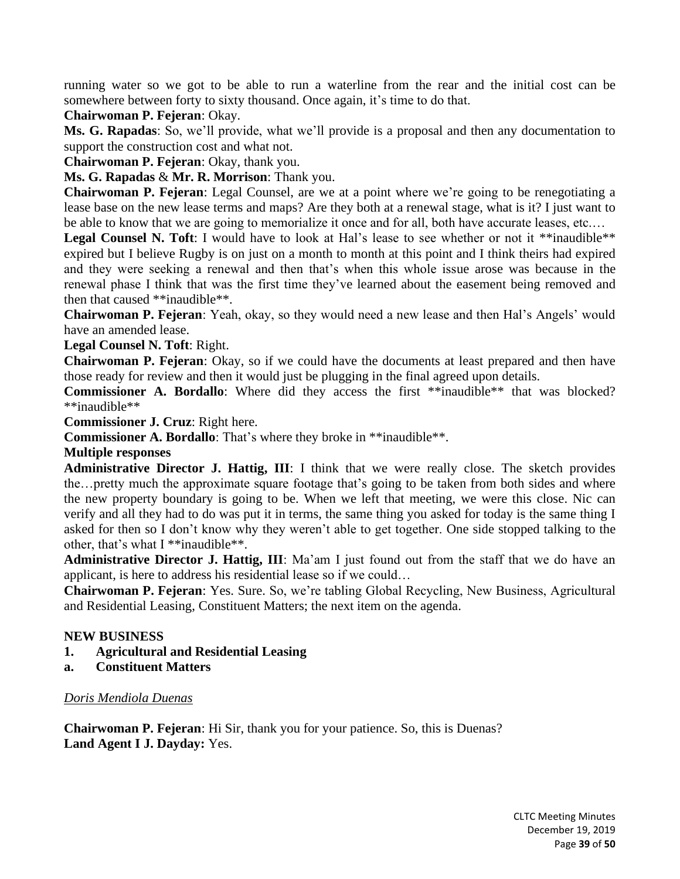running water so we got to be able to run a waterline from the rear and the initial cost can be somewhere between forty to sixty thousand. Once again, it's time to do that.

**Chairwoman P. Fejeran**: Okay.

**Ms. G. Rapadas**: So, we'll provide, what we'll provide is a proposal and then any documentation to support the construction cost and what not.

**Chairwoman P. Fejeran**: Okay, thank you.

**Ms. G. Rapadas** & **Mr. R. Morrison**: Thank you.

**Chairwoman P. Fejeran**: Legal Counsel, are we at a point where we're going to be renegotiating a lease base on the new lease terms and maps? Are they both at a renewal stage, what is it? I just want to be able to know that we are going to memorialize it once and for all, both have accurate leases, etc.…

**Legal Counsel N. Toft**: I would have to look at Hal's lease to see whether or not it **inaudible** expired but I believe Rugby is on just on a month to month at this point and I think theirs had expired and they were seeking a renewal and then that's when this whole issue arose was because in the renewal phase I think that was the first time they've learned about the easement being removed and then that caused **inaudible**.

**Chairwoman P. Fejeran**: Yeah, okay, so they would need a new lease and then Hal's Angels' would have an amended lease.

**Legal Counsel N. Toft**: Right.

**Chairwoman P. Fejeran**: Okay, so if we could have the documents at least prepared and then have those ready for review and then it would just be plugging in the final agreed upon details.

**Commissioner A. Bordallo**: Where did they access the first **inaudible** that was blocked? **inaudible**

**Commissioner J. Cruz**: Right here.

**Commissioner A. Bordallo**: That's where they broke in **inaudible**.

**Multiple responses**

**Administrative Director J. Hattig, III**: I think that we were really close. The sketch provides the…pretty much the approximate square footage that's going to be taken from both sides and where the new property boundary is going to be. When we left that meeting, we were this close. Nic can verify and all they had to do was put it in terms, the same thing you asked for today is the same thing I asked for then so I don't know why they weren't able to get together. One side stopped talking to the other, that's what I **inaudible**.

**Administrative Director J. Hattig, III**: Ma'am I just found out from the staff that we do have an applicant, is here to address his residential lease so if we could…

**Chairwoman P. Fejeran**: Yes. Sure. So, we're tabling Global Recycling, New Business, Agricultural and Residential Leasing, Constituent Matters; the next item on the agenda.

**NEW BUSINESS**

1. **Agricultural and Residential Leasing**
   a. **Constituent Matters**

*Doris Mendiola Duenas*

**Chairwoman P. Fejeran**: Hi Sir, thank you for your patience. So, this is Duenas?

**Land Agent I J. Dayday:** Yes.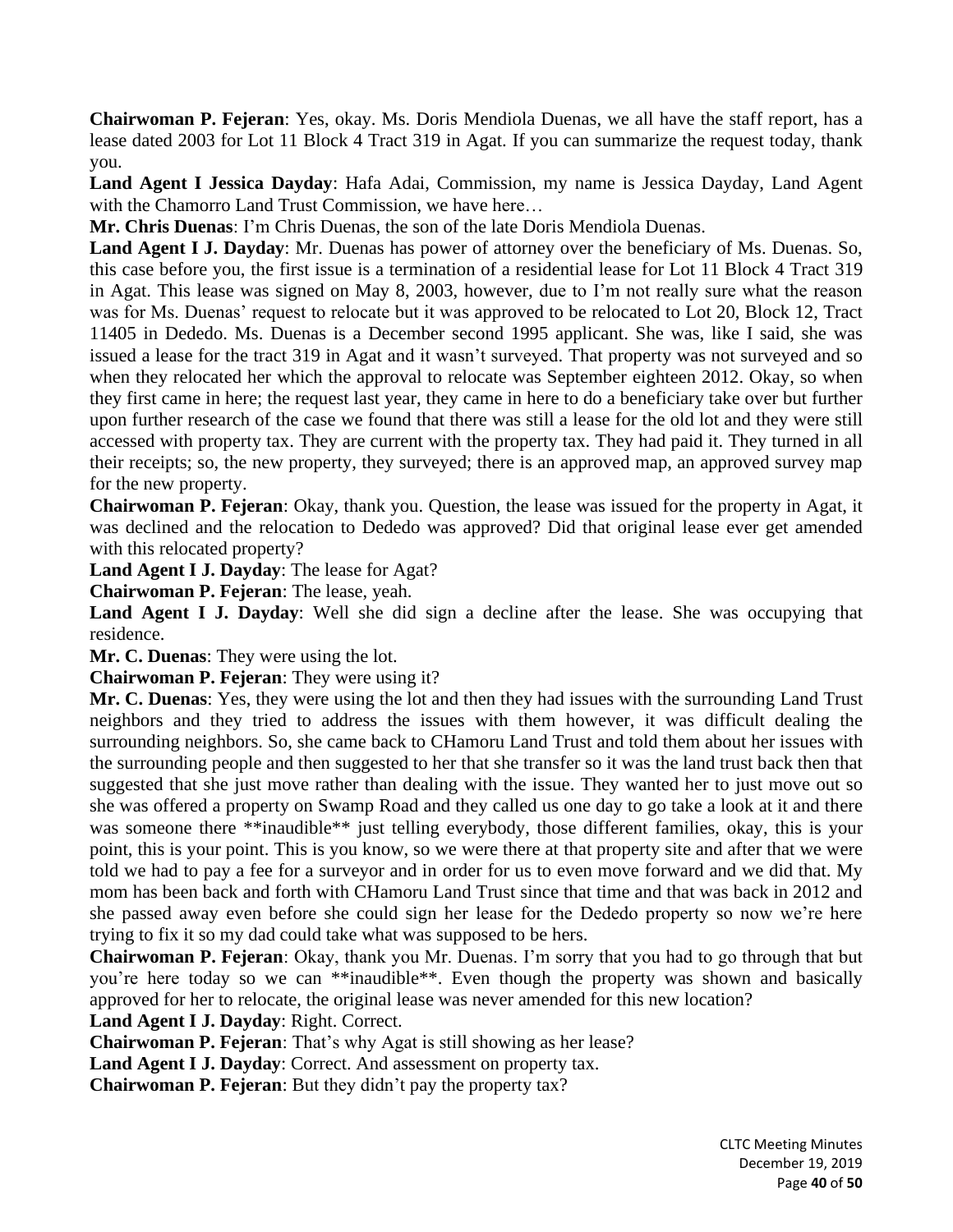**Chairwoman P. Fejeran**: Yes, okay. Ms. Doris Mendiola Duenas, we all have the staff report, has a lease dated 2003 for Lot 11 Block 4 Tract 319 in Agat. If you can summarize the request today, thank you.

**Land Agent I Jessica Dayday**: Hafa Adai, Commission, my name is Jessica Dayday, Land Agent with the Chamorro Land Trust Commission, we have here…

**Mr. Chris Duenas**: I'm Chris Duenas, the son of the late Doris Mendiola Duenas.

**Land Agent I J. Dayday**: Mr. Duenas has power of attorney over the beneficiary of Ms. Duenas. So, this case before you, the first issue is a termination of a residential lease for Lot 11 Block 4 Tract 319 in Agat. This lease was signed on May 8, 2003, however, due to I'm not really sure what the reason was for Ms. Duenas' request to relocate but it was approved to be relocated to Lot 20, Block 12, Tract 11405 in Dededo. Ms. Duenas is a December second 1995 applicant. She was, like I said, she was issued a lease for the tract 319 in Agat and it wasn't surveyed. That property was not surveyed and so when they relocated her which the approval to relocate was September eighteen 2012. Okay, so when they first came in here; the request last year, they came in here to do a beneficiary take over but further upon further research of the case we found that there was still a lease for the old lot and they were still accessed with property tax. They are current with the property tax. They had paid it. They turned in all their receipts; so, the new property, they surveyed; there is an approved map, an approved survey map for the new property.

**Chairwoman P. Fejeran**: Okay, thank you. Question, the lease was issued for the property in Agat, it was declined and the relocation to Dededo was approved? Did that original lease ever get amended with this relocated property?

**Land Agent I J. Dayday**: The lease for Agat?

**Chairwoman P. Fejeran**: The lease, yeah.

**Land Agent I J. Dayday**: Well she did sign a decline after the lease. She was occupying that residence.

**Mr. C. Duenas**: They were using the lot.

**Chairwoman P. Fejeran**: They were using it?

**Mr. C. Duenas**: Yes, they were using the lot and then they had issues with the surrounding Land Trust neighbors and they tried to address the issues with them however, it was difficult dealing the surrounding neighbors. So, she came back to CHamoru Land Trust and told them about her issues with the surrounding people and then suggested to her that she transfer so it was the land trust back then that suggested that she just move rather than dealing with the issue. They wanted her to just move out so she was offered a property on Swamp Road and they called us one day to go take a look at it and there was someone there **inaudible** just telling everybody, those different families, okay, this is your point, this is your point. This is you know, so we were there at that property site and after that we were told we had to pay a fee for a surveyor and in order for us to even move forward and we did that. My mom has been back and forth with CHamoru Land Trust since that time and that was back in 2012 and she passed away even before she could sign her lease for the Dededo property so now we're here trying to fix it so my dad could take what was supposed to be hers.

**Chairwoman P. Fejeran**: Okay, thank you Mr. Duenas. I'm sorry that you had to go through that but you're here today so we can **inaudible**. Even though the property was shown and basically approved for her to relocate, the original lease was never amended for this new location?

**Land Agent I J. Dayday**: Right. Correct.

**Chairwoman P. Fejeran**: That's why Agat is still showing as her lease?

**Land Agent I J. Dayday**: Correct. And assessment on property tax.

**Chairwoman P. Fejeran**: But they didn't pay the property tax?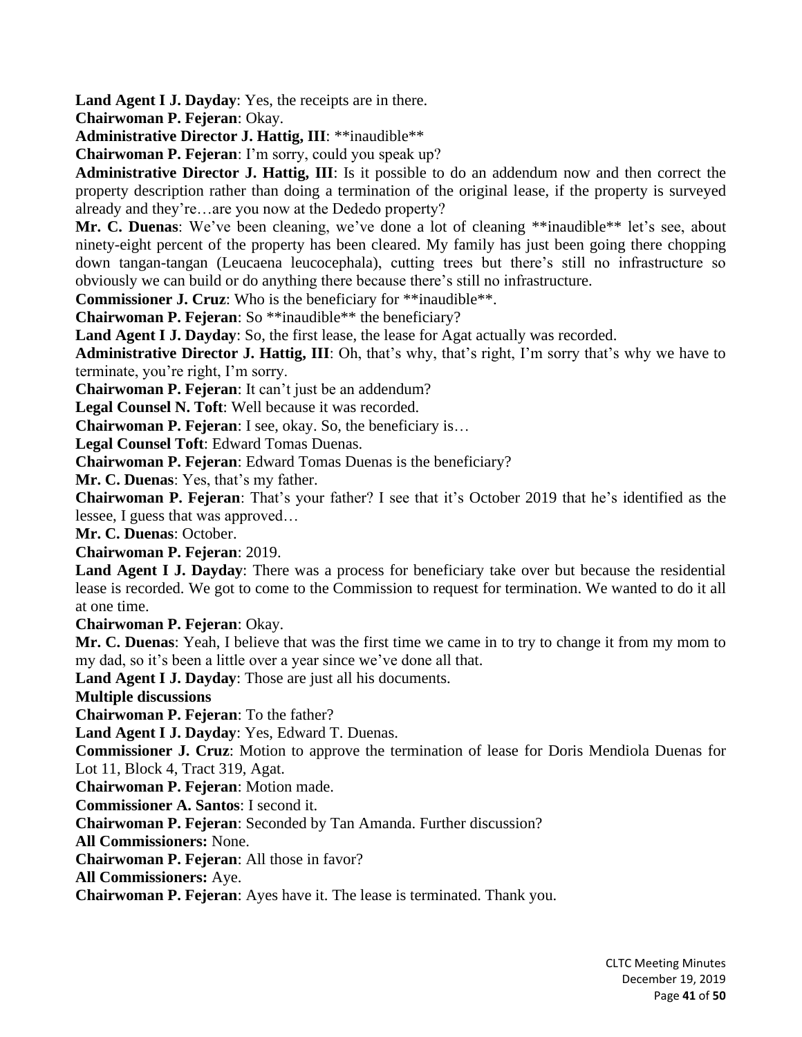**Land Agent I J. Dayday**: Yes, the receipts are in there.

**Chairwoman P. Fejeran**: Okay.

**Administrative Director J. Hattig, III**: **inaudible**

**Chairwoman P. Fejeran**: I'm sorry, could you speak up?

**Administrative Director J. Hattig, III**: Is it possible to do an addendum now and then correct the property description rather than doing a termination of the original lease, if the property is surveyed already and they're…are you now at the Dededo property?

**Mr. C. Duenas**: We've been cleaning, we've done a lot of cleaning **inaudible** let's see, about ninety-eight percent of the property has been cleared. My family has just been going there chopping down tangan-tangan (Leucaena leucocephala), cutting trees but there's still no infrastructure so obviously we can build or do anything there because there's still no infrastructure.

**Commissioner J. Cruz**: Who is the beneficiary for **inaudible**.

**Chairwoman P. Fejeran**: So **inaudible** the beneficiary?

**Land Agent I J. Dayday**: So, the first lease, the lease for Agat actually was recorded.

**Administrative Director J. Hattig, III**: Oh, that's why, that's right, I'm sorry that's why we have to terminate, you're right, I'm sorry.

**Chairwoman P. Fejeran**: It can't just be an addendum?

**Legal Counsel N. Toft**: Well because it was recorded.

**Chairwoman P. Fejeran**: I see, okay. So, the beneficiary is…

**Legal Counsel Toft**: Edward Tomas Duenas.

**Chairwoman P. Fejeran**: Edward Tomas Duenas is the beneficiary?

**Mr. C. Duenas**: Yes, that's my father.

**Chairwoman P. Fejeran**: That's your father? I see that it's October 2019 that he's identified as the lessee, I guess that was approved…

**Mr. C. Duenas**: October.

**Chairwoman P. Fejeran**: 2019.

**Land Agent I J. Dayday**: There was a process for beneficiary take over but because the residential lease is recorded. We got to come to the Commission to request for termination. We wanted to do it all at one time.

**Chairwoman P. Fejeran**: Okay.

**Mr. C. Duenas**: Yeah, I believe that was the first time we came in to try to change it from my mom to my dad, so it's been a little over a year since we've done all that.

**Land Agent I J. Dayday**: Those are just all his documents.

**Multiple discussions**

**Chairwoman P. Fejeran**: To the father?

**Land Agent I J. Dayday**: Yes, Edward T. Duenas.

**Commissioner J. Cruz**: Motion to approve the termination of lease for Doris Mendiola Duenas for Lot 11, Block 4, Tract 319, Agat.

**Chairwoman P. Fejeran**: Motion made.

**Commissioner A. Santos**: I second it.

**Chairwoman P. Fejeran**: Seconded by Tan Amanda. Further discussion?

**All Commissioners:** None.

**Chairwoman P. Fejeran**: All those in favor?

**All Commissioners:** Aye.

**Chairwoman P. Fejeran**: Ayes have it. The lease is terminated. Thank you.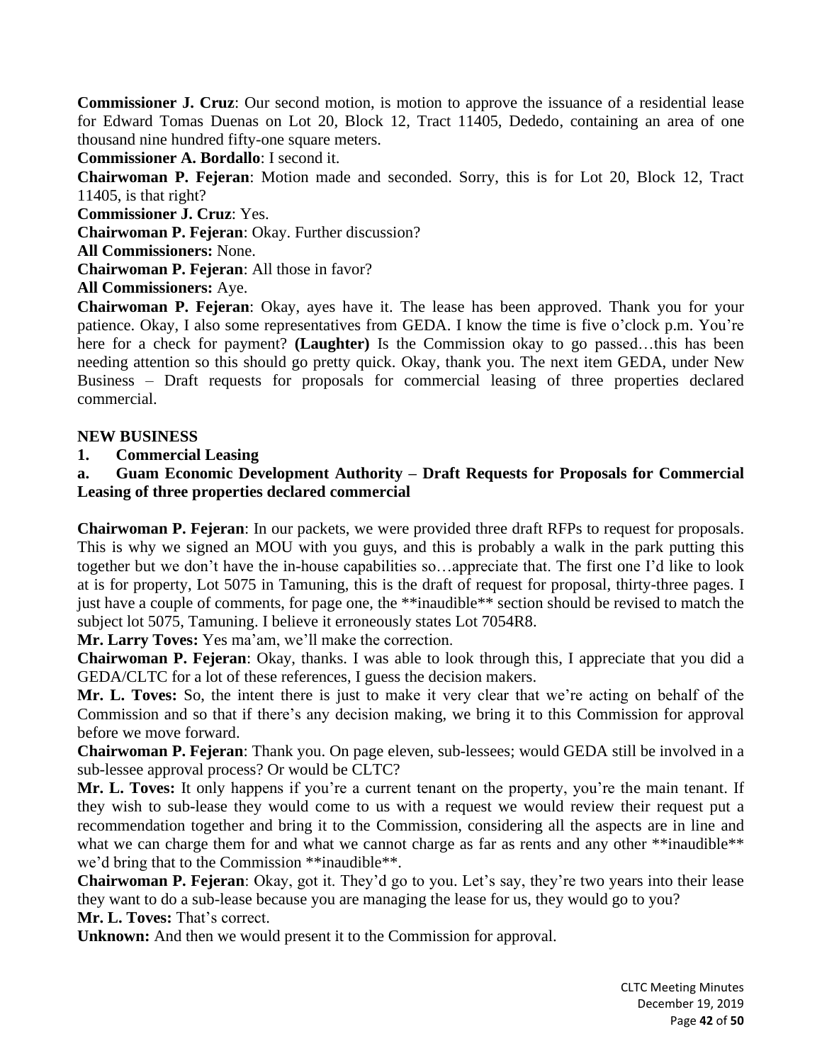**Commissioner J. Cruz**: Our second motion, is motion to approve the issuance of a residential lease for Edward Tomas Duenas on Lot 20, Block 12, Tract 11405, Dededo, containing an area of one thousand nine hundred fifty-one square meters.

**Commissioner A. Bordallo**: I second it.

**Chairwoman P. Fejeran**: Motion made and seconded. Sorry, this is for Lot 20, Block 12, Tract 11405, is that right?

**Commissioner J. Cruz**: Yes.

**Chairwoman P. Fejeran**: Okay. Further discussion?

**All Commissioners:** None.

**Chairwoman P. Fejeran**: All those in favor?

**All Commissioners:** Aye.

**Chairwoman P. Fejeran**: Okay, ayes have it. The lease has been approved. Thank you for your patience. Okay, I also some representatives from GEDA. I know the time is five o'clock p.m. You're here for a check for payment? **(Laughter)** Is the Commission okay to go passed…this has been needing attention so this should go pretty quick. Okay, thank you. The next item GEDA, under New Business – Draft requests for proposals for commercial leasing of three properties declared commercial.

**NEW BUSINESS**

**1. Commercial Leasing**

**a. Guam Economic Development Authority – Draft Requests for Proposals for Commercial Leasing of three properties declared commercial**

**Chairwoman P. Fejeran**: In our packets, we were provided three draft RFPs to request for proposals. This is why we signed an MOU with you guys, and this is probably a walk in the park putting this together but we don't have the in-house capabilities so…appreciate that. The first one I'd like to look at is for property, Lot 5075 in Tamuning, this is the draft of request for proposal, thirty-three pages. I just have a couple of comments, for page one, the **inaudible** section should be revised to match the subject lot 5075, Tamuning. I believe it erroneously states Lot 7054R8.

**Mr. Larry Toves:** Yes ma'am, we'll make the correction.

**Chairwoman P. Fejeran**: Okay, thanks. I was able to look through this, I appreciate that you did a GEDA/CLTC for a lot of these references, I guess the decision makers.

**Mr. L. Toves:** So, the intent there is just to make it very clear that we're acting on behalf of the Commission and so that if there's any decision making, we bring it to this Commission for approval before we move forward.

**Chairwoman P. Fejeran**: Thank you. On page eleven, sub-lessees; would GEDA still be involved in a sub-lessee approval process? Or would be CLTC?

**Mr. L. Toves:** It only happens if you're a current tenant on the property, you're the main tenant. If they wish to sub-lease they would come to us with a request we would review their request put a recommendation together and bring it to the Commission, considering all the aspects are in line and what we can charge them for and what we cannot charge as far as rents and any other **inaudible** we'd bring that to the Commission **inaudible**.

**Chairwoman P. Fejeran**: Okay, got it. They'd go to you. Let's say, they're two years into their lease they want to do a sub-lease because you are managing the lease for us, they would go to you?

**Mr. L. Toves:** That's correct.

**Unknown:** And then we would present it to the Commission for approval.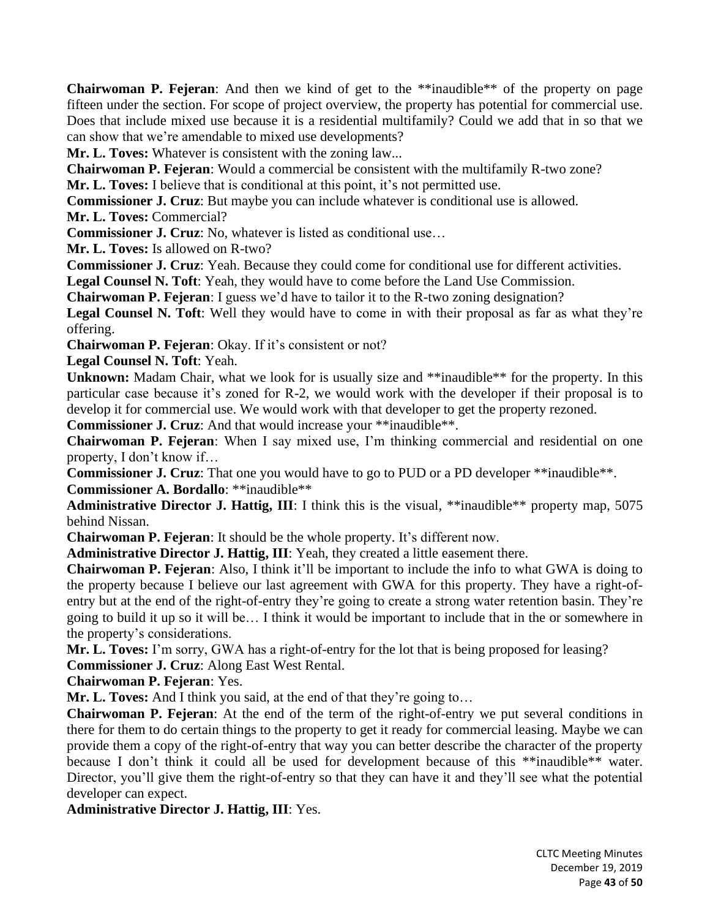**Chairwoman P. Fejeran**: And then we kind of get to the **inaudible** of the property on page fifteen under the section. For scope of project overview, the property has potential for commercial use. Does that include mixed use because it is a residential multifamily? Could we add that in so that we can show that we're amendable to mixed use developments?

**Mr. L. Toves:** Whatever is consistent with the zoning law...

**Chairwoman P. Fejeran**: Would a commercial be consistent with the multifamily R-two zone?

**Mr. L. Toves:** I believe that is conditional at this point, it's not permitted use.

**Commissioner J. Cruz**: But maybe you can include whatever is conditional use is allowed.

**Mr. L. Toves:** Commercial?

**Commissioner J. Cruz**: No, whatever is listed as conditional use…

**Mr. L. Toves:** Is allowed on R-two?

**Commissioner J. Cruz**: Yeah. Because they could come for conditional use for different activities.

**Legal Counsel N. Toft**: Yeah, they would have to come before the Land Use Commission.

**Chairwoman P. Fejeran**: I guess we'd have to tailor it to the R-two zoning designation?

**Legal Counsel N. Toft**: Well they would have to come in with their proposal as far as what they're offering.

**Chairwoman P. Fejeran**: Okay. If it's consistent or not?

**Legal Counsel N. Toft**: Yeah.

**Unknown:** Madam Chair, what we look for is usually size and **inaudible** for the property. In this particular case because it's zoned for R-2, we would work with the developer if their proposal is to develop it for commercial use. We would work with that developer to get the property rezoned.

**Commissioner J. Cruz**: And that would increase your **inaudible**.

**Chairwoman P. Fejeran**: When I say mixed use, I'm thinking commercial and residential on one property, I don't know if…

**Commissioner J. Cruz**: That one you would have to go to PUD or a PD developer **inaudible**.

**Commissioner A. Bordallo**: **inaudible**

**Administrative Director J. Hattig, III**: I think this is the visual, **inaudible** property map, 5075 behind Nissan.

**Chairwoman P. Fejeran**: It should be the whole property. It's different now.

**Administrative Director J. Hattig, III**: Yeah, they created a little easement there.

**Chairwoman P. Fejeran**: Also, I think it'll be important to include the info to what GWA is doing to the property because I believe our last agreement with GWA for this property. They have a right-of-entry but at the end of the right-of-entry they're going to create a strong water retention basin. They're going to build it up so it will be… I think it would be important to include that in the or somewhere in the property's considerations.

**Mr. L. Toves:** I'm sorry, GWA has a right-of-entry for the lot that is being proposed for leasing?

**Commissioner J. Cruz**: Along East West Rental.

**Chairwoman P. Fejeran**: Yes.

**Mr. L. Toves:** And I think you said, at the end of that they're going to…

**Chairwoman P. Fejeran**: At the end of the term of the right-of-entry we put several conditions in there for them to do certain things to the property to get it ready for commercial leasing. Maybe we can provide them a copy of the right-of-entry that way you can better describe the character of the property because I don't think it could all be used for development because of this **inaudible** water. Director, you'll give them the right-of-entry so that they can have it and they'll see what the potential developer can expect.

**Administrative Director J. Hattig, III**: Yes.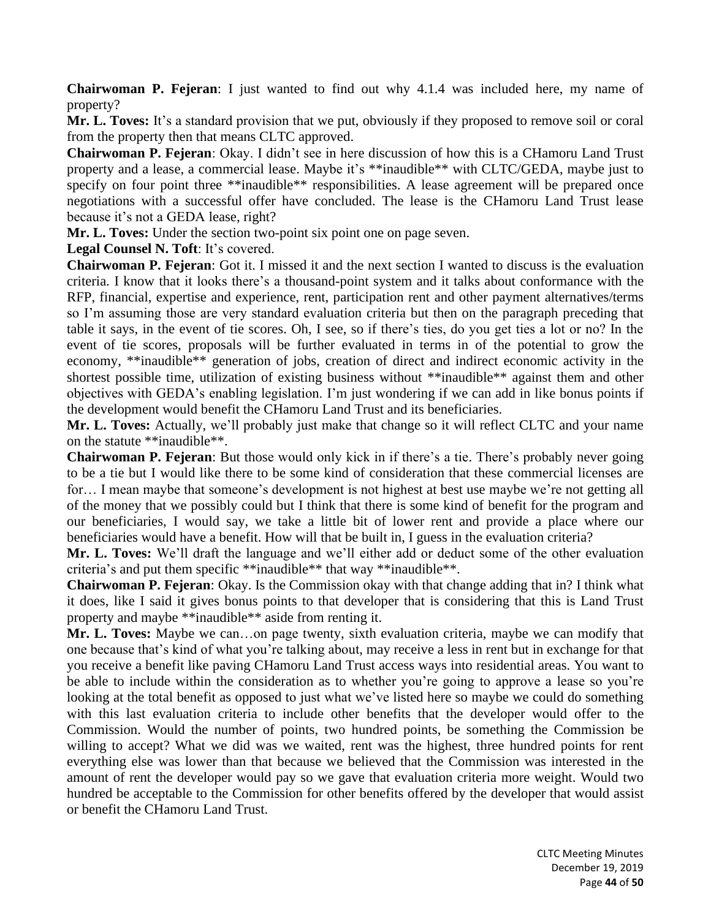**Chairwoman P. Fejeran**: I just wanted to find out why 4.1.4 was included here, my name of property?

**Mr. L. Toves:** It's a standard provision that we put, obviously if they proposed to remove soil or coral from the property then that means CLTC approved.

**Chairwoman P. Fejeran**: Okay. I didn't see in here discussion of how this is a CHamoru Land Trust property and a lease, a commercial lease. Maybe it's **inaudible** with CLTC/GEDA, maybe just to specify on four point three **inaudible** responsibilities. A lease agreement will be prepared once negotiations with a successful offer have concluded. The lease is the CHamoru Land Trust lease because it's not a GEDA lease, right?

**Mr. L. Toves:** Under the section two-point six point one on page seven.

**Legal Counsel N. Toft**: It's covered.

**Chairwoman P. Fejeran**: Got it. I missed it and the next section I wanted to discuss is the evaluation criteria. I know that it looks there's a thousand-point system and it talks about conformance with the RFP, financial, expertise and experience, rent, participation rent and other payment alternatives/terms so I'm assuming those are very standard evaluation criteria but then on the paragraph preceding that table it says, in the event of tie scores. Oh, I see, so if there's ties, do you get ties a lot or no? In the event of tie scores, proposals will be further evaluated in terms in of the potential to grow the economy, **inaudible** generation of jobs, creation of direct and indirect economic activity in the shortest possible time, utilization of existing business without **inaudible** against them and other objectives with GEDA's enabling legislation. I'm just wondering if we can add in like bonus points if the development would benefit the CHamoru Land Trust and its beneficiaries.

**Mr. L. Toves:** Actually, we'll probably just make that change so it will reflect CLTC and your name on the statute **inaudible**.

**Chairwoman P. Fejeran**: But those would only kick in if there's a tie. There's probably never going to be a tie but I would like there to be some kind of consideration that these commercial licenses are for… I mean maybe that someone's development is not highest at best use maybe we're not getting all of the money that we possibly could but I think that there is some kind of benefit for the program and our beneficiaries, I would say, we take a little bit of lower rent and provide a place where our beneficiaries would have a benefit. How will that be built in, I guess in the evaluation criteria?

**Mr. L. Toves:** We'll draft the language and we'll either add or deduct some of the other evaluation criteria's and put them specific **inaudible** that way **inaudible**.

**Chairwoman P. Fejeran**: Okay. Is the Commission okay with that change adding that in? I think what it does, like I said it gives bonus points to that developer that is considering that this is Land Trust property and maybe **inaudible** aside from renting it.

**Mr. L. Toves:** Maybe we can…on page twenty, sixth evaluation criteria, maybe we can modify that one because that's kind of what you're talking about, may receive a less in rent but in exchange for that you receive a benefit like paving CHamoru Land Trust access ways into residential areas. You want to be able to include within the consideration as to whether you're going to approve a lease so you're looking at the total benefit as opposed to just what we've listed here so maybe we could do something with this last evaluation criteria to include other benefits that the developer would offer to the Commission. Would the number of points, two hundred points, be something the Commission be willing to accept? What we did was we waited, rent was the highest, three hundred points for rent everything else was lower than that because we believed that the Commission was interested in the amount of rent the developer would pay so we gave that evaluation criteria more weight. Would two hundred be acceptable to the Commission for other benefits offered by the developer that would assist or benefit the CHamoru Land Trust.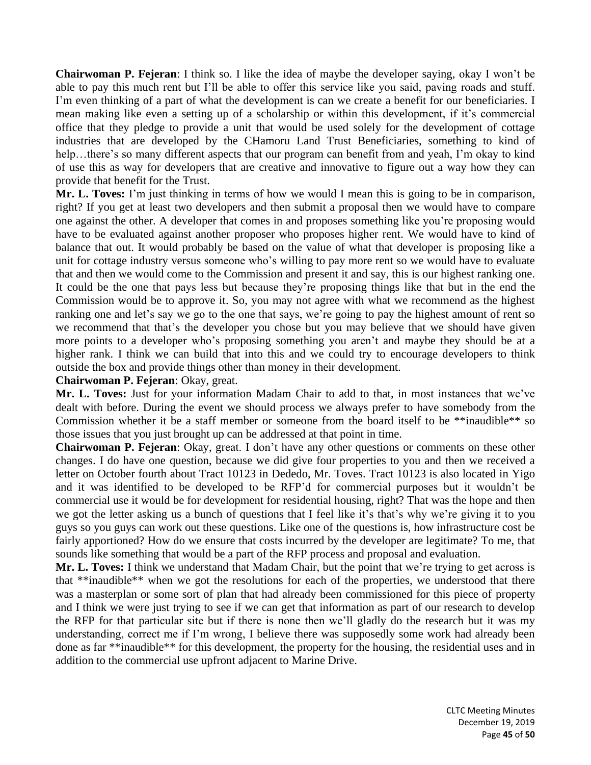**Chairwoman P. Fejeran**: I think so. I like the idea of maybe the developer saying, okay I won't be able to pay this much rent but I'll be able to offer this service like you said, paving roads and stuff. I'm even thinking of a part of what the development is can we create a benefit for our beneficiaries. I mean making like even a setting up of a scholarship or within this development, if it's commercial office that they pledge to provide a unit that would be used solely for the development of cottage industries that are developed by the CHamoru Land Trust Beneficiaries, something to kind of help…there's so many different aspects that our program can benefit from and yeah, I'm okay to kind of use this as way for developers that are creative and innovative to figure out a way how they can provide that benefit for the Trust.

**Mr. L. Toves:** I'm just thinking in terms of how we would I mean this is going to be in comparison, right? If you get at least two developers and then submit a proposal then we would have to compare one against the other. A developer that comes in and proposes something like you're proposing would have to be evaluated against another proposer who proposes higher rent. We would have to kind of balance that out. It would probably be based on the value of what that developer is proposing like a unit for cottage industry versus someone who's willing to pay more rent so we would have to evaluate that and then we would come to the Commission and present it and say, this is our highest ranking one. It could be the one that pays less but because they're proposing things like that but in the end the Commission would be to approve it. So, you may not agree with what we recommend as the highest ranking one and let's say we go to the one that says, we're going to pay the highest amount of rent so we recommend that that's the developer you chose but you may believe that we should have given more points to a developer who's proposing something you aren't and maybe they should be at a higher rank. I think we can build that into this and we could try to encourage developers to think outside the box and provide things other than money in their development.

**Chairwoman P. Fejeran**: Okay, great.

**Mr. L. Toves:** Just for your information Madam Chair to add to that, in most instances that we've dealt with before. During the event we should process we always prefer to have somebody from the Commission whether it be a staff member or someone from the board itself to be **inaudible** so those issues that you just brought up can be addressed at that point in time.

**Chairwoman P. Fejeran**: Okay, great. I don't have any other questions or comments on these other changes. I do have one question, because we did give four properties to you and then we received a letter on October fourth about Tract 10123 in Dededo, Mr. Toves. Tract 10123 is also located in Yigo and it was identified to be developed to be RFP'd for commercial purposes but it wouldn't be commercial use it would be for development for residential housing, right? That was the hope and then we got the letter asking us a bunch of questions that I feel like it's that's why we're giving it to you guys so you guys can work out these questions. Like one of the questions is, how infrastructure cost be fairly apportioned? How do we ensure that costs incurred by the developer are legitimate? To me, that sounds like something that would be a part of the RFP process and proposal and evaluation.

**Mr. L. Toves:** I think we understand that Madam Chair, but the point that we're trying to get across is that **inaudible** when we got the resolutions for each of the properties, we understood that there was a masterplan or some sort of plan that had already been commissioned for this piece of property and I think we were just trying to see if we can get that information as part of our research to develop the RFP for that particular site but if there is none then we'll gladly do the research but it was my understanding, correct me if I'm wrong, I believe there was supposedly some work had already been done as far **inaudible** for this development, the property for the housing, the residential uses and in addition to the commercial use upfront adjacent to Marine Drive.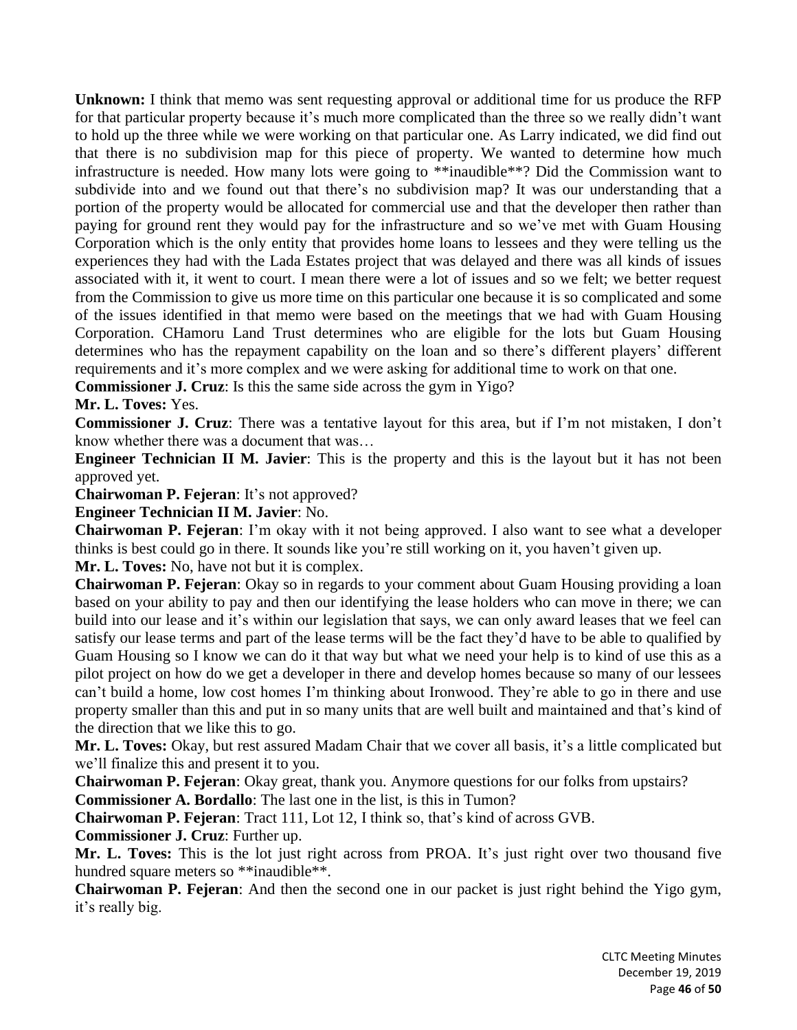**Unknown:** I think that memo was sent requesting approval or additional time for us produce the RFP for that particular property because it's much more complicated than the three so we really didn't want to hold up the three while we were working on that particular one. As Larry indicated, we did find out that there is no subdivision map for this piece of property. We wanted to determine how much infrastructure is needed. How many lots were going to **inaudible**? Did the Commission want to subdivide into and we found out that there's no subdivision map? It was our understanding that a portion of the property would be allocated for commercial use and that the developer then rather than paying for ground rent they would pay for the infrastructure and so we've met with Guam Housing Corporation which is the only entity that provides home loans to lessees and they were telling us the experiences they had with the Lada Estates project that was delayed and there was all kinds of issues associated with it, it went to court. I mean there were a lot of issues and so we felt; we better request from the Commission to give us more time on this particular one because it is so complicated and some of the issues identified in that memo were based on the meetings that we had with Guam Housing Corporation. CHamoru Land Trust determines who are eligible for the lots but Guam Housing determines who has the repayment capability on the loan and so there's different players' different requirements and it's more complex and we were asking for additional time to work on that one.

**Commissioner J. Cruz**: Is this the same side across the gym in Yigo?

**Mr. L. Toves:** Yes.

**Commissioner J. Cruz**: There was a tentative layout for this area, but if I'm not mistaken, I don't know whether there was a document that was…

**Engineer Technician II M. Javier**: This is the property and this is the layout but it has not been approved yet.

**Chairwoman P. Fejeran**: It's not approved?

**Engineer Technician II M. Javier**: No.

**Chairwoman P. Fejeran**: I'm okay with it not being approved. I also want to see what a developer thinks is best could go in there. It sounds like you're still working on it, you haven't given up.

**Mr. L. Toves:** No, have not but it is complex.

**Chairwoman P. Fejeran**: Okay so in regards to your comment about Guam Housing providing a loan based on your ability to pay and then our identifying the lease holders who can move in there; we can build into our lease and it's within our legislation that says, we can only award leases that we feel can satisfy our lease terms and part of the lease terms will be the fact they'd have to be able to qualified by Guam Housing so I know we can do it that way but what we need your help is to kind of use this as a pilot project on how do we get a developer in there and develop homes because so many of our lessees can't build a home, low cost homes I'm thinking about Ironwood. They're able to go in there and use property smaller than this and put in so many units that are well built and maintained and that's kind of the direction that we like this to go.

**Mr. L. Toves:** Okay, but rest assured Madam Chair that we cover all basis, it's a little complicated but we'll finalize this and present it to you.

**Chairwoman P. Fejeran**: Okay great, thank you. Anymore questions for our folks from upstairs?

**Commissioner A. Bordallo**: The last one in the list, is this in Tumon?

**Chairwoman P. Fejeran**: Tract 111, Lot 12, I think so, that's kind of across GVB.

**Commissioner J. Cruz**: Further up.

**Mr. L. Toves:** This is the lot just right across from PROA. It's just right over two thousand five hundred square meters so **inaudible**.

**Chairwoman P. Fejeran**: And then the second one in our packet is just right behind the Yigo gym, it's really big.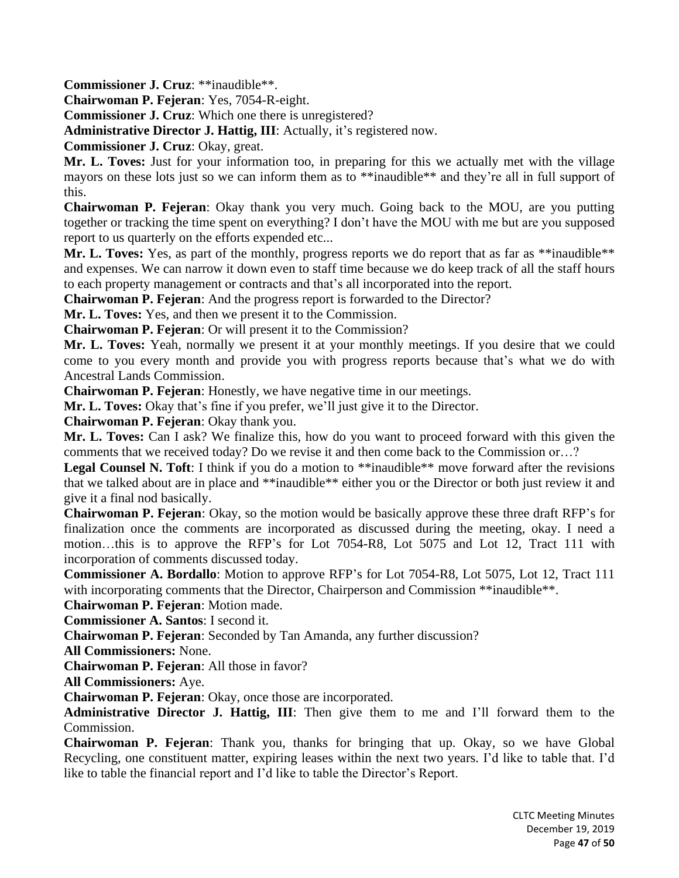**Commissioner J. Cruz**: **inaudible**.

**Chairwoman P. Fejeran**: Yes, 7054-R-eight.

**Commissioner J. Cruz**: Which one there is unregistered?

**Administrative Director J. Hattig, III**: Actually, it's registered now.

**Commissioner J. Cruz**: Okay, great.

**Mr. L. Toves:** Just for your information too, in preparing for this we actually met with the village mayors on these lots just so we can inform them as to **inaudible** and they're all in full support of this.

**Chairwoman P. Fejeran**: Okay thank you very much. Going back to the MOU, are you putting together or tracking the time spent on everything? I don't have the MOU with me but are you supposed report to us quarterly on the efforts expended etc...

**Mr. L. Toves:** Yes, as part of the monthly, progress reports we do report that as far as **inaudible** and expenses. We can narrow it down even to staff time because we do keep track of all the staff hours to each property management or contracts and that's all incorporated into the report.

**Chairwoman P. Fejeran**: And the progress report is forwarded to the Director?

**Mr. L. Toves:** Yes, and then we present it to the Commission.

**Chairwoman P. Fejeran**: Or will present it to the Commission?

**Mr. L. Toves:** Yeah, normally we present it at your monthly meetings. If you desire that we could come to you every month and provide you with progress reports because that's what we do with Ancestral Lands Commission.

**Chairwoman P. Fejeran**: Honestly, we have negative time in our meetings.

**Mr. L. Toves:** Okay that's fine if you prefer, we'll just give it to the Director.

**Chairwoman P. Fejeran**: Okay thank you.

**Mr. L. Toves:** Can I ask? We finalize this, how do you want to proceed forward with this given the comments that we received today? Do we revise it and then come back to the Commission or…?

**Legal Counsel N. Toft**: I think if you do a motion to **inaudible** move forward after the revisions that we talked about are in place and **inaudible** either you or the Director or both just review it and give it a final nod basically.

**Chairwoman P. Fejeran**: Okay, so the motion would be basically approve these three draft RFP's for finalization once the comments are incorporated as discussed during the meeting, okay. I need a motion…this is to approve the RFP's for Lot 7054-R8, Lot 5075 and Lot 12, Tract 111 with incorporation of comments discussed today.

**Commissioner A. Bordallo**: Motion to approve RFP's for Lot 7054-R8, Lot 5075, Lot 12, Tract 111 with incorporating comments that the Director, Chairperson and Commission **inaudible**.

**Chairwoman P. Fejeran**: Motion made.

**Commissioner A. Santos**: I second it.

**Chairwoman P. Fejeran**: Seconded by Tan Amanda, any further discussion?

**All Commissioners:** None.

**Chairwoman P. Fejeran**: All those in favor?

**All Commissioners:** Aye.

**Chairwoman P. Fejeran**: Okay, once those are incorporated.

**Administrative Director J. Hattig, III**: Then give them to me and I'll forward them to the Commission.

**Chairwoman P. Fejeran**: Thank you, thanks for bringing that up. Okay, so we have Global Recycling, one constituent matter, expiring leases within the next two years. I'd like to table that. I'd like to table the financial report and I'd like to table the Director's Report.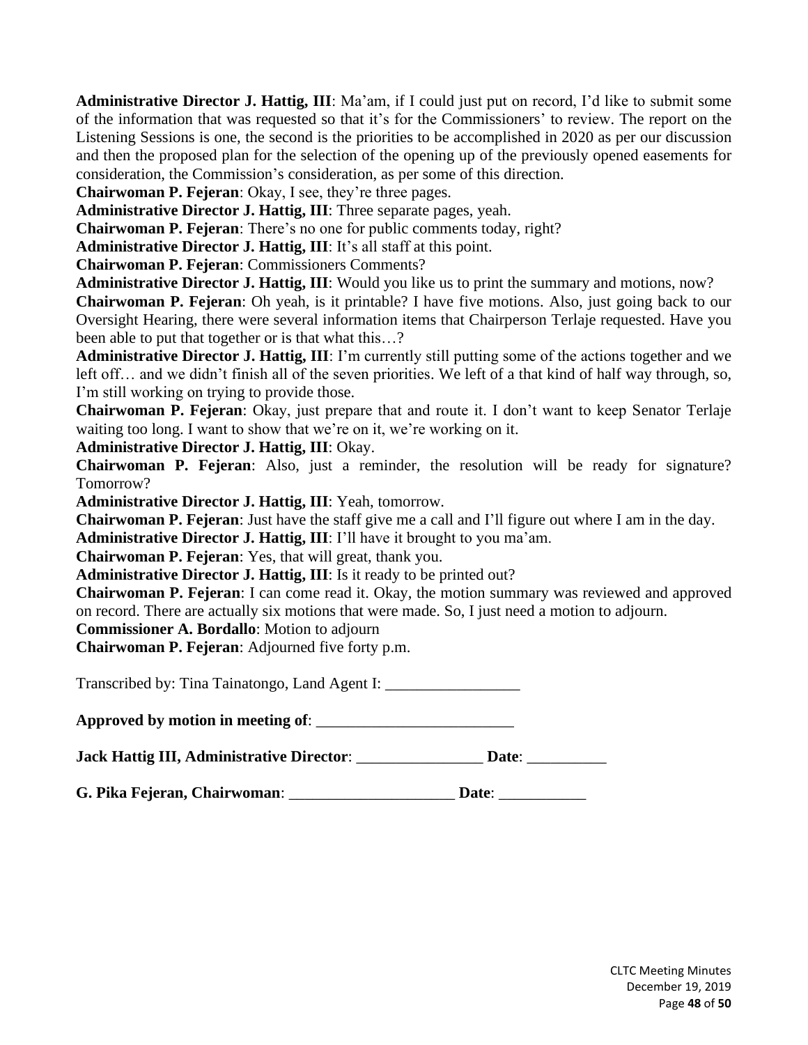**Administrative Director J. Hattig, III**: Ma'am, if I could just put on record, I'd like to submit some of the information that was requested so that it's for the Commissioners' to review. The report on the Listening Sessions is one, the second is the priorities to be accomplished in 2020 as per our discussion and then the proposed plan for the selection of the opening up of the previously opened easements for consideration, the Commission's consideration, as per some of this direction.

**Chairwoman P. Fejeran**: Okay, I see, they're three pages.

**Administrative Director J. Hattig, III**: Three separate pages, yeah.

**Chairwoman P. Fejeran**: There's no one for public comments today, right?

**Administrative Director J. Hattig, III**: It's all staff at this point.

**Chairwoman P. Fejeran**: Commissioners Comments?

**Administrative Director J. Hattig, III**: Would you like us to print the summary and motions, now?

**Chairwoman P. Fejeran**: Oh yeah, is it printable? I have five motions. Also, just going back to our Oversight Hearing, there were several information items that Chairperson Terlaje requested. Have you been able to put that together or is that what this…?

**Administrative Director J. Hattig, III**: I'm currently still putting some of the actions together and we left off… and we didn't finish all of the seven priorities. We left of a that kind of half way through, so, I'm still working on trying to provide those.

**Chairwoman P. Fejeran**: Okay, just prepare that and route it. I don't want to keep Senator Terlaje waiting too long. I want to show that we're on it, we're working on it.

**Administrative Director J. Hattig, III**: Okay.

**Chairwoman P. Fejeran**: Also, just a reminder, the resolution will be ready for signature? Tomorrow?

**Administrative Director J. Hattig, III**: Yeah, tomorrow.

**Chairwoman P. Fejeran**: Just have the staff give me a call and I'll figure out where I am in the day.

**Administrative Director J. Hattig, III**: I'll have it brought to you ma'am.

**Chairwoman P. Fejeran**: Yes, that will great, thank you.

**Administrative Director J. Hattig, III**: Is it ready to be printed out?

**Chairwoman P. Fejeran**: I can come read it. Okay, the motion summary was reviewed and approved on record. There are actually six motions that were made. So, I just need a motion to adjourn.

**Commissioner A. Bordallo**: Motion to adjourn

**Chairwoman P. Fejeran**: Adjourned five forty p.m.

Transcribed by: Tina Tainatongo, Land Agent I: _________________

**Approved by motion in meeting of**: _________________________

**Jack Hattig III, Administrative Director**: ________________ **Date**: __________

**G. Pika Fejeran, Chairwoman**: _____________________ **Date**: ___________